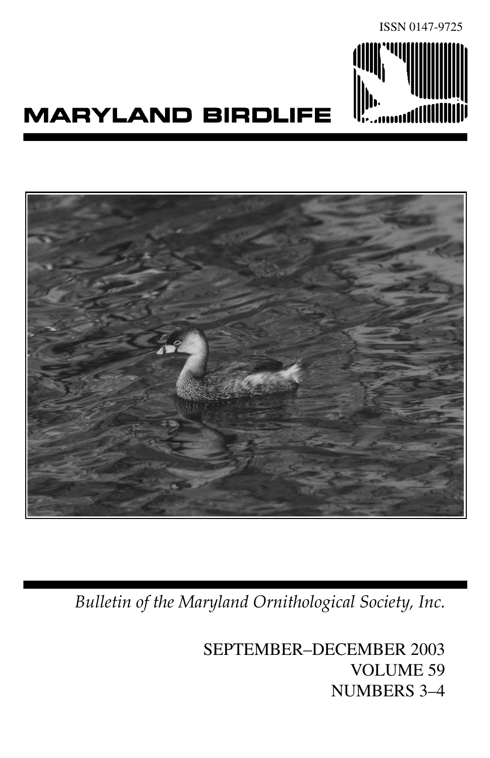ISSN 0147-9725

# MARYLAND BIRDLIFE

*Bulletin of the Maryland Ornithological Society, Inc.*

SEPTEMBER–DECEMBER 2003
VOLUME 59
NUMBERS 3–4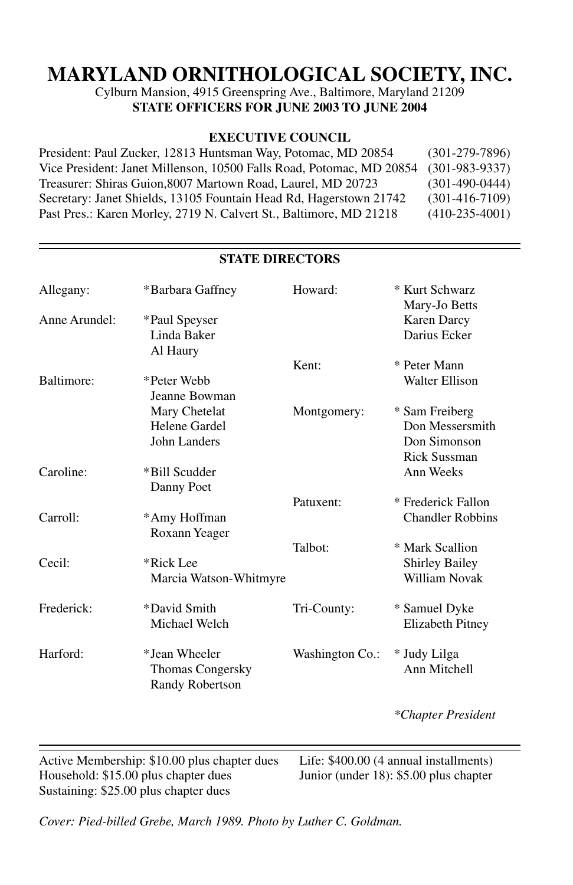# MARYLAND ORNITHOLOGICAL SOCIETY, INC.

Cylburn Mansion, 4915 Greenspring Ave., Baltimore, Maryland 21209

**STATE OFFICERS FOR JUNE 2003 TO JUNE 2004**

## EXECUTIVE COUNCIL

| | |
|---|---|
| President: Paul Zucker, 12813 Huntsman Way, Potomac, MD 20854 | (301-279-7896) |
| Vice President: Janet Millenson, 10500 Falls Road, Potomac, MD 20854 | (301-983-9337) |
| Treasurer: Shiras Guion,8007 Martown Road, Laurel, MD 20723 | (301-490-0444) |
| Secretary: Janet Shields, 13105 Fountain Head Rd, Hagerstown 21742 | (301-416-7109) |
| Past Pres.: Karen Morley, 2719 N. Calvert St., Baltimore, MD 21218 | (410-235-4001) |

## STATE DIRECTORS

| Chapter | Directors |
|---|---|
| Allegany: | *Barbara Gaffney |
| Anne Arundel: | *Paul Speyser, Linda Baker, Al Haury |
| Baltimore: | *Peter Webb, Jeanne Bowman, Mary Chetelat, Helene Gardel, John Landers |
| Caroline: | *Bill Scudder, Danny Poet |
| Carroll: | *Amy Hoffman, Roxann Yeager |
| Cecil: | *Rick Lee, Marcia Watson-Whitmyre |
| Frederick: | *David Smith, Michael Welch |
| Harford: | *Jean Wheeler, Thomas Congersky, Randy Robertson |
| Howard: | * Kurt Schwarz, Mary-Jo Betts, Karen Darcy, Darius Ecker |
| Kent: | * Peter Mann, Walter Ellison |
| Montgomery: | * Sam Freiberg, Don Messersmith, Don Simonson, Rick Sussman, Ann Weeks |
| Patuxent: | * Frederick Fallon, Chandler Robbins |
| Talbot: | * Mark Scallion, Shirley Bailey, William Novak |
| Tri-County: | * Samuel Dyke, Elizabeth Pitney |
| Washington Co.: | * Judy Lilga, Ann Mitchell |

*\*Chapter President*

Active Membership: $10.00 plus chapter dues
Household: $15.00 plus chapter dues
Sustaining: $25.00 plus chapter dues
Life: $400.00 (4 annual installments)
Junior (under 18): $5.00 plus chapter

*Cover: Pied-billed Grebe, March 1989. Photo by Luther C. Goldman.*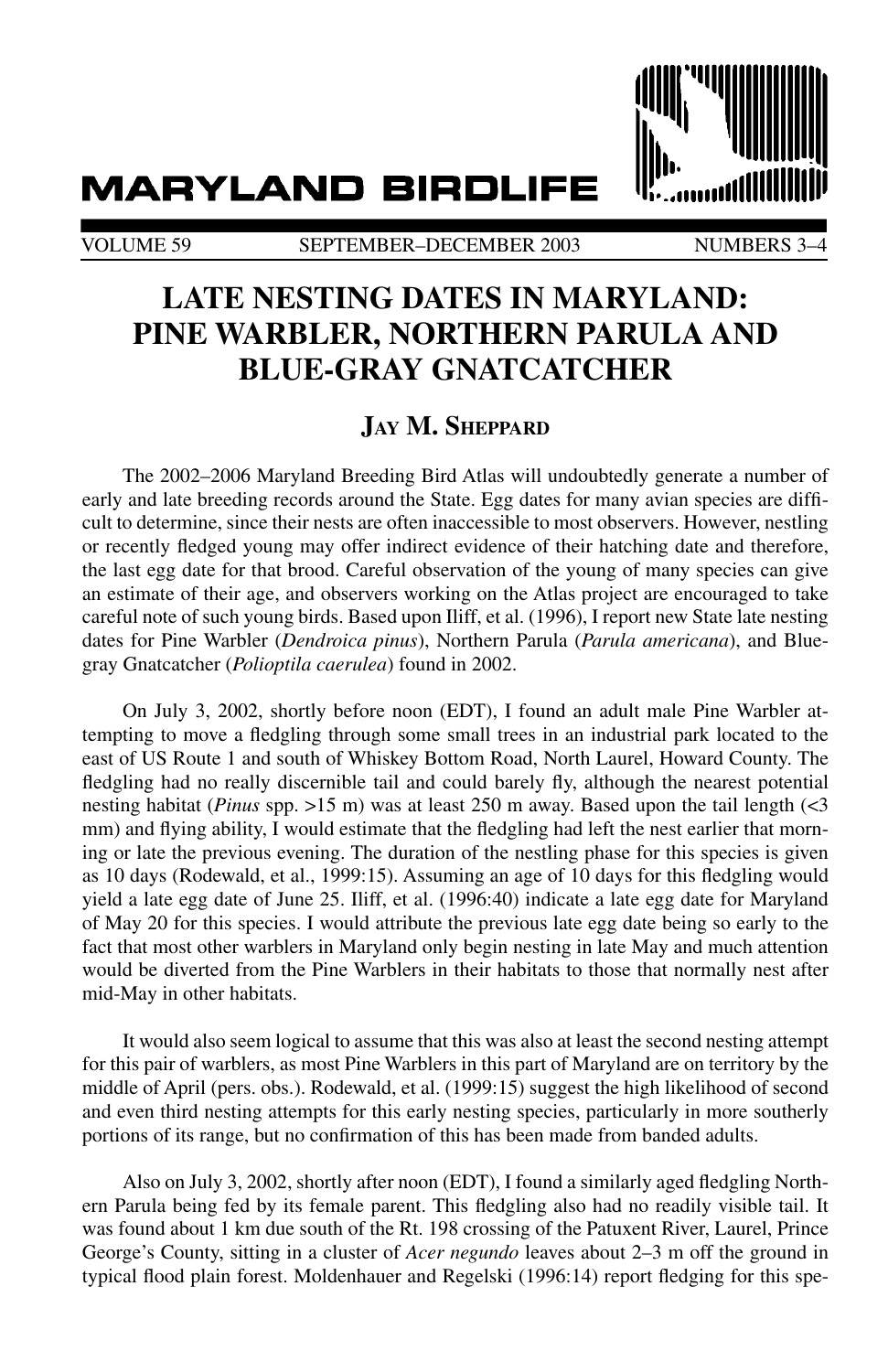# MARYLAND BIRDLIFE

VOLUME 59 SEPTEMBER–DECEMBER 2003 NUMBERS 3–4

## LATE NESTING DATES IN MARYLAND: PINE WARBLER, NORTHERN PARULA AND BLUE-GRAY GNATCATCHER

### JAY M. SHEPPARD

The 2002–2006 Maryland Breeding Bird Atlas will undoubtedly generate a number of early and late breeding records around the State. Egg dates for many avian species are difficult to determine, since their nests are often inaccessible to most observers. However, nestling or recently fledged young may offer indirect evidence of their hatching date and therefore, the last egg date for that brood. Careful observation of the young of many species can give an estimate of their age, and observers working on the Atlas project are encouraged to take careful note of such young birds. Based upon Iliff, et al. (1996), I report new State late nesting dates for Pine Warbler (*Dendroica pinus*), Northern Parula (*Parula americana*), and Blue-gray Gnatcatcher (*Polioptila caerulea*) found in 2002.

On July 3, 2002, shortly before noon (EDT), I found an adult male Pine Warbler attempting to move a fledgling through some small trees in an industrial park located to the east of US Route 1 and south of Whiskey Bottom Road, North Laurel, Howard County. The fledgling had no really discernible tail and could barely fly, although the nearest potential nesting habitat (*Pinus* spp. >15 m) was at least 250 m away. Based upon the tail length (<3 mm) and flying ability, I would estimate that the fledgling had left the nest earlier that morning or late the previous evening. The duration of the nestling phase for this species is given as 10 days (Rodewald, et al., 1999:15). Assuming an age of 10 days for this fledgling would yield a late egg date of June 25. Iliff, et al. (1996:40) indicate a late egg date for Maryland of May 20 for this species. I would attribute the previous late egg date being so early to the fact that most other warblers in Maryland only begin nesting in late May and much attention would be diverted from the Pine Warblers in their habitats to those that normally nest after mid-May in other habitats.

It would also seem logical to assume that this was also at least the second nesting attempt for this pair of warblers, as most Pine Warblers in this part of Maryland are on territory by the middle of April (pers. obs.). Rodewald, et al. (1999:15) suggest the high likelihood of second and even third nesting attempts for this early nesting species, particularly in more southerly portions of its range, but no confirmation of this has been made from banded adults.

Also on July 3, 2002, shortly after noon (EDT), I found a similarly aged fledgling Northern Parula being fed by its female parent. This fledgling also had no readily visible tail. It was found about 1 km due south of the Rt. 198 crossing of the Patuxent River, Laurel, Prince George's County, sitting in a cluster of *Acer negundo* leaves about 2–3 m off the ground in typical flood plain forest. Moldenhauer and Regelski (1996:14) report fledging for this spe-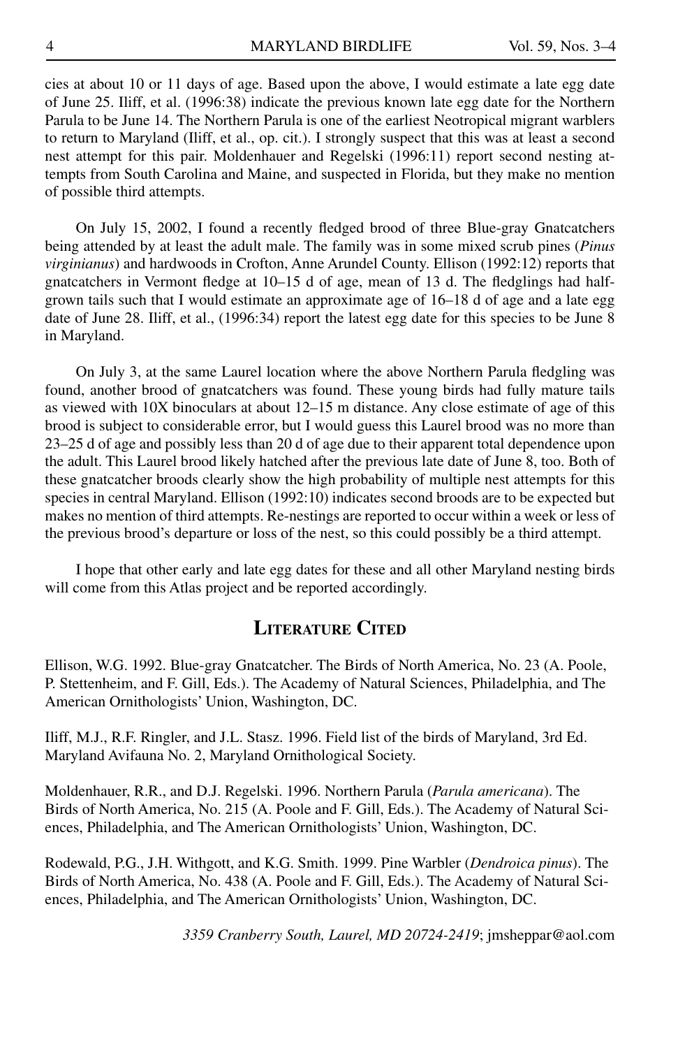cies at about 10 or 11 days of age. Based upon the above, I would estimate a late egg date of June 25. Iliff, et al. (1996:38) indicate the previous known late egg date for the Northern Parula to be June 14. The Northern Parula is one of the earliest Neotropical migrant warblers to return to Maryland (Iliff, et al., op. cit.). I strongly suspect that this was at least a second nest attempt for this pair. Moldenhauer and Regelski (1996:11) report second nesting attempts from South Carolina and Maine, and suspected in Florida, but they make no mention of possible third attempts.

On July 15, 2002, I found a recently fledged brood of three Blue-gray Gnatcatchers being attended by at least the adult male. The family was in some mixed scrub pines (*Pinus virginianus*) and hardwoods in Crofton, Anne Arundel County. Ellison (1992:12) reports that gnatcatchers in Vermont fledge at 10–15 d of age, mean of 13 d. The fledglings had half-grown tails such that I would estimate an approximate age of 16–18 d of age and a late egg date of June 28. Iliff, et al., (1996:34) report the latest egg date for this species to be June 8 in Maryland.

On July 3, at the same Laurel location where the above Northern Parula fledgling was found, another brood of gnatcatchers was found. These young birds had fully mature tails as viewed with 10X binoculars at about 12–15 m distance. Any close estimate of age of this brood is subject to considerable error, but I would guess this Laurel brood was no more than 23–25 d of age and possibly less than 20 d of age due to their apparent total dependence upon the adult. This Laurel brood likely hatched after the previous late date of June 8, too. Both of these gnatcatcher broods clearly show the high probability of multiple nest attempts for this species in central Maryland. Ellison (1992:10) indicates second broods are to be expected but makes no mention of third attempts. Re-nestings are reported to occur within a week or less of the previous brood's departure or loss of the nest, so this could possibly be a third attempt.

I hope that other early and late egg dates for these and all other Maryland nesting birds will come from this Atlas project and be reported accordingly.

## Literature Cited

Ellison, W.G. 1992. Blue-gray Gnatcatcher. The Birds of North America, No. 23 (A. Poole, P. Stettenheim, and F. Gill, Eds.). The Academy of Natural Sciences, Philadelphia, and The American Ornithologists' Union, Washington, DC.

Iliff, M.J., R.F. Ringler, and J.L. Stasz. 1996. Field list of the birds of Maryland, 3rd Ed. Maryland Avifauna No. 2, Maryland Ornithological Society.

Moldenhauer, R.R., and D.J. Regelski. 1996. Northern Parula (*Parula americana*). The Birds of North America, No. 215 (A. Poole and F. Gill, Eds.). The Academy of Natural Sciences, Philadelphia, and The American Ornithologists' Union, Washington, DC.

Rodewald, P.G., J.H. Withgott, and K.G. Smith. 1999. Pine Warbler (*Dendroica pinus*). The Birds of North America, No. 438 (A. Poole and F. Gill, Eds.). The Academy of Natural Sciences, Philadelphia, and The American Ornithologists' Union, Washington, DC.

*3359 Cranberry South, Laurel, MD 20724-2419*; jmsheppar@aol.com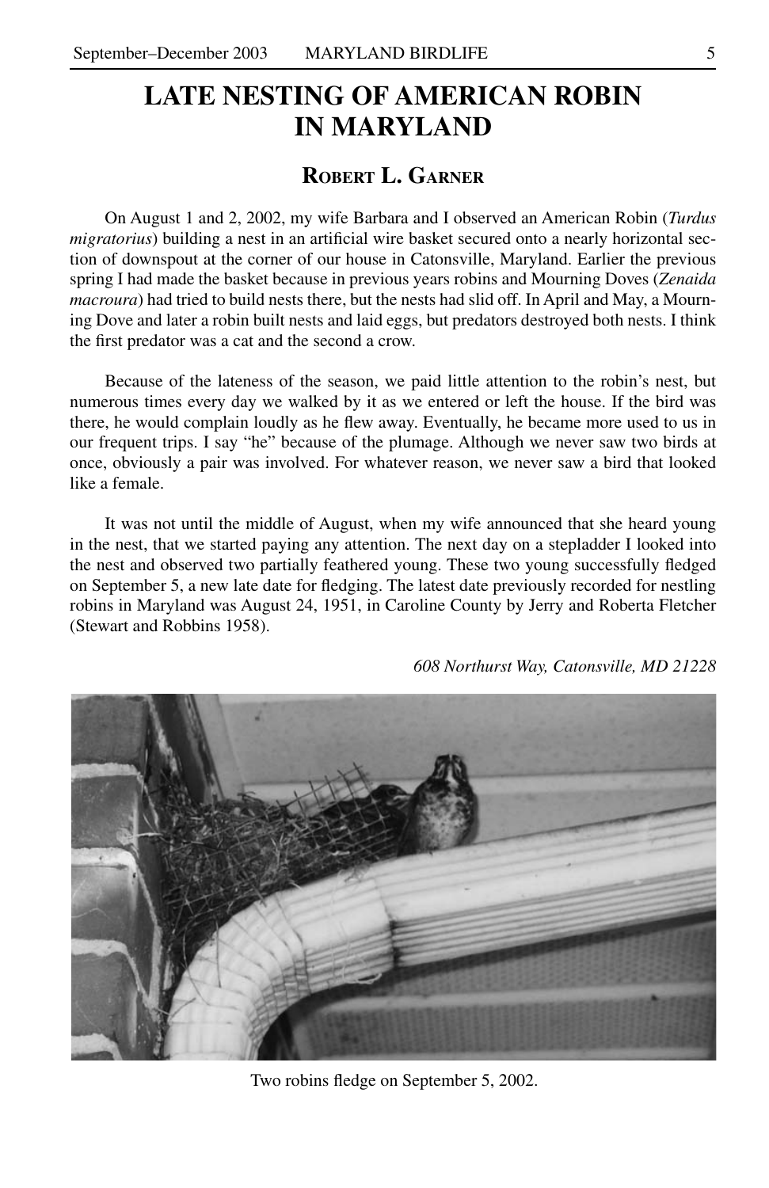# LATE NESTING OF AMERICAN ROBIN IN MARYLAND

## Robert L. Garner

On August 1 and 2, 2002, my wife Barbara and I observed an American Robin (*Turdus migratorius*) building a nest in an artificial wire basket secured onto a nearly horizontal section of downspout at the corner of our house in Catonsville, Maryland. Earlier the previous spring I had made the basket because in previous years robins and Mourning Doves (*Zenaida macroura*) had tried to build nests there, but the nests had slid off. In April and May, a Mourning Dove and later a robin built nests and laid eggs, but predators destroyed both nests. I think the first predator was a cat and the second a crow.

Because of the lateness of the season, we paid little attention to the robin's nest, but numerous times every day we walked by it as we entered or left the house. If the bird was there, he would complain loudly as he flew away. Eventually, he became more used to us in our frequent trips. I say "he" because of the plumage. Although we never saw two birds at once, obviously a pair was involved. For whatever reason, we never saw a bird that looked like a female.

It was not until the middle of August, when my wife announced that she heard young in the nest, that we started paying any attention. The next day on a stepladder I looked into the nest and observed two partially feathered young. These two young successfully fledged on September 5, a new late date for fledging. The latest date previously recorded for nestling robins in Maryland was August 24, 1951, in Caroline County by Jerry and Roberta Fletcher (Stewart and Robbins 1958).

*608 Northurst Way, Catonsville, MD 21228*

Two robins fledge on September 5, 2002.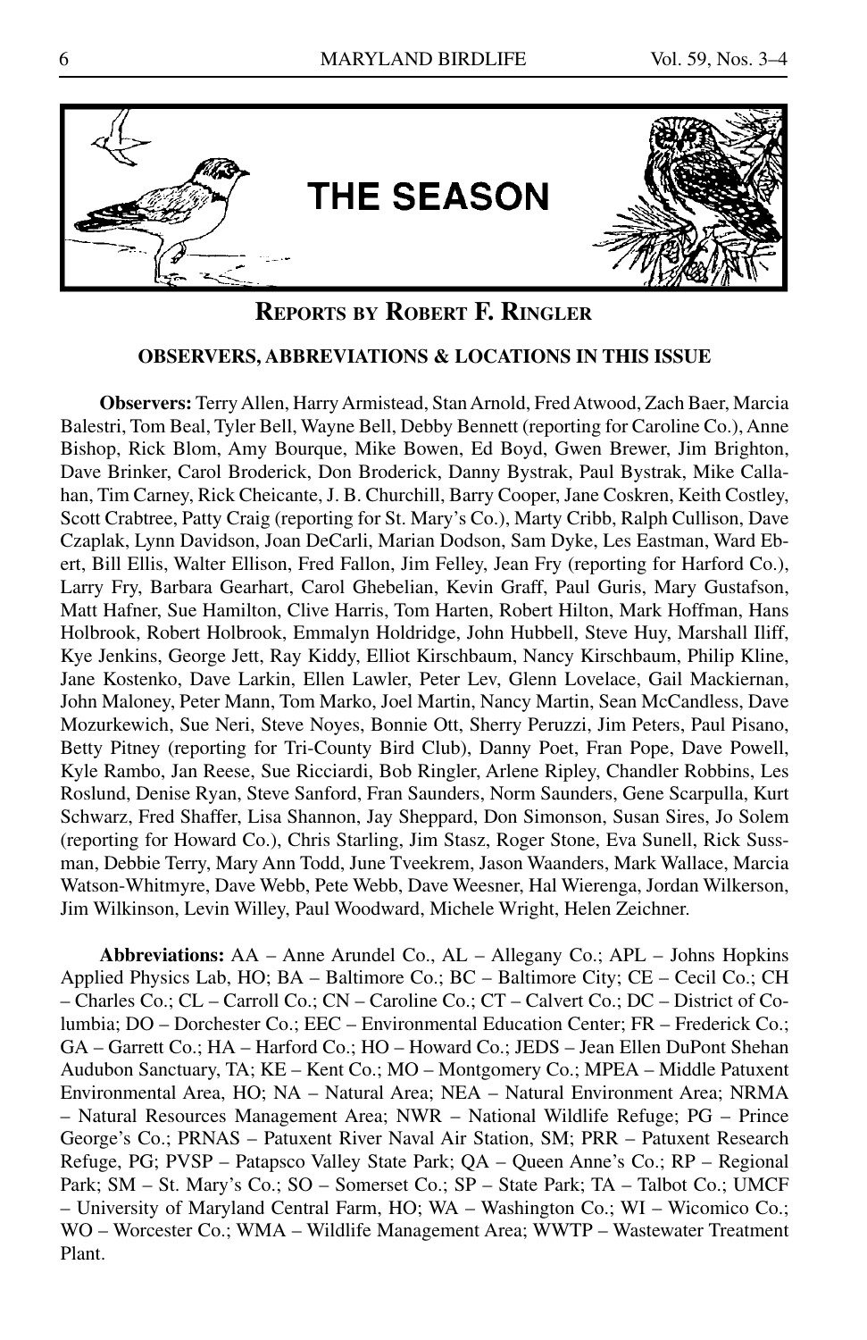# THE SEASON

## REPORTS BY ROBERT F. RINGLER

### OBSERVERS, ABBREVIATIONS & LOCATIONS IN THIS ISSUE

**Observers:** Terry Allen, Harry Armistead, Stan Arnold, Fred Atwood, Zach Baer, Marcia Balestri, Tom Beal, Tyler Bell, Wayne Bell, Debby Bennett (reporting for Caroline Co.), Anne Bishop, Rick Blom, Amy Bourque, Mike Bowen, Ed Boyd, Gwen Brewer, Jim Brighton, Dave Brinker, Carol Broderick, Don Broderick, Danny Bystrak, Paul Bystrak, Mike Callahan, Tim Carney, Rick Cheicante, J. B. Churchill, Barry Cooper, Jane Coskren, Keith Costley, Scott Crabtree, Patty Craig (reporting for St. Mary's Co.), Marty Cribb, Ralph Cullison, Dave Czaplak, Lynn Davidson, Joan DeCarli, Marian Dodson, Sam Dyke, Les Eastman, Ward Ebert, Bill Ellis, Walter Ellison, Fred Fallon, Jim Felley, Jean Fry (reporting for Harford Co.), Larry Fry, Barbara Gearhart, Carol Ghebelian, Kevin Graff, Paul Guris, Mary Gustafson, Matt Hafner, Sue Hamilton, Clive Harris, Tom Harten, Robert Hilton, Mark Hoffman, Hans Holbrook, Robert Holbrook, Emmalyn Holdridge, John Hubbell, Steve Huy, Marshall Iliff, Kye Jenkins, George Jett, Ray Kiddy, Elliot Kirschbaum, Nancy Kirschbaum, Philip Kline, Jane Kostenko, Dave Larkin, Ellen Lawler, Peter Lev, Glenn Lovelace, Gail Mackiernan, John Maloney, Peter Mann, Tom Marko, Joel Martin, Nancy Martin, Sean McCandless, Dave Mozurkewich, Sue Neri, Steve Noyes, Bonnie Ott, Sherry Peruzzi, Jim Peters, Paul Pisano, Betty Pitney (reporting for Tri-County Bird Club), Danny Poet, Fran Pope, Dave Powell, Kyle Rambo, Jan Reese, Sue Ricciardi, Bob Ringler, Arlene Ripley, Chandler Robbins, Les Roslund, Denise Ryan, Steve Sanford, Fran Saunders, Norm Saunders, Gene Scarpulla, Kurt Schwarz, Fred Shaffer, Lisa Shannon, Jay Sheppard, Don Simonson, Susan Sires, Jo Solem (reporting for Howard Co.), Chris Starling, Jim Stasz, Roger Stone, Eva Sunell, Rick Sussman, Debbie Terry, Mary Ann Todd, June Tveekrem, Jason Waanders, Mark Wallace, Marcia Watson-Whitmyre, Dave Webb, Pete Webb, Dave Weesner, Hal Wierenga, Jordan Wilkerson, Jim Wilkinson, Levin Willey, Paul Woodward, Michele Wright, Helen Zeichner.

**Abbreviations:** AA – Anne Arundel Co., AL – Allegany Co.; APL – Johns Hopkins Applied Physics Lab, HO; BA – Baltimore Co.; BC – Baltimore City; CE – Cecil Co.; CH – Charles Co.; CL – Carroll Co.; CN – Caroline Co.; CT – Calvert Co.; DC – District of Columbia; DO – Dorchester Co.; EEC – Environmental Education Center; FR – Frederick Co.; GA – Garrett Co.; HA – Harford Co.; HO – Howard Co.; JEDS – Jean Ellen DuPont Shehan Audubon Sanctuary, TA; KE – Kent Co.; MO – Montgomery Co.; MPEA – Middle Patuxent Environmental Area, HO; NA – Natural Area; NEA – Natural Environment Area; NRMA – Natural Resources Management Area; NWR – National Wildlife Refuge; PG – Prince George's Co.; PRNAS – Patuxent River Naval Air Station, SM; PRR – Patuxent Research Refuge, PG; PVSP – Patapsco Valley State Park; QA – Queen Anne's Co.; RP – Regional Park; SM – St. Mary's Co.; SO – Somerset Co.; SP – State Park; TA – Talbot Co.; UMCF – University of Maryland Central Farm, HO; WA – Washington Co.; WI – Wicomico Co.; WO – Worcester Co.; WMA – Wildlife Management Area; WWTP – Wastewater Treatment Plant.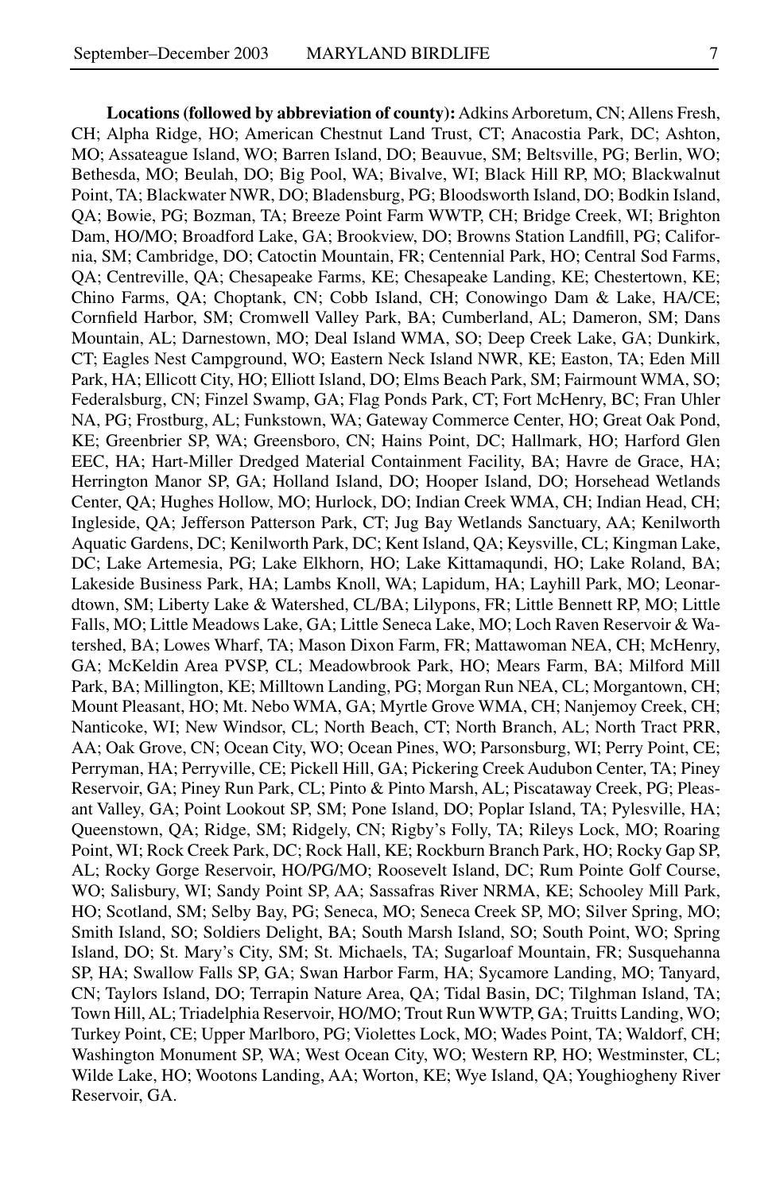**Locations (followed by abbreviation of county):** Adkins Arboretum, CN; Allens Fresh, CH; Alpha Ridge, HO; American Chestnut Land Trust, CT; Anacostia Park, DC; Ashton, MO; Assateague Island, WO; Barren Island, DO; Beauvue, SM; Beltsville, PG; Berlin, WO; Bethesda, MO; Beulah, DO; Big Pool, WA; Bivalve, WI; Black Hill RP, MO; Blackwalnut Point, TA; Blackwater NWR, DO; Bladensburg, PG; Bloodsworth Island, DO; Bodkin Island, QA; Bowie, PG; Bozman, TA; Breeze Point Farm WWTP, CH; Bridge Creek, WI; Brighton Dam, HO/MO; Broadford Lake, GA; Brookview, DO; Browns Station Landfill, PG; California, SM; Cambridge, DO; Catoctin Mountain, FR; Centennial Park, HO; Central Sod Farms, QA; Centreville, QA; Chesapeake Farms, KE; Chesapeake Landing, KE; Chestertown, KE; Chino Farms, QA; Choptank, CN; Cobb Island, CH; Conowingo Dam & Lake, HA/CE; Cornfield Harbor, SM; Cromwell Valley Park, BA; Cumberland, AL; Dameron, SM; Dans Mountain, AL; Darnestown, MO; Deal Island WMA, SO; Deep Creek Lake, GA; Dunkirk, CT; Eagles Nest Campground, WO; Eastern Neck Island NWR, KE; Easton, TA; Eden Mill Park, HA; Ellicott City, HO; Elliott Island, DO; Elms Beach Park, SM; Fairmount WMA, SO; Federalsburg, CN; Finzel Swamp, GA; Flag Ponds Park, CT; Fort McHenry, BC; Fran Uhler NA, PG; Frostburg, AL; Funkstown, WA; Gateway Commerce Center, HO; Great Oak Pond, KE; Greenbrier SP, WA; Greensboro, CN; Hains Point, DC; Hallmark, HO; Harford Glen EEC, HA; Hart-Miller Dredged Material Containment Facility, BA; Havre de Grace, HA; Herrington Manor SP, GA; Holland Island, DO; Hooper Island, DO; Horsehead Wetlands Center, QA; Hughes Hollow, MO; Hurlock, DO; Indian Creek WMA, CH; Indian Head, CH; Ingleside, QA; Jefferson Patterson Park, CT; Jug Bay Wetlands Sanctuary, AA; Kenilworth Aquatic Gardens, DC; Kenilworth Park, DC; Kent Island, QA; Keysville, CL; Kingman Lake, DC; Lake Artemesia, PG; Lake Elkhorn, HO; Lake Kittamaqundi, HO; Lake Roland, BA; Lakeside Business Park, HA; Lambs Knoll, WA; Lapidum, HA; Layhill Park, MO; Leonardtown, SM; Liberty Lake & Watershed, CL/BA; Lilypons, FR; Little Bennett RP, MO; Little Falls, MO; Little Meadows Lake, GA; Little Seneca Lake, MO; Loch Raven Reservoir & Watershed, BA; Lowes Wharf, TA; Mason Dixon Farm, FR; Mattawoman NEA, CH; McHenry, GA; McKeldin Area PVSP, CL; Meadowbrook Park, HO; Mears Farm, BA; Milford Mill Park, BA; Millington, KE; Milltown Landing, PG; Morgan Run NEA, CL; Morgantown, CH; Mount Pleasant, HO; Mt. Nebo WMA, GA; Myrtle Grove WMA, CH; Nanjemoy Creek, CH; Nanticoke, WI; New Windsor, CL; North Beach, CT; North Branch, AL; North Tract PRR, AA; Oak Grove, CN; Ocean City, WO; Ocean Pines, WO; Parsonsburg, WI; Perry Point, CE; Perryman, HA; Perryville, CE; Pickell Hill, GA; Pickering Creek Audubon Center, TA; Piney Reservoir, GA; Piney Run Park, CL; Pinto & Pinto Marsh, AL; Piscataway Creek, PG; Pleasant Valley, GA; Point Lookout SP, SM; Pone Island, DO; Poplar Island, TA; Pylesville, HA; Queenstown, QA; Ridge, SM; Ridgely, CN; Rigby's Folly, TA; Rileys Lock, MO; Roaring Point, WI; Rock Creek Park, DC; Rock Hall, KE; Rockburn Branch Park, HO; Rocky Gap SP, AL; Rocky Gorge Reservoir, HO/PG/MO; Roosevelt Island, DC; Rum Pointe Golf Course, WO; Salisbury, WI; Sandy Point SP, AA; Sassafras River NRMA, KE; Schooley Mill Park, HO; Scotland, SM; Selby Bay, PG; Seneca, MO; Seneca Creek SP, MO; Silver Spring, MO; Smith Island, SO; Soldiers Delight, BA; South Marsh Island, SO; South Point, WO; Spring Island, DO; St. Mary's City, SM; St. Michaels, TA; Sugarloaf Mountain, FR; Susquehanna SP, HA; Swallow Falls SP, GA; Swan Harbor Farm, HA; Sycamore Landing, MO; Tanyard, CN; Taylors Island, DO; Terrapin Nature Area, QA; Tidal Basin, DC; Tilghman Island, TA; Town Hill, AL; Triadelphia Reservoir, HO/MO; Trout Run WWTP, GA; Truitts Landing, WO; Turkey Point, CE; Upper Marlboro, PG; Violettes Lock, MO; Wades Point, TA; Waldorf, CH; Washington Monument SP, WA; West Ocean City, WO; Western RP, HO; Westminster, CL; Wilde Lake, HO; Wootons Landing, AA; Worton, KE; Wye Island, QA; Youghiogheny River Reservoir, GA.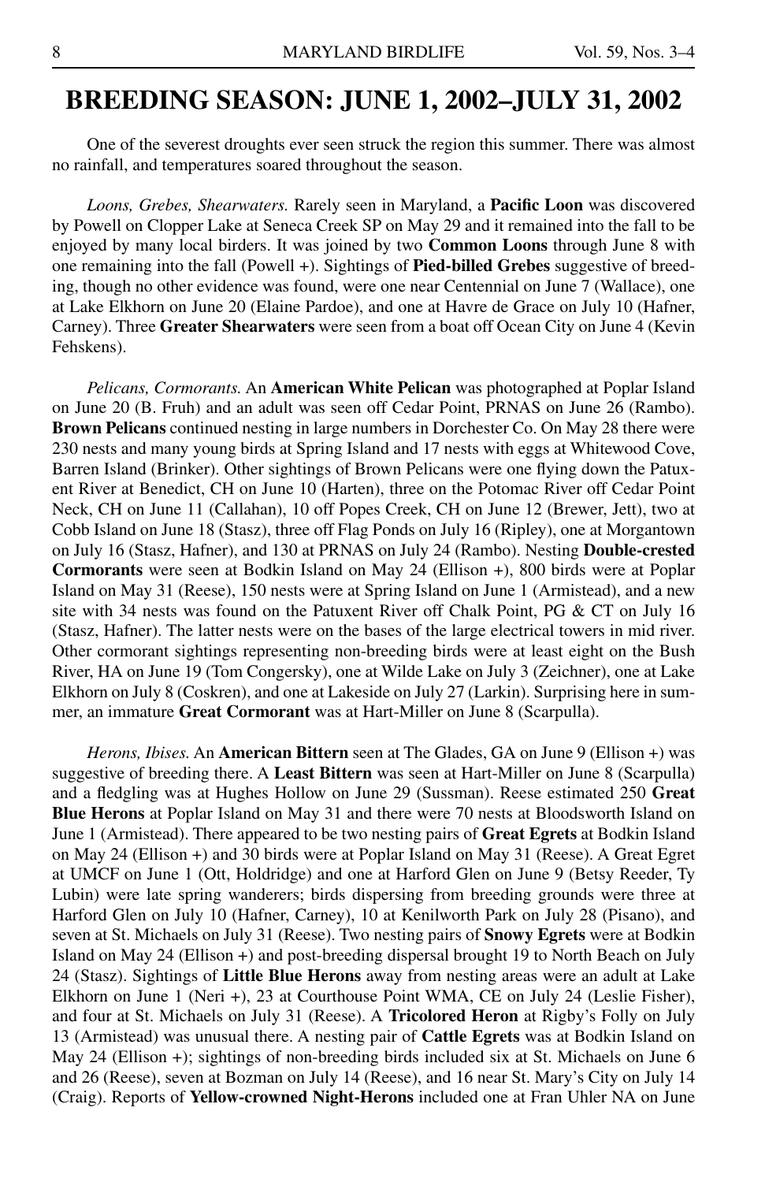# BREEDING SEASON: JUNE 1, 2002–JULY 31, 2002

One of the severest droughts ever seen struck the region this summer. There was almost no rainfall, and temperatures soared throughout the season.

*Loons, Grebes, Shearwaters.* Rarely seen in Maryland, a **Pacific Loon** was discovered by Powell on Clopper Lake at Seneca Creek SP on May 29 and it remained into the fall to be enjoyed by many local birders. It was joined by two **Common Loons** through June 8 with one remaining into the fall (Powell +). Sightings of **Pied-billed Grebes** suggestive of breeding, though no other evidence was found, were one near Centennial on June 7 (Wallace), one at Lake Elkhorn on June 20 (Elaine Pardoe), and one at Havre de Grace on July 10 (Hafner, Carney). Three **Greater Shearwaters** were seen from a boat off Ocean City on June 4 (Kevin Fehskens).

*Pelicans, Cormorants.* An **American White Pelican** was photographed at Poplar Island on June 20 (B. Fruh) and an adult was seen off Cedar Point, PRNAS on June 26 (Rambo). **Brown Pelicans** continued nesting in large numbers in Dorchester Co. On May 28 there were 230 nests and many young birds at Spring Island and 17 nests with eggs at Whitewood Cove, Barren Island (Brinker). Other sightings of Brown Pelicans were one flying down the Patuxent River at Benedict, CH on June 10 (Harten), three on the Potomac River off Cedar Point Neck, CH on June 11 (Callahan), 10 off Popes Creek, CH on June 12 (Brewer, Jett), two at Cobb Island on June 18 (Stasz), three off Flag Ponds on July 16 (Ripley), one at Morgantown on July 16 (Stasz, Hafner), and 130 at PRNAS on July 24 (Rambo). Nesting **Double-crested Cormorants** were seen at Bodkin Island on May 24 (Ellison +), 800 birds were at Poplar Island on May 31 (Reese), 150 nests were at Spring Island on June 1 (Armistead), and a new site with 34 nests was found on the Patuxent River off Chalk Point, PG & CT on July 16 (Stasz, Hafner). The latter nests were on the bases of the large electrical towers in mid river. Other cormorant sightings representing non-breeding birds were at least eight on the Bush River, HA on June 19 (Tom Congersky), one at Wilde Lake on July 3 (Zeichner), one at Lake Elkhorn on July 8 (Coskren), and one at Lakeside on July 27 (Larkin). Surprising here in summer, an immature **Great Cormorant** was at Hart-Miller on June 8 (Scarpulla).

*Herons, Ibises.* An **American Bittern** seen at The Glades, GA on June 9 (Ellison +) was suggestive of breeding there. A **Least Bittern** was seen at Hart-Miller on June 8 (Scarpulla) and a fledgling was at Hughes Hollow on June 29 (Sussman). Reese estimated 250 **Great Blue Herons** at Poplar Island on May 31 and there were 70 nests at Bloodsworth Island on June 1 (Armistead). There appeared to be two nesting pairs of **Great Egrets** at Bodkin Island on May 24 (Ellison +) and 30 birds were at Poplar Island on May 31 (Reese). A Great Egret at UMCF on June 1 (Ott, Holdridge) and one at Harford Glen on June 9 (Betsy Reeder, Ty Lubin) were late spring wanderers; birds dispersing from breeding grounds were three at Harford Glen on July 10 (Hafner, Carney), 10 at Kenilworth Park on July 28 (Pisano), and seven at St. Michaels on July 31 (Reese). Two nesting pairs of **Snowy Egrets** were at Bodkin Island on May 24 (Ellison +) and post-breeding dispersal brought 19 to North Beach on July 24 (Stasz). Sightings of **Little Blue Herons** away from nesting areas were an adult at Lake Elkhorn on June 1 (Neri +), 23 at Courthouse Point WMA, CE on July 24 (Leslie Fisher), and four at St. Michaels on July 31 (Reese). A **Tricolored Heron** at Rigby's Folly on July 13 (Armistead) was unusual there. A nesting pair of **Cattle Egrets** was at Bodkin Island on May 24 (Ellison +); sightings of non-breeding birds included six at St. Michaels on June 6 and 26 (Reese), seven at Bozman on July 14 (Reese), and 16 near St. Mary's City on July 14 (Craig). Reports of **Yellow-crowned Night-Herons** included one at Fran Uhler NA on June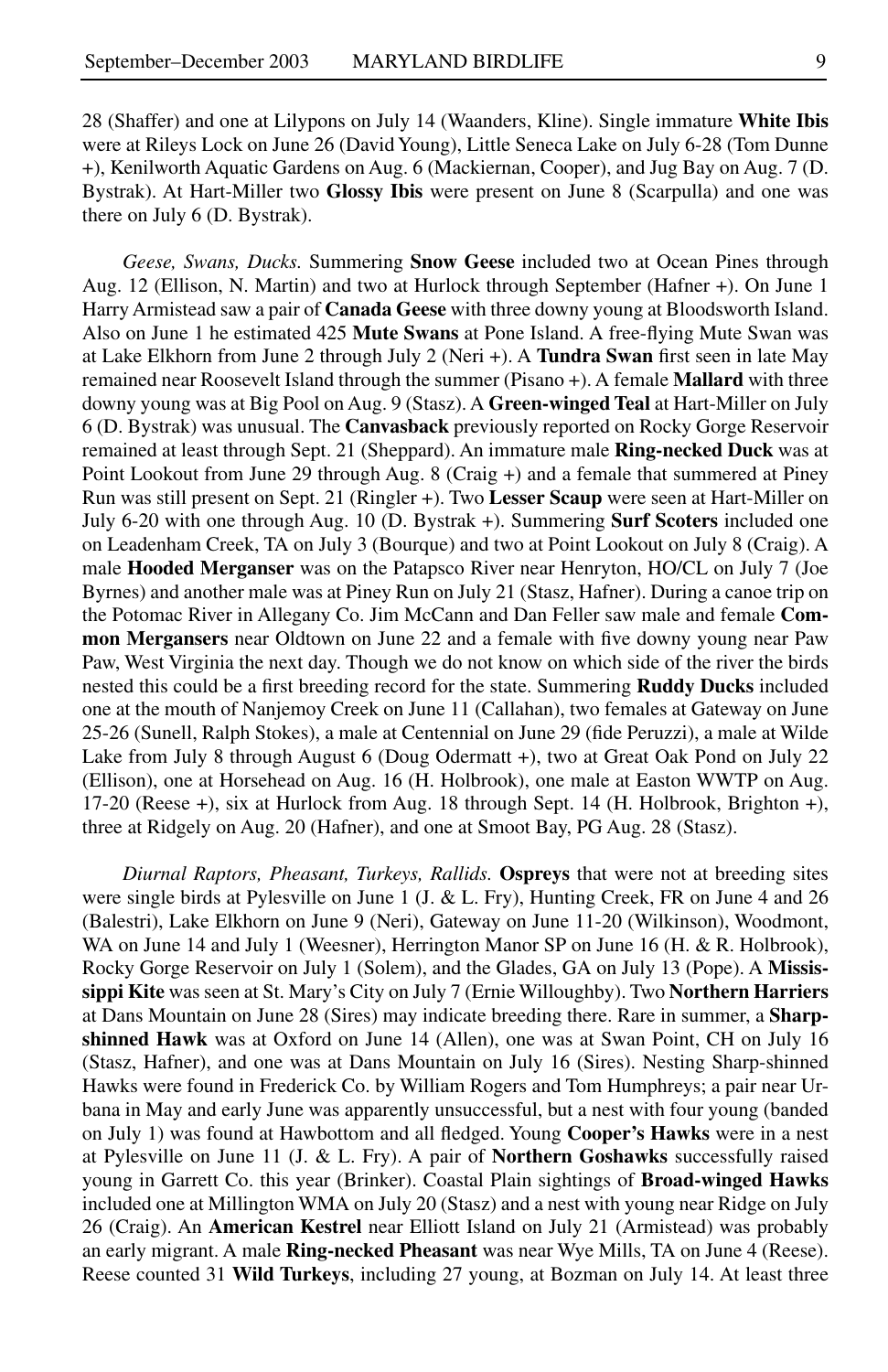28 (Shaffer) and one at Lilypons on July 14 (Waanders, Kline). Single immature **White Ibis** were at Rileys Lock on June 26 (David Young), Little Seneca Lake on July 6-28 (Tom Dunne +), Kenilworth Aquatic Gardens on Aug. 6 (Mackiernan, Cooper), and Jug Bay on Aug. 7 (D. Bystrak). At Hart-Miller two **Glossy Ibis** were present on June 8 (Scarpulla) and one was there on July 6 (D. Bystrak).

*Geese, Swans, Ducks.* Summering **Snow Geese** included two at Ocean Pines through Aug. 12 (Ellison, N. Martin) and two at Hurlock through September (Hafner +). On June 1 Harry Armistead saw a pair of **Canada Geese** with three downy young at Bloodsworth Island. Also on June 1 he estimated 425 **Mute Swans** at Pone Island. A free-flying Mute Swan was at Lake Elkhorn from June 2 through July 2 (Neri +). A **Tundra Swan** first seen in late May remained near Roosevelt Island through the summer (Pisano +). A female **Mallard** with three downy young was at Big Pool on Aug. 9 (Stasz). A **Green-winged Teal** at Hart-Miller on July 6 (D. Bystrak) was unusual. The **Canvasback** previously reported on Rocky Gorge Reservoir remained at least through Sept. 21 (Sheppard). An immature male **Ring-necked Duck** was at Point Lookout from June 29 through Aug. 8 (Craig +) and a female that summered at Piney Run was still present on Sept. 21 (Ringler +). Two **Lesser Scaup** were seen at Hart-Miller on July 6-20 with one through Aug. 10 (D. Bystrak +). Summering **Surf Scoters** included one on Leadenham Creek, TA on July 3 (Bourque) and two at Point Lookout on July 8 (Craig). A male **Hooded Merganser** was on the Patapsco River near Henryton, HO/CL on July 7 (Joe Byrnes) and another male was at Piney Run on July 21 (Stasz, Hafner). During a canoe trip on the Potomac River in Allegany Co. Jim McCann and Dan Feller saw male and female **Common Mergansers** near Oldtown on June 22 and a female with five downy young near Paw Paw, West Virginia the next day. Though we do not know on which side of the river the birds nested this could be a first breeding record for the state. Summering **Ruddy Ducks** included one at the mouth of Nanjemoy Creek on June 11 (Callahan), two females at Gateway on June 25-26 (Sunell, Ralph Stokes), a male at Centennial on June 29 (fide Peruzzi), a male at Wilde Lake from July 8 through August 6 (Doug Odermatt +), two at Great Oak Pond on July 22 (Ellison), one at Horsehead on Aug. 16 (H. Holbrook), one male at Easton WWTP on Aug. 17-20 (Reese +), six at Hurlock from Aug. 18 through Sept. 14 (H. Holbrook, Brighton +), three at Ridgely on Aug. 20 (Hafner), and one at Smoot Bay, PG Aug. 28 (Stasz).

*Diurnal Raptors, Pheasant, Turkeys, Rallids.* **Ospreys** that were not at breeding sites were single birds at Pylesville on June 1 (J. & L. Fry), Hunting Creek, FR on June 4 and 26 (Balestri), Lake Elkhorn on June 9 (Neri), Gateway on June 11-20 (Wilkinson), Woodmont, WA on June 14 and July 1 (Weesner), Herrington Manor SP on June 16 (H. & R. Holbrook), Rocky Gorge Reservoir on July 1 (Solem), and the Glades, GA on July 13 (Pope). A **Mississippi Kite** was seen at St. Mary's City on July 7 (Ernie Willoughby). Two **Northern Harriers** at Dans Mountain on June 28 (Sires) may indicate breeding there. Rare in summer, a **Sharp-shinned Hawk** was at Oxford on June 14 (Allen), one was at Swan Point, CH on July 16 (Stasz, Hafner), and one was at Dans Mountain on July 16 (Sires). Nesting Sharp-shinned Hawks were found in Frederick Co. by William Rogers and Tom Humphreys; a pair near Urbana in May and early June was apparently unsuccessful, but a nest with four young (banded on July 1) was found at Hawbottom and all fledged. Young **Cooper's Hawks** were in a nest at Pylesville on June 11 (J. & L. Fry). A pair of **Northern Goshawks** successfully raised young in Garrett Co. this year (Brinker). Coastal Plain sightings of **Broad-winged Hawks** included one at Millington WMA on July 20 (Stasz) and a nest with young near Ridge on July 26 (Craig). An **American Kestrel** near Elliott Island on July 21 (Armistead) was probably an early migrant. A male **Ring-necked Pheasant** was near Wye Mills, TA on June 4 (Reese). Reese counted 31 **Wild Turkeys**, including 27 young, at Bozman on July 14. At least three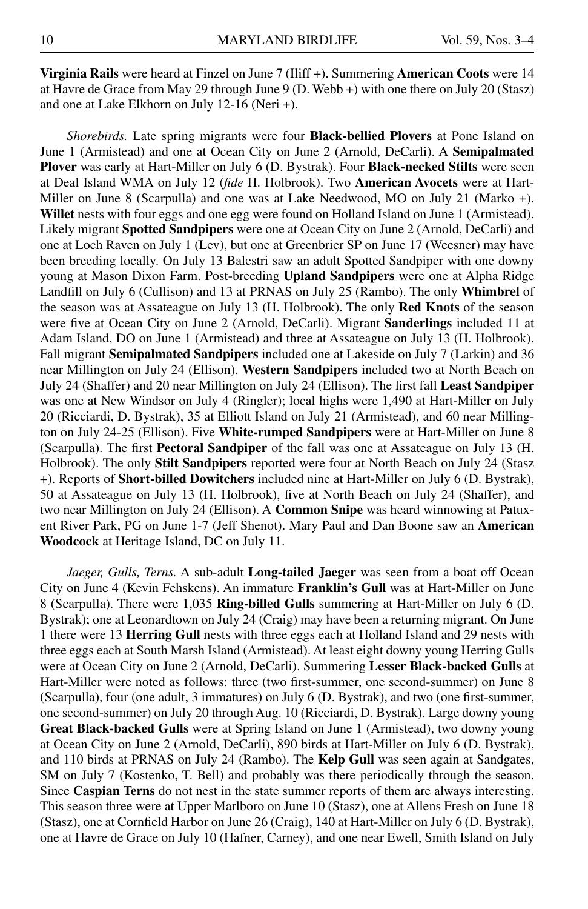**Virginia Rails** were heard at Finzel on June 7 (Iliff +). Summering **American Coots** were 14 at Havre de Grace from May 29 through June 9 (D. Webb +) with one there on July 20 (Stasz) and one at Lake Elkhorn on July 12-16 (Neri +).

*Shorebirds.* Late spring migrants were four **Black-bellied Plovers** at Pone Island on June 1 (Armistead) and one at Ocean City on June 2 (Arnold, DeCarli). A **Semipalmated Plover** was early at Hart-Miller on July 6 (D. Bystrak). Four **Black-necked Stilts** were seen at Deal Island WMA on July 12 (*fide* H. Holbrook). Two **American Avocets** were at Hart-Miller on June 8 (Scarpulla) and one was at Lake Needwood, MO on July 21 (Marko +). **Willet** nests with four eggs and one egg were found on Holland Island on June 1 (Armistead). Likely migrant **Spotted Sandpipers** were one at Ocean City on June 2 (Arnold, DeCarli) and one at Loch Raven on July 1 (Lev), but one at Greenbrier SP on June 17 (Weesner) may have been breeding locally. On July 13 Balestri saw an adult Spotted Sandpiper with one downy young at Mason Dixon Farm. Post-breeding **Upland Sandpipers** were one at Alpha Ridge Landfill on July 6 (Cullison) and 13 at PRNAS on July 25 (Rambo). The only **Whimbrel** of the season was at Assateague on July 13 (H. Holbrook). The only **Red Knots** of the season were five at Ocean City on June 2 (Arnold, DeCarli). Migrant **Sanderlings** included 11 at Adam Island, DO on June 1 (Armistead) and three at Assateague on July 13 (H. Holbrook). Fall migrant **Semipalmated Sandpipers** included one at Lakeside on July 7 (Larkin) and 36 near Millington on July 24 (Ellison). **Western Sandpipers** included two at North Beach on July 24 (Shaffer) and 20 near Millington on July 24 (Ellison). The first fall **Least Sandpiper** was one at New Windsor on July 4 (Ringler); local highs were 1,490 at Hart-Miller on July 20 (Ricciardi, D. Bystrak), 35 at Elliott Island on July 21 (Armistead), and 60 near Millington on July 24-25 (Ellison). Five **White-rumped Sandpipers** were at Hart-Miller on June 8 (Scarpulla). The first **Pectoral Sandpiper** of the fall was one at Assateague on July 13 (H. Holbrook). The only **Stilt Sandpipers** reported were four at North Beach on July 24 (Stasz +). Reports of **Short-billed Dowitchers** included nine at Hart-Miller on July 6 (D. Bystrak), 50 at Assateague on July 13 (H. Holbrook), five at North Beach on July 24 (Shaffer), and two near Millington on July 24 (Ellison). A **Common Snipe** was heard winnowing at Patuxent River Park, PG on June 1-7 (Jeff Shenot). Mary Paul and Dan Boone saw an **American Woodcock** at Heritage Island, DC on July 11.

*Jaeger, Gulls, Terns.* A sub-adult **Long-tailed Jaeger** was seen from a boat off Ocean City on June 4 (Kevin Fehskens). An immature **Franklin's Gull** was at Hart-Miller on June 8 (Scarpulla). There were 1,035 **Ring-billed Gulls** summering at Hart-Miller on July 6 (D. Bystrak); one at Leonardtown on July 24 (Craig) may have been a returning migrant. On June 1 there were 13 **Herring Gull** nests with three eggs each at Holland Island and 29 nests with three eggs each at South Marsh Island (Armistead). At least eight downy young Herring Gulls were at Ocean City on June 2 (Arnold, DeCarli). Summering **Lesser Black-backed Gulls** at Hart-Miller were noted as follows: three (two first-summer, one second-summer) on June 8 (Scarpulla), four (one adult, 3 immatures) on July 6 (D. Bystrak), and two (one first-summer, one second-summer) on July 20 through Aug. 10 (Ricciardi, D. Bystrak). Large downy young **Great Black-backed Gulls** were at Spring Island on June 1 (Armistead), two downy young at Ocean City on June 2 (Arnold, DeCarli), 890 birds at Hart-Miller on July 6 (D. Bystrak), and 110 birds at PRNAS on July 24 (Rambo). The **Kelp Gull** was seen again at Sandgates, SM on July 7 (Kostenko, T. Bell) and probably was there periodically through the season. Since **Caspian Terns** do not nest in the state summer reports of them are always interesting. This season three were at Upper Marlboro on June 10 (Stasz), one at Allens Fresh on June 18 (Stasz), one at Cornfield Harbor on June 26 (Craig), 140 at Hart-Miller on July 6 (D. Bystrak), one at Havre de Grace on July 10 (Hafner, Carney), and one near Ewell, Smith Island on July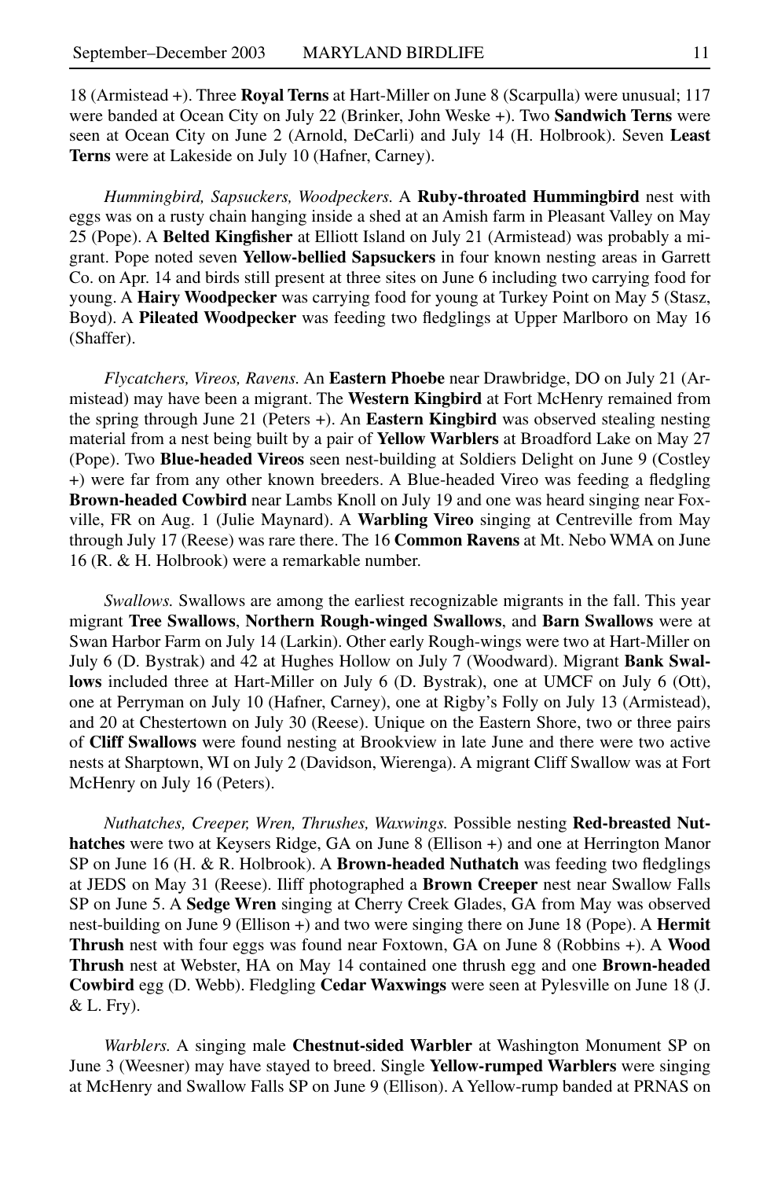18 (Armistead +). Three **Royal Terns** at Hart-Miller on June 8 (Scarpulla) were unusual; 117 were banded at Ocean City on July 22 (Brinker, John Weske +). Two **Sandwich Terns** were seen at Ocean City on June 2 (Arnold, DeCarli) and July 14 (H. Holbrook). Seven **Least Terns** were at Lakeside on July 10 (Hafner, Carney).

*Hummingbird, Sapsuckers, Woodpeckers.* A **Ruby-throated Hummingbird** nest with eggs was on a rusty chain hanging inside a shed at an Amish farm in Pleasant Valley on May 25 (Pope). A **Belted Kingfisher** at Elliott Island on July 21 (Armistead) was probably a migrant. Pope noted seven **Yellow-bellied Sapsuckers** in four known nesting areas in Garrett Co. on Apr. 14 and birds still present at three sites on June 6 including two carrying food for young. A **Hairy Woodpecker** was carrying food for young at Turkey Point on May 5 (Stasz, Boyd). A **Pileated Woodpecker** was feeding two fledglings at Upper Marlboro on May 16 (Shaffer).

*Flycatchers, Vireos, Ravens.* An **Eastern Phoebe** near Drawbridge, DO on July 21 (Armistead) may have been a migrant. The **Western Kingbird** at Fort McHenry remained from the spring through June 21 (Peters +). An **Eastern Kingbird** was observed stealing nesting material from a nest being built by a pair of **Yellow Warblers** at Broadford Lake on May 27 (Pope). Two **Blue-headed Vireos** seen nest-building at Soldiers Delight on June 9 (Costley +) were far from any other known breeders. A Blue-headed Vireo was feeding a fledgling **Brown-headed Cowbird** near Lambs Knoll on July 19 and one was heard singing near Foxville, FR on Aug. 1 (Julie Maynard). A **Warbling Vireo** singing at Centreville from May through July 17 (Reese) was rare there. The 16 **Common Ravens** at Mt. Nebo WMA on June 16 (R. & H. Holbrook) were a remarkable number.

*Swallows.* Swallows are among the earliest recognizable migrants in the fall. This year migrant **Tree Swallows**, **Northern Rough-winged Swallows**, and **Barn Swallows** were at Swan Harbor Farm on July 14 (Larkin). Other early Rough-wings were two at Hart-Miller on July 6 (D. Bystrak) and 42 at Hughes Hollow on July 7 (Woodward). Migrant **Bank Swallows** included three at Hart-Miller on July 6 (D. Bystrak), one at UMCF on July 6 (Ott), one at Perryman on July 10 (Hafner, Carney), one at Rigby's Folly on July 13 (Armistead), and 20 at Chestertown on July 30 (Reese). Unique on the Eastern Shore, two or three pairs of **Cliff Swallows** were found nesting at Brookview in late June and there were two active nests at Sharptown, WI on July 2 (Davidson, Wierenga). A migrant Cliff Swallow was at Fort McHenry on July 16 (Peters).

*Nuthatches, Creeper, Wren, Thrushes, Waxwings.* Possible nesting **Red-breasted Nuthatches** were two at Keysers Ridge, GA on June 8 (Ellison +) and one at Herrington Manor SP on June 16 (H. & R. Holbrook). A **Brown-headed Nuthatch** was feeding two fledglings at JEDS on May 31 (Reese). Iliff photographed a **Brown Creeper** nest near Swallow Falls SP on June 5. A **Sedge Wren** singing at Cherry Creek Glades, GA from May was observed nest-building on June 9 (Ellison +) and two were singing there on June 18 (Pope). A **Hermit Thrush** nest with four eggs was found near Foxtown, GA on June 8 (Robbins +). A **Wood Thrush** nest at Webster, HA on May 14 contained one thrush egg and one **Brown-headed Cowbird** egg (D. Webb). Fledgling **Cedar Waxwings** were seen at Pylesville on June 18 (J. & L. Fry).

*Warblers.* A singing male **Chestnut-sided Warbler** at Washington Monument SP on June 3 (Weesner) may have stayed to breed. Single **Yellow-rumped Warblers** were singing at McHenry and Swallow Falls SP on June 9 (Ellison). A Yellow-rump banded at PRNAS on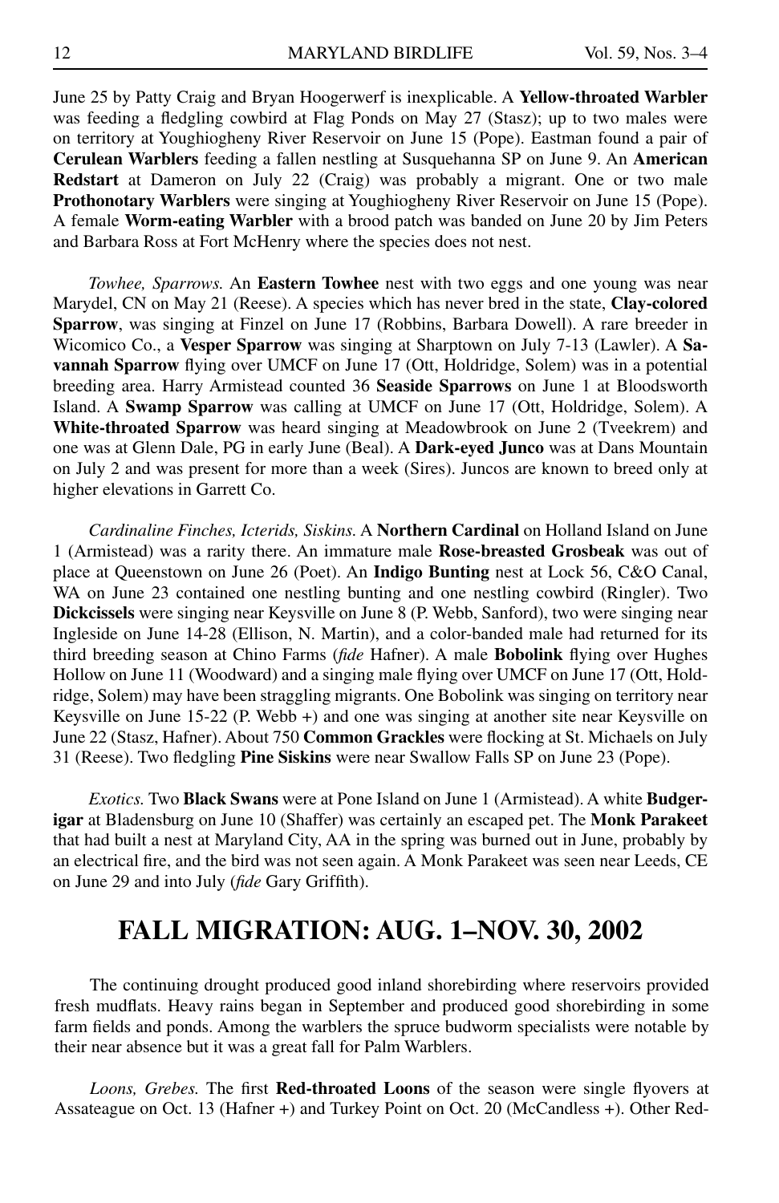June 25 by Patty Craig and Bryan Hoogerwerf is inexplicable. A **Yellow-throated Warbler** was feeding a fledgling cowbird at Flag Ponds on May 27 (Stasz); up to two males were on territory at Youghiogheny River Reservoir on June 15 (Pope). Eastman found a pair of **Cerulean Warblers** feeding a fallen nestling at Susquehanna SP on June 9. An **American Redstart** at Dameron on July 22 (Craig) was probably a migrant. One or two male **Prothonotary Warblers** were singing at Youghiogheny River Reservoir on June 15 (Pope). A female **Worm-eating Warbler** with a brood patch was banded on June 20 by Jim Peters and Barbara Ross at Fort McHenry where the species does not nest.

*Towhee, Sparrows.* An **Eastern Towhee** nest with two eggs and one young was near Marydel, CN on May 21 (Reese). A species which has never bred in the state, **Clay-colored Sparrow**, was singing at Finzel on June 17 (Robbins, Barbara Dowell). A rare breeder in Wicomico Co., a **Vesper Sparrow** was singing at Sharptown on July 7-13 (Lawler). A **Savannah Sparrow** flying over UMCF on June 17 (Ott, Holdridge, Solem) was in a potential breeding area. Harry Armistead counted 36 **Seaside Sparrows** on June 1 at Bloodsworth Island. A **Swamp Sparrow** was calling at UMCF on June 17 (Ott, Holdridge, Solem). A **White-throated Sparrow** was heard singing at Meadowbrook on June 2 (Tveekrem) and one was at Glenn Dale, PG in early June (Beal). A **Dark-eyed Junco** was at Dans Mountain on July 2 and was present for more than a week (Sires). Juncos are known to breed only at higher elevations in Garrett Co.

*Cardinaline Finches, Icterids, Siskins.* A **Northern Cardinal** on Holland Island on June 1 (Armistead) was a rarity there. An immature male **Rose-breasted Grosbeak** was out of place at Queenstown on June 26 (Poet). An **Indigo Bunting** nest at Lock 56, C&O Canal, WA on June 23 contained one nestling bunting and one nestling cowbird (Ringler). Two **Dickcissels** were singing near Keysville on June 8 (P. Webb, Sanford), two were singing near Ingleside on June 14-28 (Ellison, N. Martin), and a color-banded male had returned for its third breeding season at Chino Farms (*fide* Hafner). A male **Bobolink** flying over Hughes Hollow on June 11 (Woodward) and a singing male flying over UMCF on June 17 (Ott, Holdridge, Solem) may have been straggling migrants. One Bobolink was singing on territory near Keysville on June 15-22 (P. Webb +) and one was singing at another site near Keysville on June 22 (Stasz, Hafner). About 750 **Common Grackles** were flocking at St. Michaels on July 31 (Reese). Two fledgling **Pine Siskins** were near Swallow Falls SP on June 23 (Pope).

*Exotics.* Two **Black Swans** were at Pone Island on June 1 (Armistead). A white **Budgerigar** at Bladensburg on June 10 (Shaffer) was certainly an escaped pet. The **Monk Parakeet** that had built a nest at Maryland City, AA in the spring was burned out in June, probably by an electrical fire, and the bird was not seen again. A Monk Parakeet was seen near Leeds, CE on June 29 and into July (*fide* Gary Griffith).

## FALL MIGRATION: AUG. 1–NOV. 30, 2002

The continuing drought produced good inland shorebirding where reservoirs provided fresh mudflats. Heavy rains began in September and produced good shorebirding in some farm fields and ponds. Among the warblers the spruce budworm specialists were notable by their near absence but it was a great fall for Palm Warblers.

*Loons, Grebes.* The first **Red-throated Loons** of the season were single flyovers at Assateague on Oct. 13 (Hafner +) and Turkey Point on Oct. 20 (McCandless +). Other Red-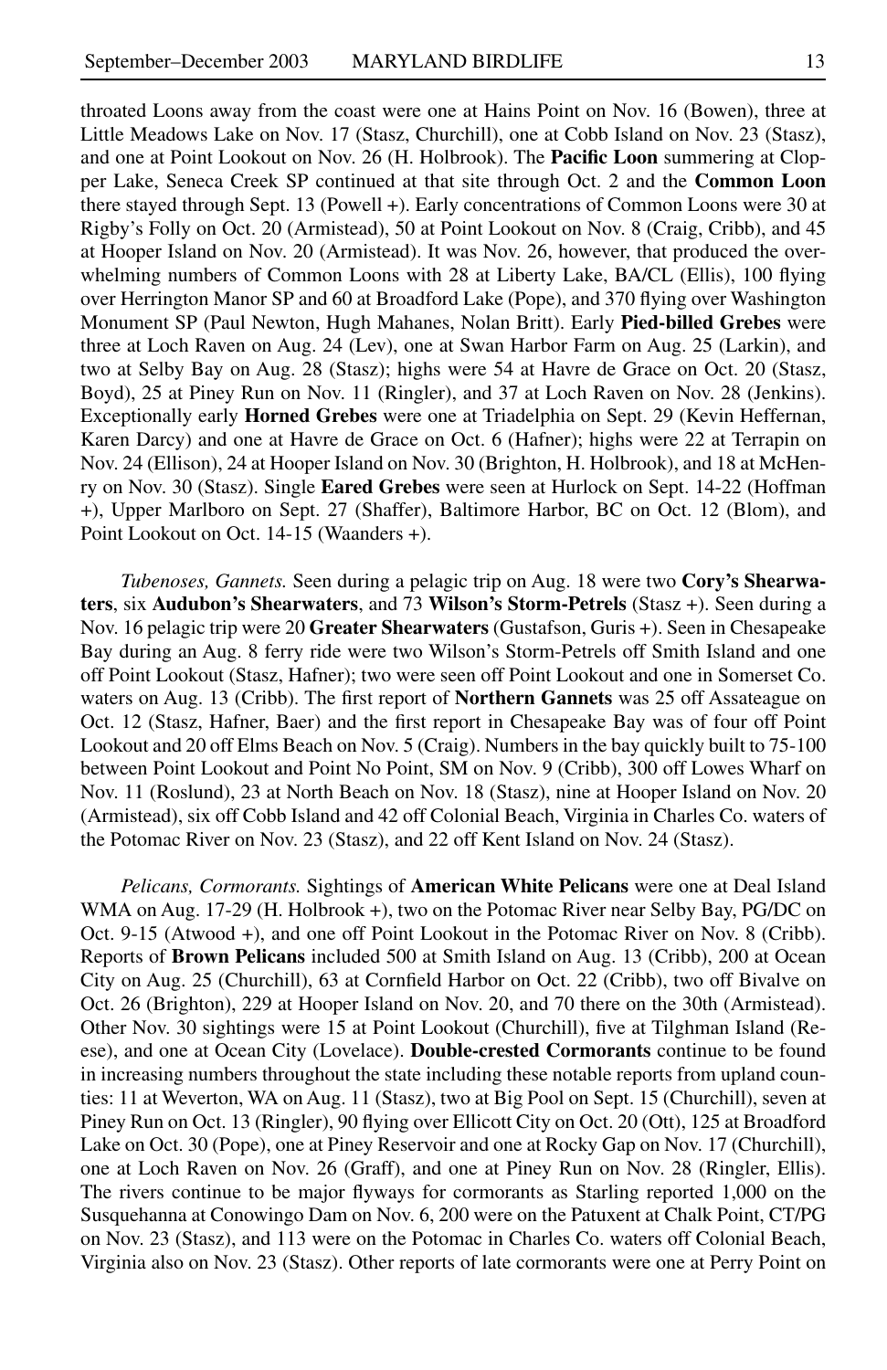throated Loons away from the coast were one at Hains Point on Nov. 16 (Bowen), three at Little Meadows Lake on Nov. 17 (Stasz, Churchill), one at Cobb Island on Nov. 23 (Stasz), and one at Point Lookout on Nov. 26 (H. Holbrook). The **Pacific Loon** summering at Clopper Lake, Seneca Creek SP continued at that site through Oct. 2 and the **Common Loon** there stayed through Sept. 13 (Powell +). Early concentrations of Common Loons were 30 at Rigby's Folly on Oct. 20 (Armistead), 50 at Point Lookout on Nov. 8 (Craig, Cribb), and 45 at Hooper Island on Nov. 20 (Armistead). It was Nov. 26, however, that produced the overwhelming numbers of Common Loons with 28 at Liberty Lake, BA/CL (Ellis), 100 flying over Herrington Manor SP and 60 at Broadford Lake (Pope), and 370 flying over Washington Monument SP (Paul Newton, Hugh Mahanes, Nolan Britt). Early **Pied-billed Grebes** were three at Loch Raven on Aug. 24 (Lev), one at Swan Harbor Farm on Aug. 25 (Larkin), and two at Selby Bay on Aug. 28 (Stasz); highs were 54 at Havre de Grace on Oct. 20 (Stasz, Boyd), 25 at Piney Run on Nov. 11 (Ringler), and 37 at Loch Raven on Nov. 28 (Jenkins). Exceptionally early **Horned Grebes** were one at Triadelphia on Sept. 29 (Kevin Heffernan, Karen Darcy) and one at Havre de Grace on Oct. 6 (Hafner); highs were 22 at Terrapin on Nov. 24 (Ellison), 24 at Hooper Island on Nov. 30 (Brighton, H. Holbrook), and 18 at McHenry on Nov. 30 (Stasz). Single **Eared Grebes** were seen at Hurlock on Sept. 14-22 (Hoffman +), Upper Marlboro on Sept. 27 (Shaffer), Baltimore Harbor, BC on Oct. 12 (Blom), and Point Lookout on Oct. 14-15 (Waanders +).

*Tubenoses, Gannets.* Seen during a pelagic trip on Aug. 18 were two **Cory's Shearwaters**, six **Audubon's Shearwaters**, and 73 **Wilson's Storm-Petrels** (Stasz +). Seen during a Nov. 16 pelagic trip were 20 **Greater Shearwaters** (Gustafson, Guris +). Seen in Chesapeake Bay during an Aug. 8 ferry ride were two Wilson's Storm-Petrels off Smith Island and one off Point Lookout (Stasz, Hafner); two were seen off Point Lookout and one in Somerset Co. waters on Aug. 13 (Cribb). The first report of **Northern Gannets** was 25 off Assateague on Oct. 12 (Stasz, Hafner, Baer) and the first report in Chesapeake Bay was of four off Point Lookout and 20 off Elms Beach on Nov. 5 (Craig). Numbers in the bay quickly built to 75-100 between Point Lookout and Point No Point, SM on Nov. 9 (Cribb), 300 off Lowes Wharf on Nov. 11 (Roslund), 23 at North Beach on Nov. 18 (Stasz), nine at Hooper Island on Nov. 20 (Armistead), six off Cobb Island and 42 off Colonial Beach, Virginia in Charles Co. waters of the Potomac River on Nov. 23 (Stasz), and 22 off Kent Island on Nov. 24 (Stasz).

*Pelicans, Cormorants.* Sightings of **American White Pelicans** were one at Deal Island WMA on Aug. 17-29 (H. Holbrook +), two on the Potomac River near Selby Bay, PG/DC on Oct. 9-15 (Atwood +), and one off Point Lookout in the Potomac River on Nov. 8 (Cribb). Reports of **Brown Pelicans** included 500 at Smith Island on Aug. 13 (Cribb), 200 at Ocean City on Aug. 25 (Churchill), 63 at Cornfield Harbor on Oct. 22 (Cribb), two off Bivalve on Oct. 26 (Brighton), 229 at Hooper Island on Nov. 20, and 70 there on the 30th (Armistead). Other Nov. 30 sightings were 15 at Point Lookout (Churchill), five at Tilghman Island (Reese), and one at Ocean City (Lovelace). **Double-crested Cormorants** continue to be found in increasing numbers throughout the state including these notable reports from upland counties: 11 at Weverton, WA on Aug. 11 (Stasz), two at Big Pool on Sept. 15 (Churchill), seven at Piney Run on Oct. 13 (Ringler), 90 flying over Ellicott City on Oct. 20 (Ott), 125 at Broadford Lake on Oct. 30 (Pope), one at Piney Reservoir and one at Rocky Gap on Nov. 17 (Churchill), one at Loch Raven on Nov. 26 (Graff), and one at Piney Run on Nov. 28 (Ringler, Ellis). The rivers continue to be major flyways for cormorants as Starling reported 1,000 on the Susquehanna at Conowingo Dam on Nov. 6, 200 were on the Patuxent at Chalk Point, CT/PG on Nov. 23 (Stasz), and 113 were on the Potomac in Charles Co. waters off Colonial Beach, Virginia also on Nov. 23 (Stasz). Other reports of late cormorants were one at Perry Point on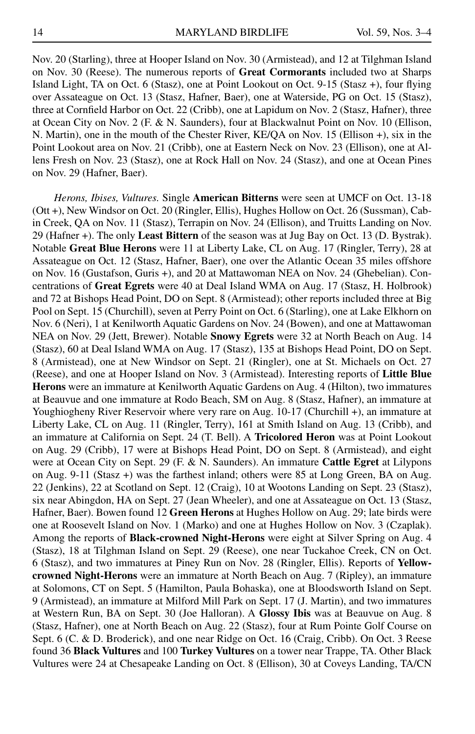Nov. 20 (Starling), three at Hooper Island on Nov. 30 (Armistead), and 12 at Tilghman Island on Nov. 30 (Reese). The numerous reports of **Great Cormorants** included two at Sharps Island Light, TA on Oct. 6 (Stasz), one at Point Lookout on Oct. 9-15 (Stasz +), four flying over Assateague on Oct. 13 (Stasz, Hafner, Baer), one at Waterside, PG on Oct. 15 (Stasz), three at Cornfield Harbor on Oct. 22 (Cribb), one at Lapidum on Nov. 2 (Stasz, Hafner), three at Ocean City on Nov. 2 (F. & N. Saunders), four at Blackwalnut Point on Nov. 10 (Ellison, N. Martin), one in the mouth of the Chester River, KE/QA on Nov. 15 (Ellison +), six in the Point Lookout area on Nov. 21 (Cribb), one at Eastern Neck on Nov. 23 (Ellison), one at Allens Fresh on Nov. 23 (Stasz), one at Rock Hall on Nov. 24 (Stasz), and one at Ocean Pines on Nov. 29 (Hafner, Baer).

*Herons, Ibises, Vultures.* Single **American Bitterns** were seen at UMCF on Oct. 13-18 (Ott +), New Windsor on Oct. 20 (Ringler, Ellis), Hughes Hollow on Oct. 26 (Sussman), Cabin Creek, QA on Nov. 11 (Stasz), Terrapin on Nov. 24 (Ellison), and Truitts Landing on Nov. 29 (Hafner +). The only **Least Bittern** of the season was at Jug Bay on Oct. 13 (D. Bystrak). Notable **Great Blue Herons** were 11 at Liberty Lake, CL on Aug. 17 (Ringler, Terry), 28 at Assateague on Oct. 12 (Stasz, Hafner, Baer), one over the Atlantic Ocean 35 miles offshore on Nov. 16 (Gustafson, Guris +), and 20 at Mattawoman NEA on Nov. 24 (Ghebelian). Concentrations of **Great Egrets** were 40 at Deal Island WMA on Aug. 17 (Stasz, H. Holbrook) and 72 at Bishops Head Point, DO on Sept. 8 (Armistead); other reports included three at Big Pool on Sept. 15 (Churchill), seven at Perry Point on Oct. 6 (Starling), one at Lake Elkhorn on Nov. 6 (Neri), 1 at Kenilworth Aquatic Gardens on Nov. 24 (Bowen), and one at Mattawoman NEA on Nov. 29 (Jett, Brewer). Notable **Snowy Egrets** were 32 at North Beach on Aug. 14 (Stasz), 60 at Deal Island WMA on Aug. 17 (Stasz), 135 at Bishops Head Point, DO on Sept. 8 (Armistead), one at New Windsor on Sept. 21 (Ringler), one at St. Michaels on Oct. 27 (Reese), and one at Hooper Island on Nov. 3 (Armistead). Interesting reports of **Little Blue Herons** were an immature at Kenilworth Aquatic Gardens on Aug. 4 (Hilton), two immatures at Beauvue and one immature at Rodo Beach, SM on Aug. 8 (Stasz, Hafner), an immature at Youghiogheny River Reservoir where very rare on Aug. 10-17 (Churchill +), an immature at Liberty Lake, CL on Aug. 11 (Ringler, Terry), 161 at Smith Island on Aug. 13 (Cribb), and an immature at California on Sept. 24 (T. Bell). A **Tricolored Heron** was at Point Lookout on Aug. 29 (Cribb), 17 were at Bishops Head Point, DO on Sept. 8 (Armistead), and eight were at Ocean City on Sept. 29 (F. & N. Saunders). An immature **Cattle Egret** at Lilypons on Aug. 9-11 (Stasz +) was the farthest inland; others were 85 at Long Green, BA on Aug. 22 (Jenkins), 22 at Scotland on Sept. 12 (Craig), 10 at Wootons Landing on Sept. 23 (Stasz), six near Abingdon, HA on Sept. 27 (Jean Wheeler), and one at Assateague on Oct. 13 (Stasz, Hafner, Baer). Bowen found 12 **Green Herons** at Hughes Hollow on Aug. 29; late birds were one at Roosevelt Island on Nov. 1 (Marko) and one at Hughes Hollow on Nov. 3 (Czaplak). Among the reports of **Black-crowned Night-Herons** were eight at Silver Spring on Aug. 4 (Stasz), 18 at Tilghman Island on Sept. 29 (Reese), one near Tuckahoe Creek, CN on Oct. 6 (Stasz), and two immatures at Piney Run on Nov. 28 (Ringler, Ellis). Reports of **Yellow-crowned Night-Herons** were an immature at North Beach on Aug. 7 (Ripley), an immature at Solomons, CT on Sept. 5 (Hamilton, Paula Bohaska), one at Bloodsworth Island on Sept. 9 (Armistead), an immature at Milford Mill Park on Sept. 17 (J. Martin), and two immatures at Western Run, BA on Sept. 30 (Joe Halloran). A **Glossy Ibis** was at Beauvue on Aug. 8 (Stasz, Hafner), one at North Beach on Aug. 22 (Stasz), four at Rum Pointe Golf Course on Sept. 6 (C. & D. Broderick), and one near Ridge on Oct. 16 (Craig, Cribb). On Oct. 3 Reese found 36 **Black Vultures** and 100 **Turkey Vultures** on a tower near Trappe, TA. Other Black Vultures were 24 at Chesapeake Landing on Oct. 8 (Ellison), 30 at Coveys Landing, TA/CN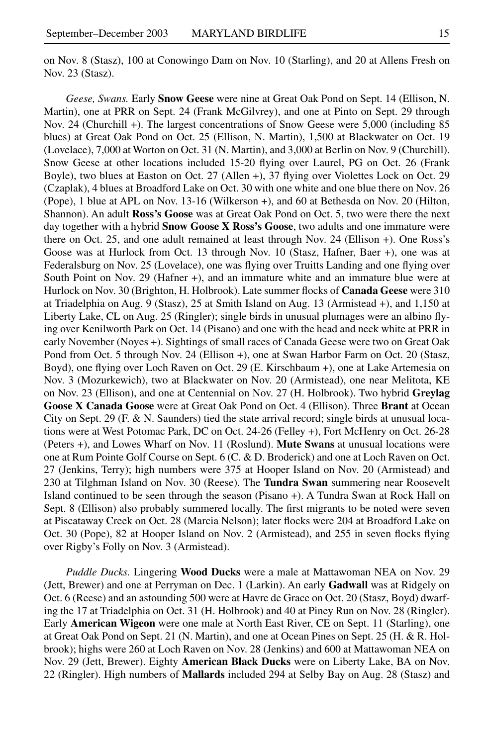on Nov. 8 (Stasz), 100 at Conowingo Dam on Nov. 10 (Starling), and 20 at Allens Fresh on Nov. 23 (Stasz).

*Geese, Swans.* Early **Snow Geese** were nine at Great Oak Pond on Sept. 14 (Ellison, N. Martin), one at PRR on Sept. 24 (Frank McGilvrey), and one at Pinto on Sept. 29 through Nov. 24 (Churchill +). The largest concentrations of Snow Geese were 5,000 (including 85 blues) at Great Oak Pond on Oct. 25 (Ellison, N. Martin), 1,500 at Blackwater on Oct. 19 (Lovelace), 7,000 at Worton on Oct. 31 (N. Martin), and 3,000 at Berlin on Nov. 9 (Churchill). Snow Geese at other locations included 15-20 flying over Laurel, PG on Oct. 26 (Frank Boyle), two blues at Easton on Oct. 27 (Allen +), 37 flying over Violettes Lock on Oct. 29 (Czaplak), 4 blues at Broadford Lake on Oct. 30 with one white and one blue there on Nov. 26 (Pope), 1 blue at APL on Nov. 13-16 (Wilkerson +), and 60 at Bethesda on Nov. 20 (Hilton, Shannon). An adult **Ross's Goose** was at Great Oak Pond on Oct. 5, two were there the next day together with a hybrid **Snow Goose X Ross's Goose**, two adults and one immature were there on Oct. 25, and one adult remained at least through Nov. 24 (Ellison +). One Ross's Goose was at Hurlock from Oct. 13 through Nov. 10 (Stasz, Hafner, Baer +), one was at Federalsburg on Nov. 25 (Lovelace), one was flying over Truitts Landing and one flying over South Point on Nov. 29 (Hafner +), and an immature white and an immature blue were at Hurlock on Nov. 30 (Brighton, H. Holbrook). Late summer flocks of **Canada Geese** were 310 at Triadelphia on Aug. 9 (Stasz), 25 at Smith Island on Aug. 13 (Armistead +), and 1,150 at Liberty Lake, CL on Aug. 25 (Ringler); single birds in unusual plumages were an albino flying over Kenilworth Park on Oct. 14 (Pisano) and one with the head and neck white at PRR in early November (Noyes +). Sightings of small races of Canada Geese were two on Great Oak Pond from Oct. 5 through Nov. 24 (Ellison +), one at Swan Harbor Farm on Oct. 20 (Stasz, Boyd), one flying over Loch Raven on Oct. 29 (E. Kirschbaum +), one at Lake Artemesia on Nov. 3 (Mozurkewich), two at Blackwater on Nov. 20 (Armistead), one near Melitota, KE on Nov. 23 (Ellison), and one at Centennial on Nov. 27 (H. Holbrook). Two hybrid **Greylag Goose X Canada Goose** were at Great Oak Pond on Oct. 4 (Ellison). Three **Brant** at Ocean City on Sept. 29 (F. & N. Saunders) tied the state arrival record; single birds at unusual locations were at West Potomac Park, DC on Oct. 24-26 (Felley +), Fort McHenry on Oct. 26-28 (Peters +), and Lowes Wharf on Nov. 11 (Roslund). **Mute Swans** at unusual locations were one at Rum Pointe Golf Course on Sept. 6 (C. & D. Broderick) and one at Loch Raven on Oct. 27 (Jenkins, Terry); high numbers were 375 at Hooper Island on Nov. 20 (Armistead) and 230 at Tilghman Island on Nov. 30 (Reese). The **Tundra Swan** summering near Roosevelt Island continued to be seen through the season (Pisano +). A Tundra Swan at Rock Hall on Sept. 8 (Ellison) also probably summered locally. The first migrants to be noted were seven at Piscataway Creek on Oct. 28 (Marcia Nelson); later flocks were 204 at Broadford Lake on Oct. 30 (Pope), 82 at Hooper Island on Nov. 2 (Armistead), and 255 in seven flocks flying over Rigby's Folly on Nov. 3 (Armistead).

*Puddle Ducks.* Lingering **Wood Ducks** were a male at Mattawoman NEA on Nov. 29 (Jett, Brewer) and one at Perryman on Dec. 1 (Larkin). An early **Gadwall** was at Ridgely on Oct. 6 (Reese) and an astounding 500 were at Havre de Grace on Oct. 20 (Stasz, Boyd) dwarfing the 17 at Triadelphia on Oct. 31 (H. Holbrook) and 40 at Piney Run on Nov. 28 (Ringler). Early **American Wigeon** were one male at North East River, CE on Sept. 11 (Starling), one at Great Oak Pond on Sept. 21 (N. Martin), and one at Ocean Pines on Sept. 25 (H. & R. Holbrook); highs were 260 at Loch Raven on Nov. 28 (Jenkins) and 600 at Mattawoman NEA on Nov. 29 (Jett, Brewer). Eighty **American Black Ducks** were on Liberty Lake, BA on Nov. 22 (Ringler). High numbers of **Mallards** included 294 at Selby Bay on Aug. 28 (Stasz) and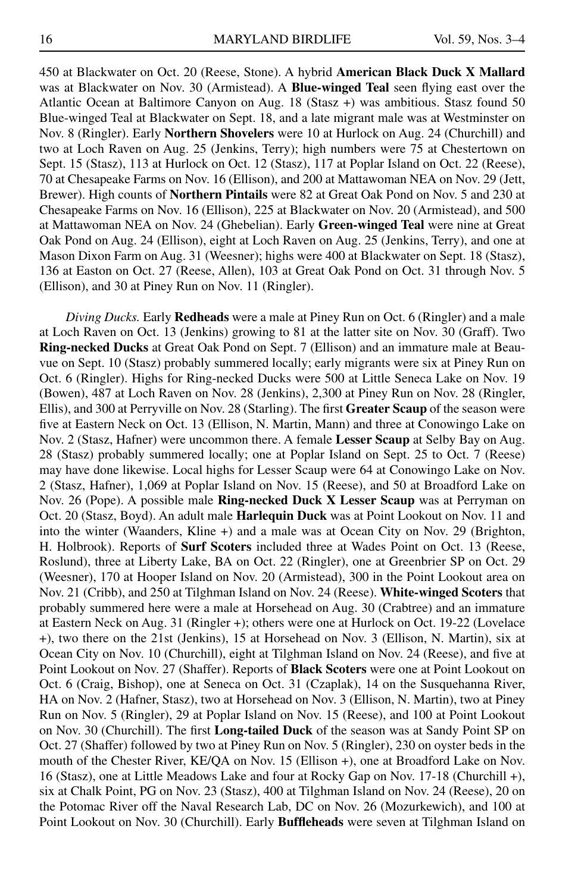450 at Blackwater on Oct. 20 (Reese, Stone). A hybrid **American Black Duck X Mallard** was at Blackwater on Nov. 30 (Armistead). A **Blue-winged Teal** seen flying east over the Atlantic Ocean at Baltimore Canyon on Aug. 18 (Stasz +) was ambitious. Stasz found 50 Blue-winged Teal at Blackwater on Sept. 18, and a late migrant male was at Westminster on Nov. 8 (Ringler). Early **Northern Shovelers** were 10 at Hurlock on Aug. 24 (Churchill) and two at Loch Raven on Aug. 25 (Jenkins, Terry); high numbers were 75 at Chestertown on Sept. 15 (Stasz), 113 at Hurlock on Oct. 12 (Stasz), 117 at Poplar Island on Oct. 22 (Reese), 70 at Chesapeake Farms on Nov. 16 (Ellison), and 200 at Mattawoman NEA on Nov. 29 (Jett, Brewer). High counts of **Northern Pintails** were 82 at Great Oak Pond on Nov. 5 and 230 at Chesapeake Farms on Nov. 16 (Ellison), 225 at Blackwater on Nov. 20 (Armistead), and 500 at Mattawoman NEA on Nov. 24 (Ghebelian). Early **Green-winged Teal** were nine at Great Oak Pond on Aug. 24 (Ellison), eight at Loch Raven on Aug. 25 (Jenkins, Terry), and one at Mason Dixon Farm on Aug. 31 (Weesner); highs were 400 at Blackwater on Sept. 18 (Stasz), 136 at Easton on Oct. 27 (Reese, Allen), 103 at Great Oak Pond on Oct. 31 through Nov. 5 (Ellison), and 30 at Piney Run on Nov. 11 (Ringler).

*Diving Ducks.* Early **Redheads** were a male at Piney Run on Oct. 6 (Ringler) and a male at Loch Raven on Oct. 13 (Jenkins) growing to 81 at the latter site on Nov. 30 (Graff). Two **Ring-necked Ducks** at Great Oak Pond on Sept. 7 (Ellison) and an immature male at Beauvue on Sept. 10 (Stasz) probably summered locally; early migrants were six at Piney Run on Oct. 6 (Ringler). Highs for Ring-necked Ducks were 500 at Little Seneca Lake on Nov. 19 (Bowen), 487 at Loch Raven on Nov. 28 (Jenkins), 2,300 at Piney Run on Nov. 28 (Ringler, Ellis), and 300 at Perryville on Nov. 28 (Starling). The first **Greater Scaup** of the season were five at Eastern Neck on Oct. 13 (Ellison, N. Martin, Mann) and three at Conowingo Lake on Nov. 2 (Stasz, Hafner) were uncommon there. A female **Lesser Scaup** at Selby Bay on Aug. 28 (Stasz) probably summered locally; one at Poplar Island on Sept. 25 to Oct. 7 (Reese) may have done likewise. Local highs for Lesser Scaup were 64 at Conowingo Lake on Nov. 2 (Stasz, Hafner), 1,069 at Poplar Island on Nov. 15 (Reese), and 50 at Broadford Lake on Nov. 26 (Pope). A possible male **Ring-necked Duck X Lesser Scaup** was at Perryman on Oct. 20 (Stasz, Boyd). An adult male **Harlequin Duck** was at Point Lookout on Nov. 11 and into the winter (Waanders, Kline +) and a male was at Ocean City on Nov. 29 (Brighton, H. Holbrook). Reports of **Surf Scoters** included three at Wades Point on Oct. 13 (Reese, Roslund), three at Liberty Lake, BA on Oct. 22 (Ringler), one at Greenbrier SP on Oct. 29 (Weesner), 170 at Hooper Island on Nov. 20 (Armistead), 300 in the Point Lookout area on Nov. 21 (Cribb), and 250 at Tilghman Island on Nov. 24 (Reese). **White-winged Scoters** that probably summered here were a male at Horsehead on Aug. 30 (Crabtree) and an immature at Eastern Neck on Aug. 31 (Ringler +); others were one at Hurlock on Oct. 19-22 (Lovelace +), two there on the 21st (Jenkins), 15 at Horsehead on Nov. 3 (Ellison, N. Martin), six at Ocean City on Nov. 10 (Churchill), eight at Tilghman Island on Nov. 24 (Reese), and five at Point Lookout on Nov. 27 (Shaffer). Reports of **Black Scoters** were one at Point Lookout on Oct. 6 (Craig, Bishop), one at Seneca on Oct. 31 (Czaplak), 14 on the Susquehanna River, HA on Nov. 2 (Hafner, Stasz), two at Horsehead on Nov. 3 (Ellison, N. Martin), two at Piney Run on Nov. 5 (Ringler), 29 at Poplar Island on Nov. 15 (Reese), and 100 at Point Lookout on Nov. 30 (Churchill). The first **Long-tailed Duck** of the season was at Sandy Point SP on Oct. 27 (Shaffer) followed by two at Piney Run on Nov. 5 (Ringler), 230 on oyster beds in the mouth of the Chester River, KE/QA on Nov. 15 (Ellison +), one at Broadford Lake on Nov. 16 (Stasz), one at Little Meadows Lake and four at Rocky Gap on Nov. 17-18 (Churchill +), six at Chalk Point, PG on Nov. 23 (Stasz), 400 at Tilghman Island on Nov. 24 (Reese), 20 on the Potomac River off the Naval Research Lab, DC on Nov. 26 (Mozurkewich), and 100 at Point Lookout on Nov. 30 (Churchill). Early **Buffleheads** were seven at Tilghman Island on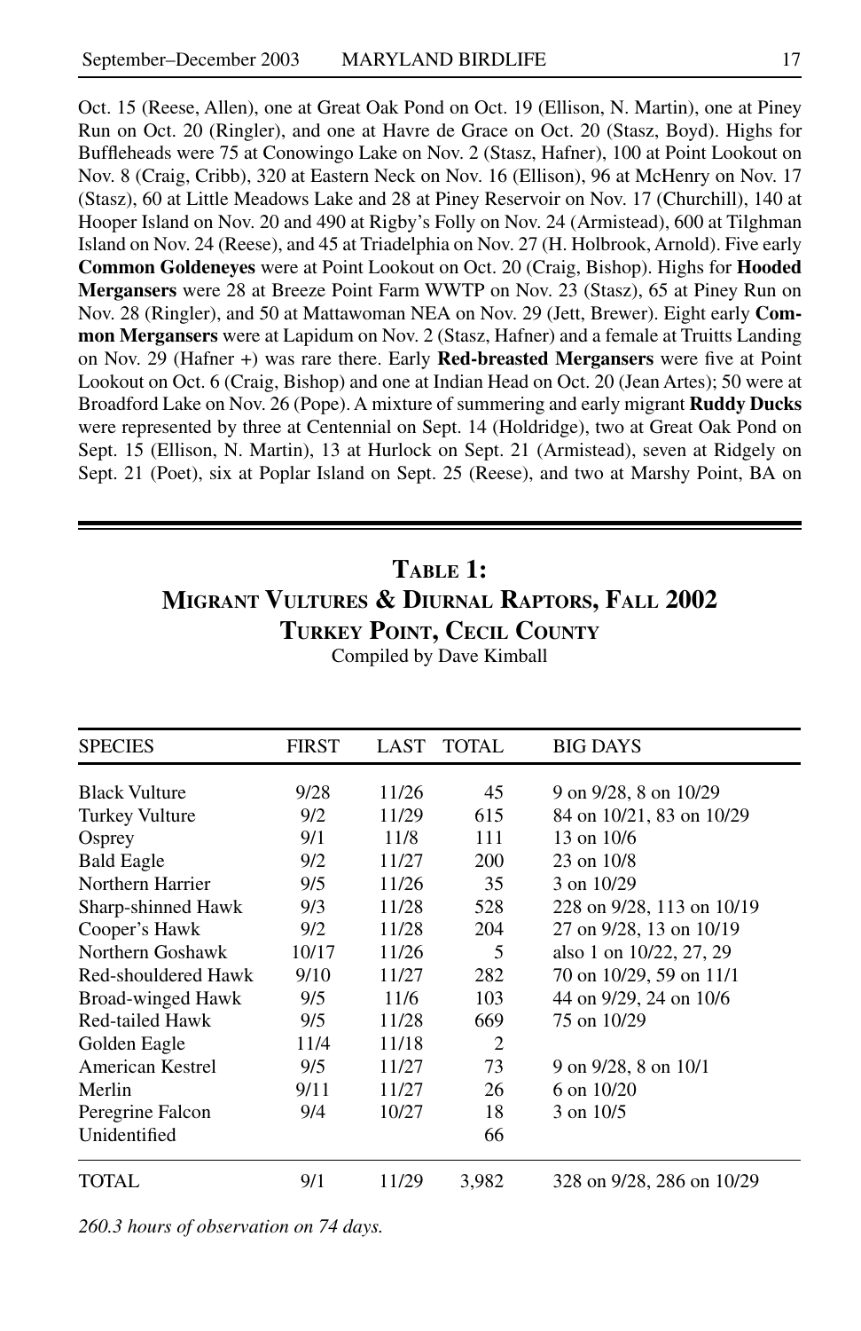Oct. 15 (Reese, Allen), one at Great Oak Pond on Oct. 19 (Ellison, N. Martin), one at Piney Run on Oct. 20 (Ringler), and one at Havre de Grace on Oct. 20 (Stasz, Boyd). Highs for Buffleheads were 75 at Conowingo Lake on Nov. 2 (Stasz, Hafner), 100 at Point Lookout on Nov. 8 (Craig, Cribb), 320 at Eastern Neck on Nov. 16 (Ellison), 96 at McHenry on Nov. 17 (Stasz), 60 at Little Meadows Lake and 28 at Piney Reservoir on Nov. 17 (Churchill), 140 at Hooper Island on Nov. 20 and 490 at Rigby's Folly on Nov. 24 (Armistead), 600 at Tilghman Island on Nov. 24 (Reese), and 45 at Triadelphia on Nov. 27 (H. Holbrook, Arnold). Five early **Common Goldeneyes** were at Point Lookout on Oct. 20 (Craig, Bishop). Highs for **Hooded Mergansers** were 28 at Breeze Point Farm WWTP on Nov. 23 (Stasz), 65 at Piney Run on Nov. 28 (Ringler), and 50 at Mattawoman NEA on Nov. 29 (Jett, Brewer). Eight early **Common Mergansers** were at Lapidum on Nov. 2 (Stasz, Hafner) and a female at Truitts Landing on Nov. 29 (Hafner +) was rare there. Early **Red-breasted Mergansers** were five at Point Lookout on Oct. 6 (Craig, Bishop) and one at Indian Head on Oct. 20 (Jean Artes); 50 were at Broadford Lake on Nov. 26 (Pope). A mixture of summering and early migrant **Ruddy Ducks** were represented by three at Centennial on Sept. 14 (Holdridge), two at Great Oak Pond on Sept. 15 (Ellison, N. Martin), 13 at Hurlock on Sept. 21 (Armistead), seven at Ridgely on Sept. 21 (Poet), six at Poplar Island on Sept. 25 (Reese), and two at Marshy Point, BA on

## Table 1: Migrant Vultures & Diurnal Raptors, Fall 2002
## Turkey Point, Cecil County

Compiled by Dave Kimball

| SPECIES | FIRST | LAST | TOTAL | BIG DAYS |
|---|---|---|---|---|
| Black Vulture | 9/28 | 11/26 | 45 | 9 on 9/28, 8 on 10/29 |
| Turkey Vulture | 9/2 | 11/29 | 615 | 84 on 10/21, 83 on 10/29 |
| Osprey | 9/1 | 11/8 | 111 | 13 on 10/6 |
| Bald Eagle | 9/2 | 11/27 | 200 | 23 on 10/8 |
| Northern Harrier | 9/5 | 11/26 | 35 | 3 on 10/29 |
| Sharp-shinned Hawk | 9/3 | 11/28 | 528 | 228 on 9/28, 113 on 10/19 |
| Cooper's Hawk | 9/2 | 11/28 | 204 | 27 on 9/28, 13 on 10/19 |
| Northern Goshawk | 10/17 | 11/26 | 5 | also 1 on 10/22, 27, 29 |
| Red-shouldered Hawk | 9/10 | 11/27 | 282 | 70 on 10/29, 59 on 11/1 |
| Broad-winged Hawk | 9/5 | 11/6 | 103 | 44 on 9/29, 24 on 10/6 |
| Red-tailed Hawk | 9/5 | 11/28 | 669 | 75 on 10/29 |
| Golden Eagle | 11/4 | 11/18 | 2 | |
| American Kestrel | 9/5 | 11/27 | 73 | 9 on 9/28, 8 on 10/1 |
| Merlin | 9/11 | 11/27 | 26 | 6 on 10/20 |
| Peregrine Falcon | 9/4 | 10/27 | 18 | 3 on 10/5 |
| Unidentified | | | 66 | |
| TOTAL | 9/1 | 11/29 | 3,982 | 328 on 9/28, 286 on 10/29 |

*260.3 hours of observation on 74 days.*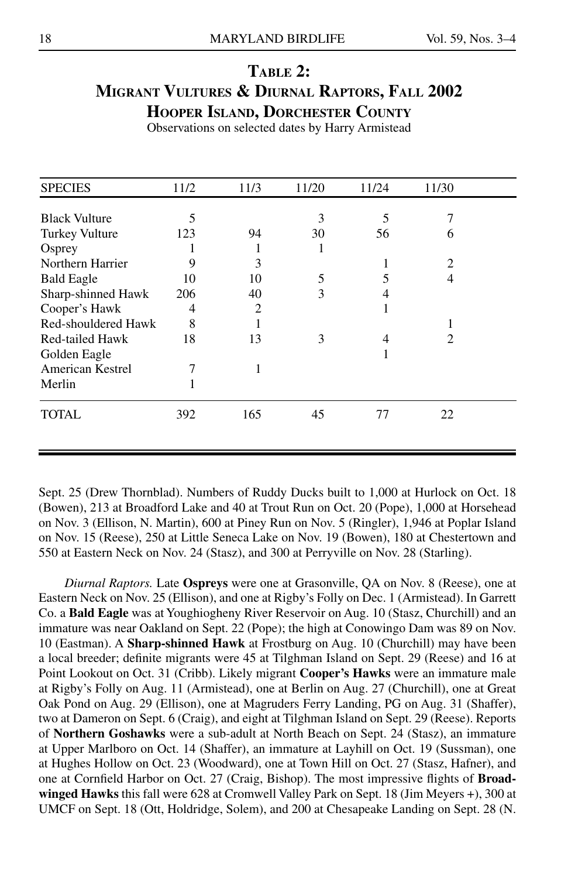## Table 2: Migrant Vultures & Diurnal Raptors, Fall 2002
## Hooper Island, Dorchester County

Observations on selected dates by Harry Armistead

| SPECIES | 11/2 | 11/3 | 11/20 | 11/24 | 11/30 |
|---|---|---|---|---|---|
| Black Vulture | 5 | | 3 | 5 | 7 |
| Turkey Vulture | 123 | 94 | 30 | 56 | 6 |
| Osprey | 1 | 1 | 1 | | |
| Northern Harrier | 9 | 3 | | 1 | 2 |
| Bald Eagle | 10 | 10 | 5 | 5 | 4 |
| Sharp-shinned Hawk | 206 | 40 | 3 | 4 | |
| Cooper's Hawk | 4 | 2 | | 1 | |
| Red-shouldered Hawk | 8 | 1 | | | 1 |
| Red-tailed Hawk | 18 | 13 | 3 | 4 | 2 |
| Golden Eagle | | | | 1 | |
| American Kestrel | 7 | 1 | | | |
| Merlin | 1 | | | | |
| TOTAL | 392 | 165 | 45 | 77 | 22 |

Sept. 25 (Drew Thornblad). Numbers of Ruddy Ducks built to 1,000 at Hurlock on Oct. 18 (Bowen), 213 at Broadford Lake and 40 at Trout Run on Oct. 20 (Pope), 1,000 at Horsehead on Nov. 3 (Ellison, N. Martin), 600 at Piney Run on Nov. 5 (Ringler), 1,946 at Poplar Island on Nov. 15 (Reese), 250 at Little Seneca Lake on Nov. 19 (Bowen), 180 at Chestertown and 550 at Eastern Neck on Nov. 24 (Stasz), and 300 at Perryville on Nov. 28 (Starling).

*Diurnal Raptors.* Late **Ospreys** were one at Grasonville, QA on Nov. 8 (Reese), one at Eastern Neck on Nov. 25 (Ellison), and one at Rigby's Folly on Dec. 1 (Armistead). In Garrett Co. a **Bald Eagle** was at Youghiogheny River Reservoir on Aug. 10 (Stasz, Churchill) and an immature was near Oakland on Sept. 22 (Pope); the high at Conowingo Dam was 89 on Nov. 10 (Eastman). A **Sharp-shinned Hawk** at Frostburg on Aug. 10 (Churchill) may have been a local breeder; definite migrants were 45 at Tilghman Island on Sept. 29 (Reese) and 16 at Point Lookout on Oct. 31 (Cribb). Likely migrant **Cooper's Hawks** were an immature male at Rigby's Folly on Aug. 11 (Armistead), one at Berlin on Aug. 27 (Churchill), one at Great Oak Pond on Aug. 29 (Ellison), one at Magruders Ferry Landing, PG on Aug. 31 (Shaffer), two at Dameron on Sept. 6 (Craig), and eight at Tilghman Island on Sept. 29 (Reese). Reports of **Northern Goshawks** were a sub-adult at North Beach on Sept. 24 (Stasz), an immature at Upper Marlboro on Oct. 14 (Shaffer), an immature at Layhill on Oct. 19 (Sussman), one at Hughes Hollow on Oct. 23 (Woodward), one at Town Hill on Oct. 27 (Stasz, Hafner), and one at Cornfield Harbor on Oct. 27 (Craig, Bishop). The most impressive flights of **Broad-winged Hawks** this fall were 628 at Cromwell Valley Park on Sept. 18 (Jim Meyers +), 300 at UMCF on Sept. 18 (Ott, Holdridge, Solem), and 200 at Chesapeake Landing on Sept. 28 (N.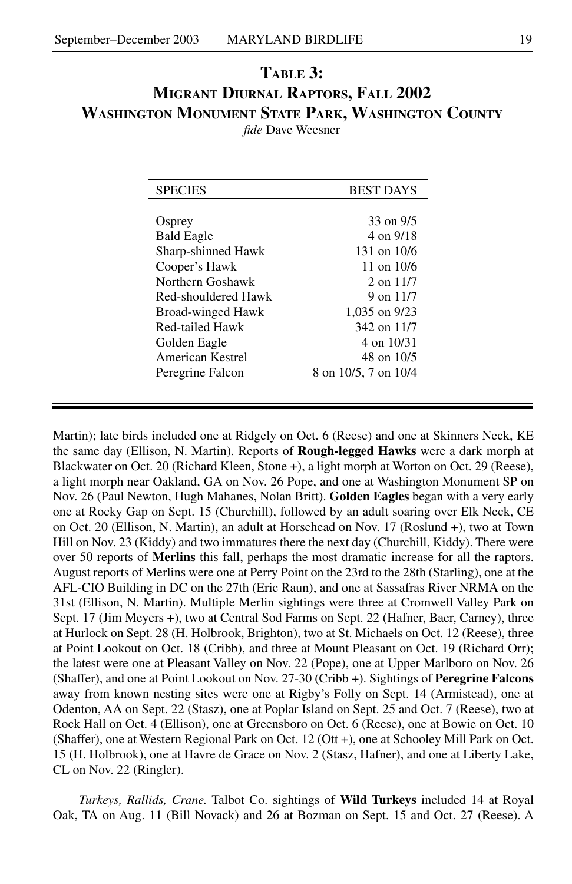## Table 3: Migrant Diurnal Raptors, Fall 2002 Washington Monument State Park, Washington County

*fide* Dave Weesner

| SPECIES | BEST DAYS |
|---|---|
| Osprey | 33 on 9/5 |
| Bald Eagle | 4 on 9/18 |
| Sharp-shinned Hawk | 131 on 10/6 |
| Cooper's Hawk | 11 on 10/6 |
| Northern Goshawk | 2 on 11/7 |
| Red-shouldered Hawk | 9 on 11/7 |
| Broad-winged Hawk | 1,035 on 9/23 |
| Red-tailed Hawk | 342 on 11/7 |
| Golden Eagle | 4 on 10/31 |
| American Kestrel | 48 on 10/5 |
| Peregrine Falcon | 8 on 10/5, 7 on 10/4 |

Martin); late birds included one at Ridgely on Oct. 6 (Reese) and one at Skinners Neck, KE the same day (Ellison, N. Martin). Reports of **Rough-legged Hawks** were a dark morph at Blackwater on Oct. 20 (Richard Kleen, Stone +), a light morph at Worton on Oct. 29 (Reese), a light morph near Oakland, GA on Nov. 26 Pope, and one at Washington Monument SP on Nov. 26 (Paul Newton, Hugh Mahanes, Nolan Britt). **Golden Eagles** began with a very early one at Rocky Gap on Sept. 15 (Churchill), followed by an adult soaring over Elk Neck, CE on Oct. 20 (Ellison, N. Martin), an adult at Horsehead on Nov. 17 (Roslund +), two at Town Hill on Nov. 23 (Kiddy) and two immatures there the next day (Churchill, Kiddy). There were over 50 reports of **Merlins** this fall, perhaps the most dramatic increase for all the raptors. August reports of Merlins were one at Perry Point on the 23rd to the 28th (Starling), one at the AFL-CIO Building in DC on the 27th (Eric Raun), and one at Sassafras River NRMA on the 31st (Ellison, N. Martin). Multiple Merlin sightings were three at Cromwell Valley Park on Sept. 17 (Jim Meyers +), two at Central Sod Farms on Sept. 22 (Hafner, Baer, Carney), three at Hurlock on Sept. 28 (H. Holbrook, Brighton), two at St. Michaels on Oct. 12 (Reese), three at Point Lookout on Oct. 18 (Cribb), and three at Mount Pleasant on Oct. 19 (Richard Orr); the latest were one at Pleasant Valley on Nov. 22 (Pope), one at Upper Marlboro on Nov. 26 (Shaffer), and one at Point Lookout on Nov. 27-30 (Cribb +). Sightings of **Peregrine Falcons** away from known nesting sites were one at Rigby's Folly on Sept. 14 (Armistead), one at Odenton, AA on Sept. 22 (Stasz), one at Poplar Island on Sept. 25 and Oct. 7 (Reese), two at Rock Hall on Oct. 4 (Ellison), one at Greensboro on Oct. 6 (Reese), one at Bowie on Oct. 10 (Shaffer), one at Western Regional Park on Oct. 12 (Ott +), one at Schooley Mill Park on Oct. 15 (H. Holbrook), one at Havre de Grace on Nov. 2 (Stasz, Hafner), and one at Liberty Lake, CL on Nov. 22 (Ringler).

*Turkeys, Rallids, Crane.* Talbot Co. sightings of **Wild Turkeys** included 14 at Royal Oak, TA on Aug. 11 (Bill Novack) and 26 at Bozman on Sept. 15 and Oct. 27 (Reese). A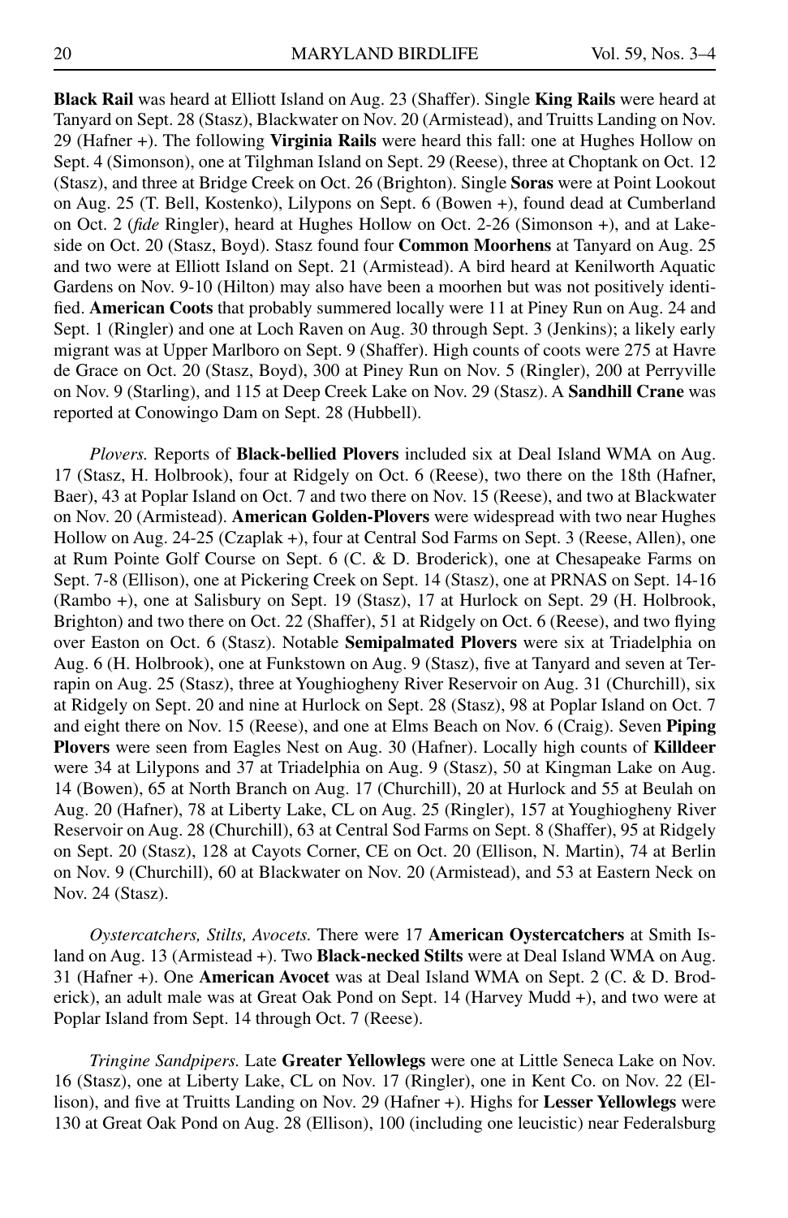**Black Rail** was heard at Elliott Island on Aug. 23 (Shaffer). Single **King Rails** were heard at Tanyard on Sept. 28 (Stasz), Blackwater on Nov. 20 (Armistead), and Truitts Landing on Nov. 29 (Hafner +). The following **Virginia Rails** were heard this fall: one at Hughes Hollow on Sept. 4 (Simonson), one at Tilghman Island on Sept. 29 (Reese), three at Choptank on Oct. 12 (Stasz), and three at Bridge Creek on Oct. 26 (Brighton). Single **Soras** were at Point Lookout on Aug. 25 (T. Bell, Kostenko), Lilypons on Sept. 6 (Bowen +), found dead at Cumberland on Oct. 2 (*fide* Ringler), heard at Hughes Hollow on Oct. 2-26 (Simonson +), and at Lakeside on Oct. 20 (Stasz, Boyd). Stasz found four **Common Moorhens** at Tanyard on Aug. 25 and two were at Elliott Island on Sept. 21 (Armistead). A bird heard at Kenilworth Aquatic Gardens on Nov. 9-10 (Hilton) may also have been a moorhen but was not positively identified. **American Coots** that probably summered locally were 11 at Piney Run on Aug. 24 and Sept. 1 (Ringler) and one at Loch Raven on Aug. 30 through Sept. 3 (Jenkins); a likely early migrant was at Upper Marlboro on Sept. 9 (Shaffer). High counts of coots were 275 at Havre de Grace on Oct. 20 (Stasz, Boyd), 300 at Piney Run on Nov. 5 (Ringler), 200 at Perryville on Nov. 9 (Starling), and 115 at Deep Creek Lake on Nov. 29 (Stasz). A **Sandhill Crane** was reported at Conowingo Dam on Sept. 28 (Hubbell).

*Plovers.* Reports of **Black-bellied Plovers** included six at Deal Island WMA on Aug. 17 (Stasz, H. Holbrook), four at Ridgely on Oct. 6 (Reese), two there on the 18th (Hafner, Baer), 43 at Poplar Island on Oct. 7 and two there on Nov. 15 (Reese), and two at Blackwater on Nov. 20 (Armistead). **American Golden-Plovers** were widespread with two near Hughes Hollow on Aug. 24-25 (Czaplak +), four at Central Sod Farms on Sept. 3 (Reese, Allen), one at Rum Pointe Golf Course on Sept. 6 (C. & D. Broderick), one at Chesapeake Farms on Sept. 7-8 (Ellison), one at Pickering Creek on Sept. 14 (Stasz), one at PRNAS on Sept. 14-16 (Rambo +), one at Salisbury on Sept. 19 (Stasz), 17 at Hurlock on Sept. 29 (H. Holbrook, Brighton) and two there on Oct. 22 (Shaffer), 51 at Ridgely on Oct. 6 (Reese), and two flying over Easton on Oct. 6 (Stasz). Notable **Semipalmated Plovers** were six at Triadelphia on Aug. 6 (H. Holbrook), one at Funkstown on Aug. 9 (Stasz), five at Tanyard and seven at Terrapin on Aug. 25 (Stasz), three at Youghiogheny River Reservoir on Aug. 31 (Churchill), six at Ridgely on Sept. 20 and nine at Hurlock on Sept. 28 (Stasz), 98 at Poplar Island on Oct. 7 and eight there on Nov. 15 (Reese), and one at Elms Beach on Nov. 6 (Craig). Seven **Piping Plovers** were seen from Eagles Nest on Aug. 30 (Hafner). Locally high counts of **Killdeer** were 34 at Lilypons and 37 at Triadelphia on Aug. 9 (Stasz), 50 at Kingman Lake on Aug. 14 (Bowen), 65 at North Branch on Aug. 17 (Churchill), 20 at Hurlock and 55 at Beulah on Aug. 20 (Hafner), 78 at Liberty Lake, CL on Aug. 25 (Ringler), 157 at Youghiogheny River Reservoir on Aug. 28 (Churchill), 63 at Central Sod Farms on Sept. 8 (Shaffer), 95 at Ridgely on Sept. 20 (Stasz), 128 at Cayots Corner, CE on Oct. 20 (Ellison, N. Martin), 74 at Berlin on Nov. 9 (Churchill), 60 at Blackwater on Nov. 20 (Armistead), and 53 at Eastern Neck on Nov. 24 (Stasz).

*Oystercatchers, Stilts, Avocets.* There were 17 **American Oystercatchers** at Smith Island on Aug. 13 (Armistead +). Two **Black-necked Stilts** were at Deal Island WMA on Aug. 31 (Hafner +). One **American Avocet** was at Deal Island WMA on Sept. 2 (C. & D. Broderick), an adult male was at Great Oak Pond on Sept. 14 (Harvey Mudd +), and two were at Poplar Island from Sept. 14 through Oct. 7 (Reese).

*Tringine Sandpipers.* Late **Greater Yellowlegs** were one at Little Seneca Lake on Nov. 16 (Stasz), one at Liberty Lake, CL on Nov. 17 (Ringler), one in Kent Co. on Nov. 22 (Ellison), and five at Truitts Landing on Nov. 29 (Hafner +). Highs for **Lesser Yellowlegs** were 130 at Great Oak Pond on Aug. 28 (Ellison), 100 (including one leucistic) near Federalsburg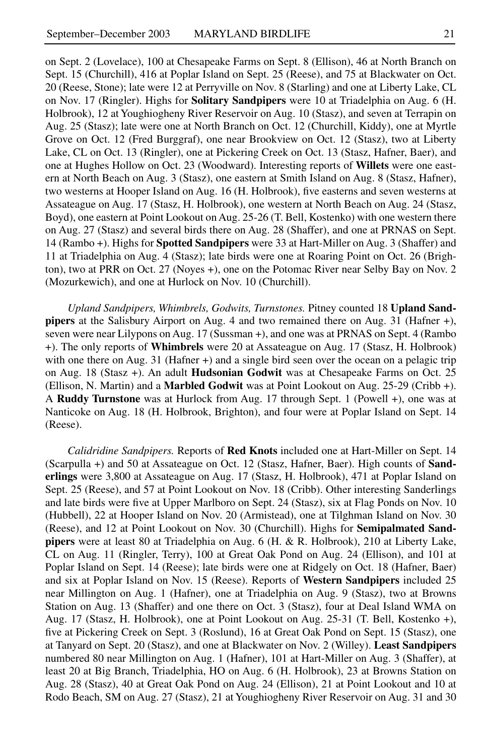on Sept. 2 (Lovelace), 100 at Chesapeake Farms on Sept. 8 (Ellison), 46 at North Branch on Sept. 15 (Churchill), 416 at Poplar Island on Sept. 25 (Reese), and 75 at Blackwater on Oct. 20 (Reese, Stone); late were 12 at Perryville on Nov. 8 (Starling) and one at Liberty Lake, CL on Nov. 17 (Ringler). Highs for **Solitary Sandpipers** were 10 at Triadelphia on Aug. 6 (H. Holbrook), 12 at Youghiogheny River Reservoir on Aug. 10 (Stasz), and seven at Terrapin on Aug. 25 (Stasz); late were one at North Branch on Oct. 12 (Churchill, Kiddy), one at Myrtle Grove on Oct. 12 (Fred Burggraf), one near Brookview on Oct. 12 (Stasz), two at Liberty Lake, CL on Oct. 13 (Ringler), one at Pickering Creek on Oct. 13 (Stasz, Hafner, Baer), and one at Hughes Hollow on Oct. 23 (Woodward). Interesting reports of **Willets** were one eastern at North Beach on Aug. 3 (Stasz), one eastern at Smith Island on Aug. 8 (Stasz, Hafner), two westerns at Hooper Island on Aug. 16 (H. Holbrook), five easterns and seven westerns at Assateague on Aug. 17 (Stasz, H. Holbrook), one western at North Beach on Aug. 24 (Stasz, Boyd), one eastern at Point Lookout on Aug. 25-26 (T. Bell, Kostenko) with one western there on Aug. 27 (Stasz) and several birds there on Aug. 28 (Shaffer), and one at PRNAS on Sept. 14 (Rambo +). Highs for **Spotted Sandpipers** were 33 at Hart-Miller on Aug. 3 (Shaffer) and 11 at Triadelphia on Aug. 4 (Stasz); late birds were one at Roaring Point on Oct. 26 (Brighton), two at PRR on Oct. 27 (Noyes +), one on the Potomac River near Selby Bay on Nov. 2 (Mozurkewich), and one at Hurlock on Nov. 10 (Churchill).

*Upland Sandpipers, Whimbrels, Godwits, Turnstones.* Pitney counted 18 **Upland Sandpipers** at the Salisbury Airport on Aug. 4 and two remained there on Aug. 31 (Hafner +), seven were near Lilypons on Aug. 17 (Sussman +), and one was at PRNAS on Sept. 4 (Rambo +). The only reports of **Whimbrels** were 20 at Assateague on Aug. 17 (Stasz, H. Holbrook) with one there on Aug. 31 (Hafner +) and a single bird seen over the ocean on a pelagic trip on Aug. 18 (Stasz +). An adult **Hudsonian Godwit** was at Chesapeake Farms on Oct. 25 (Ellison, N. Martin) and a **Marbled Godwit** was at Point Lookout on Aug. 25-29 (Cribb +). A **Ruddy Turnstone** was at Hurlock from Aug. 17 through Sept. 1 (Powell +), one was at Nanticoke on Aug. 18 (H. Holbrook, Brighton), and four were at Poplar Island on Sept. 14 (Reese).

*Calidridine Sandpipers.* Reports of **Red Knots** included one at Hart-Miller on Sept. 14 (Scarpulla +) and 50 at Assateague on Oct. 12 (Stasz, Hafner, Baer). High counts of **Sanderlings** were 3,800 at Assateague on Aug. 17 (Stasz, H. Holbrook), 471 at Poplar Island on Sept. 25 (Reese), and 57 at Point Lookout on Nov. 18 (Cribb). Other interesting Sanderlings and late birds were five at Upper Marlboro on Sept. 24 (Stasz), six at Flag Ponds on Nov. 10 (Hubbell), 22 at Hooper Island on Nov. 20 (Armistead), one at Tilghman Island on Nov. 30 (Reese), and 12 at Point Lookout on Nov. 30 (Churchill). Highs for **Semipalmated Sandpipers** were at least 80 at Triadelphia on Aug. 6 (H. & R. Holbrook), 210 at Liberty Lake, CL on Aug. 11 (Ringler, Terry), 100 at Great Oak Pond on Aug. 24 (Ellison), and 101 at Poplar Island on Sept. 14 (Reese); late birds were one at Ridgely on Oct. 18 (Hafner, Baer) and six at Poplar Island on Nov. 15 (Reese). Reports of **Western Sandpipers** included 25 near Millington on Aug. 1 (Hafner), one at Triadelphia on Aug. 9 (Stasz), two at Browns Station on Aug. 13 (Shaffer) and one there on Oct. 3 (Stasz), four at Deal Island WMA on Aug. 17 (Stasz, H. Holbrook), one at Point Lookout on Aug. 25-31 (T. Bell, Kostenko +), five at Pickering Creek on Sept. 3 (Roslund), 16 at Great Oak Pond on Sept. 15 (Stasz), one at Tanyard on Sept. 20 (Stasz), and one at Blackwater on Nov. 2 (Willey). **Least Sandpipers** numbered 80 near Millington on Aug. 1 (Hafner), 101 at Hart-Miller on Aug. 3 (Shaffer), at least 20 at Big Branch, Triadelphia, HO on Aug. 6 (H. Holbrook), 23 at Browns Station on Aug. 28 (Stasz), 40 at Great Oak Pond on Aug. 24 (Ellison), 21 at Point Lookout and 10 at Rodo Beach, SM on Aug. 27 (Stasz), 21 at Youghiogheny River Reservoir on Aug. 31 and 30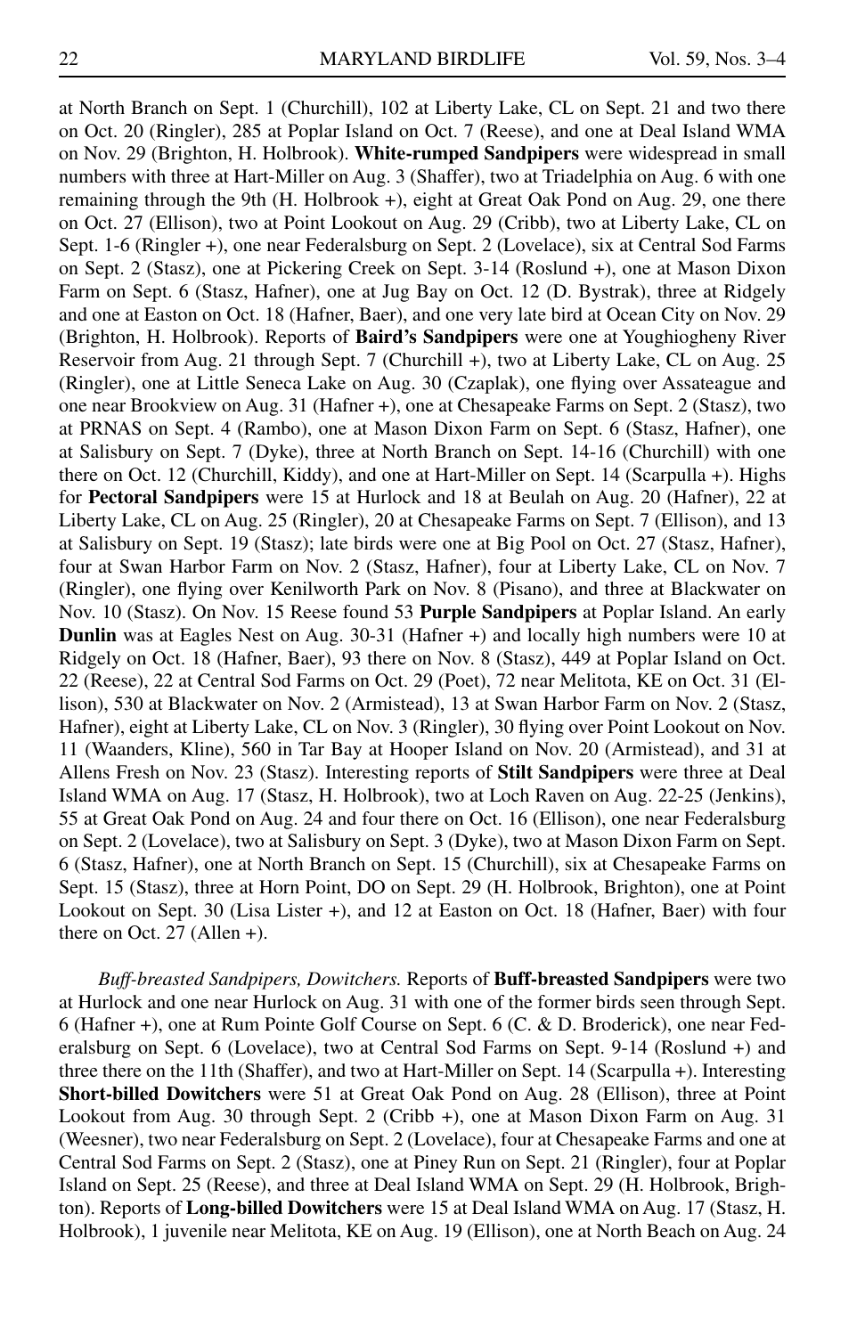at North Branch on Sept. 1 (Churchill), 102 at Liberty Lake, CL on Sept. 21 and two there on Oct. 20 (Ringler), 285 at Poplar Island on Oct. 7 (Reese), and one at Deal Island WMA on Nov. 29 (Brighton, H. Holbrook). **White-rumped Sandpipers** were widespread in small numbers with three at Hart-Miller on Aug. 3 (Shaffer), two at Triadelphia on Aug. 6 with one remaining through the 9th (H. Holbrook +), eight at Great Oak Pond on Aug. 29, one there on Oct. 27 (Ellison), two at Point Lookout on Aug. 29 (Cribb), two at Liberty Lake, CL on Sept. 1-6 (Ringler +), one near Federalsburg on Sept. 2 (Lovelace), six at Central Sod Farms on Sept. 2 (Stasz), one at Pickering Creek on Sept. 3-14 (Roslund +), one at Mason Dixon Farm on Sept. 6 (Stasz, Hafner), one at Jug Bay on Oct. 12 (D. Bystrak), three at Ridgely and one at Easton on Oct. 18 (Hafner, Baer), and one very late bird at Ocean City on Nov. 29 (Brighton, H. Holbrook). Reports of **Baird's Sandpipers** were one at Youghiogheny River Reservoir from Aug. 21 through Sept. 7 (Churchill +), two at Liberty Lake, CL on Aug. 25 (Ringler), one at Little Seneca Lake on Aug. 30 (Czaplak), one flying over Assateague and one near Brookview on Aug. 31 (Hafner +), one at Chesapeake Farms on Sept. 2 (Stasz), two at PRNAS on Sept. 4 (Rambo), one at Mason Dixon Farm on Sept. 6 (Stasz, Hafner), one at Salisbury on Sept. 7 (Dyke), three at North Branch on Sept. 14-16 (Churchill) with one there on Oct. 12 (Churchill, Kiddy), and one at Hart-Miller on Sept. 14 (Scarpulla +). Highs for **Pectoral Sandpipers** were 15 at Hurlock and 18 at Beulah on Aug. 20 (Hafner), 22 at Liberty Lake, CL on Aug. 25 (Ringler), 20 at Chesapeake Farms on Sept. 7 (Ellison), and 13 at Salisbury on Sept. 19 (Stasz); late birds were one at Big Pool on Oct. 27 (Stasz, Hafner), four at Swan Harbor Farm on Nov. 2 (Stasz, Hafner), four at Liberty Lake, CL on Nov. 7 (Ringler), one flying over Kenilworth Park on Nov. 8 (Pisano), and three at Blackwater on Nov. 10 (Stasz). On Nov. 15 Reese found 53 **Purple Sandpipers** at Poplar Island. An early **Dunlin** was at Eagles Nest on Aug. 30-31 (Hafner +) and locally high numbers were 10 at Ridgely on Oct. 18 (Hafner, Baer), 93 there on Nov. 8 (Stasz), 449 at Poplar Island on Oct. 22 (Reese), 22 at Central Sod Farms on Oct. 29 (Poet), 72 near Melitota, KE on Oct. 31 (Ellison), 530 at Blackwater on Nov. 2 (Armistead), 13 at Swan Harbor Farm on Nov. 2 (Stasz, Hafner), eight at Liberty Lake, CL on Nov. 3 (Ringler), 30 flying over Point Lookout on Nov. 11 (Waanders, Kline), 560 in Tar Bay at Hooper Island on Nov. 20 (Armistead), and 31 at Allens Fresh on Nov. 23 (Stasz). Interesting reports of **Stilt Sandpipers** were three at Deal Island WMA on Aug. 17 (Stasz, H. Holbrook), two at Loch Raven on Aug. 22-25 (Jenkins), 55 at Great Oak Pond on Aug. 24 and four there on Oct. 16 (Ellison), one near Federalsburg on Sept. 2 (Lovelace), two at Salisbury on Sept. 3 (Dyke), two at Mason Dixon Farm on Sept. 6 (Stasz, Hafner), one at North Branch on Sept. 15 (Churchill), six at Chesapeake Farms on Sept. 15 (Stasz), three at Horn Point, DO on Sept. 29 (H. Holbrook, Brighton), one at Point Lookout on Sept. 30 (Lisa Lister +), and 12 at Easton on Oct. 18 (Hafner, Baer) with four there on Oct. 27 (Allen +).

*Buff-breasted Sandpipers, Dowitchers.* Reports of **Buff-breasted Sandpipers** were two at Hurlock and one near Hurlock on Aug. 31 with one of the former birds seen through Sept. 6 (Hafner +), one at Rum Pointe Golf Course on Sept. 6 (C. & D. Broderick), one near Federalsburg on Sept. 6 (Lovelace), two at Central Sod Farms on Sept. 9-14 (Roslund +) and three there on the 11th (Shaffer), and two at Hart-Miller on Sept. 14 (Scarpulla +). Interesting **Short-billed Dowitchers** were 51 at Great Oak Pond on Aug. 28 (Ellison), three at Point Lookout from Aug. 30 through Sept. 2 (Cribb +), one at Mason Dixon Farm on Aug. 31 (Weesner), two near Federalsburg on Sept. 2 (Lovelace), four at Chesapeake Farms and one at Central Sod Farms on Sept. 2 (Stasz), one at Piney Run on Sept. 21 (Ringler), four at Poplar Island on Sept. 25 (Reese), and three at Deal Island WMA on Sept. 29 (H. Holbrook, Brighton). Reports of **Long-billed Dowitchers** were 15 at Deal Island WMA on Aug. 17 (Stasz, H. Holbrook), 1 juvenile near Melitota, KE on Aug. 19 (Ellison), one at North Beach on Aug. 24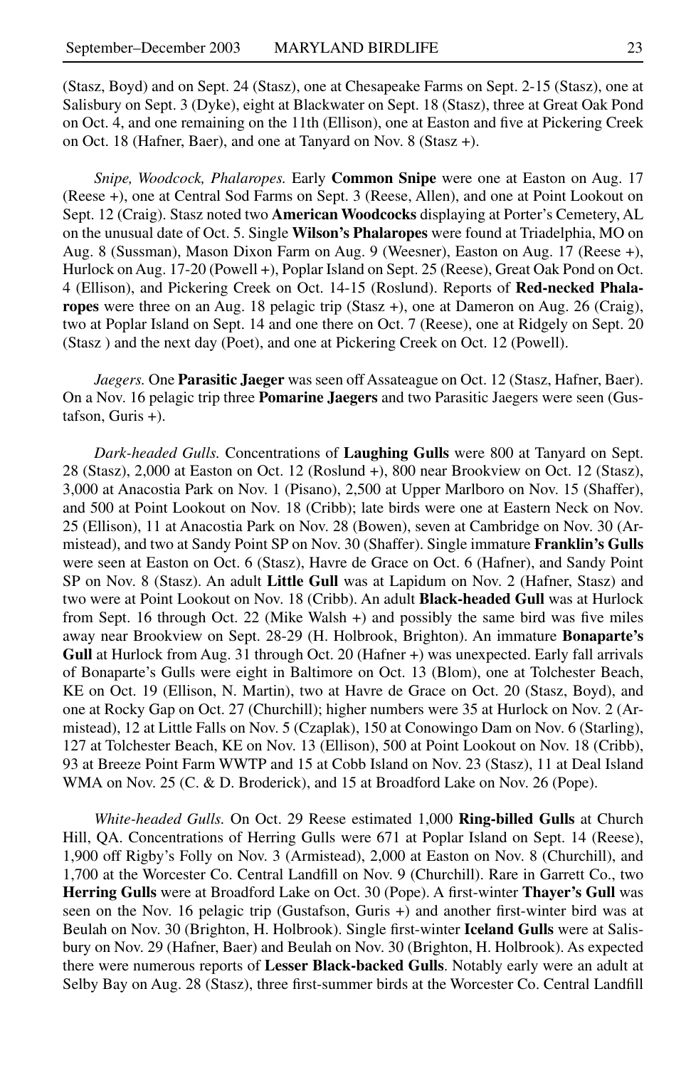(Stasz, Boyd) and on Sept. 24 (Stasz), one at Chesapeake Farms on Sept. 2-15 (Stasz), one at Salisbury on Sept. 3 (Dyke), eight at Blackwater on Sept. 18 (Stasz), three at Great Oak Pond on Oct. 4, and one remaining on the 11th (Ellison), one at Easton and five at Pickering Creek on Oct. 18 (Hafner, Baer), and one at Tanyard on Nov. 8 (Stasz +).

*Snipe, Woodcock, Phalaropes.* Early **Common Snipe** were one at Easton on Aug. 17 (Reese +), one at Central Sod Farms on Sept. 3 (Reese, Allen), and one at Point Lookout on Sept. 12 (Craig). Stasz noted two **American Woodcocks** displaying at Porter's Cemetery, AL on the unusual date of Oct. 5. Single **Wilson's Phalaropes** were found at Triadelphia, MO on Aug. 8 (Sussman), Mason Dixon Farm on Aug. 9 (Weesner), Easton on Aug. 17 (Reese +), Hurlock on Aug. 17-20 (Powell +), Poplar Island on Sept. 25 (Reese), Great Oak Pond on Oct. 4 (Ellison), and Pickering Creek on Oct. 14-15 (Roslund). Reports of **Red-necked Phalaropes** were three on an Aug. 18 pelagic trip (Stasz +), one at Dameron on Aug. 26 (Craig), two at Poplar Island on Sept. 14 and one there on Oct. 7 (Reese), one at Ridgely on Sept. 20 (Stasz ) and the next day (Poet), and one at Pickering Creek on Oct. 12 (Powell).

*Jaegers.* One **Parasitic Jaeger** was seen off Assateague on Oct. 12 (Stasz, Hafner, Baer). On a Nov. 16 pelagic trip three **Pomarine Jaegers** and two Parasitic Jaegers were seen (Gustafson, Guris +).

*Dark-headed Gulls.* Concentrations of **Laughing Gulls** were 800 at Tanyard on Sept. 28 (Stasz), 2,000 at Easton on Oct. 12 (Roslund +), 800 near Brookview on Oct. 12 (Stasz), 3,000 at Anacostia Park on Nov. 1 (Pisano), 2,500 at Upper Marlboro on Nov. 15 (Shaffer), and 500 at Point Lookout on Nov. 18 (Cribb); late birds were one at Eastern Neck on Nov. 25 (Ellison), 11 at Anacostia Park on Nov. 28 (Bowen), seven at Cambridge on Nov. 30 (Armistead), and two at Sandy Point SP on Nov. 30 (Shaffer). Single immature **Franklin's Gulls** were seen at Easton on Oct. 6 (Stasz), Havre de Grace on Oct. 6 (Hafner), and Sandy Point SP on Nov. 8 (Stasz). An adult **Little Gull** was at Lapidum on Nov. 2 (Hafner, Stasz) and two were at Point Lookout on Nov. 18 (Cribb). An adult **Black-headed Gull** was at Hurlock from Sept. 16 through Oct. 22 (Mike Walsh +) and possibly the same bird was five miles away near Brookview on Sept. 28-29 (H. Holbrook, Brighton). An immature **Bonaparte's Gull** at Hurlock from Aug. 31 through Oct. 20 (Hafner +) was unexpected. Early fall arrivals of Bonaparte's Gulls were eight in Baltimore on Oct. 13 (Blom), one at Tolchester Beach, KE on Oct. 19 (Ellison, N. Martin), two at Havre de Grace on Oct. 20 (Stasz, Boyd), and one at Rocky Gap on Oct. 27 (Churchill); higher numbers were 35 at Hurlock on Nov. 2 (Armistead), 12 at Little Falls on Nov. 5 (Czaplak), 150 at Conowingo Dam on Nov. 6 (Starling), 127 at Tolchester Beach, KE on Nov. 13 (Ellison), 500 at Point Lookout on Nov. 18 (Cribb), 93 at Breeze Point Farm WWTP and 15 at Cobb Island on Nov. 23 (Stasz), 11 at Deal Island WMA on Nov. 25 (C. & D. Broderick), and 15 at Broadford Lake on Nov. 26 (Pope).

*White-headed Gulls.* On Oct. 29 Reese estimated 1,000 **Ring-billed Gulls** at Church Hill, QA. Concentrations of Herring Gulls were 671 at Poplar Island on Sept. 14 (Reese), 1,900 off Rigby's Folly on Nov. 3 (Armistead), 2,000 at Easton on Nov. 8 (Churchill), and 1,700 at the Worcester Co. Central Landfill on Nov. 9 (Churchill). Rare in Garrett Co., two **Herring Gulls** were at Broadford Lake on Oct. 30 (Pope). A first-winter **Thayer's Gull** was seen on the Nov. 16 pelagic trip (Gustafson, Guris +) and another first-winter bird was at Beulah on Nov. 30 (Brighton, H. Holbrook). Single first-winter **Iceland Gulls** were at Salisbury on Nov. 29 (Hafner, Baer) and Beulah on Nov. 30 (Brighton, H. Holbrook). As expected there were numerous reports of **Lesser Black-backed Gulls**. Notably early were an adult at Selby Bay on Aug. 28 (Stasz), three first-summer birds at the Worcester Co. Central Landfill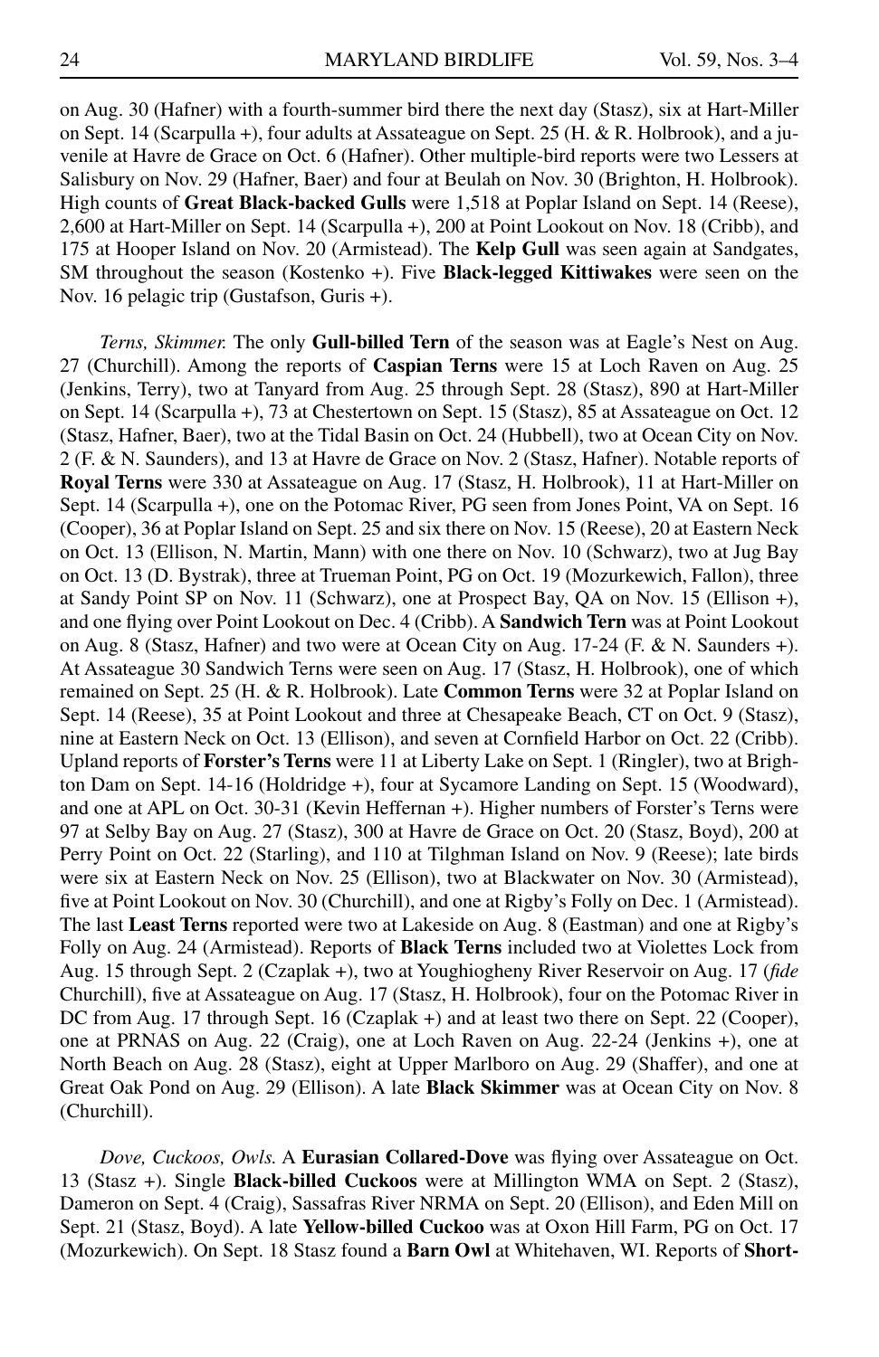on Aug. 30 (Hafner) with a fourth-summer bird there the next day (Stasz), six at Hart-Miller on Sept. 14 (Scarpulla +), four adults at Assateague on Sept. 25 (H. & R. Holbrook), and a juvenile at Havre de Grace on Oct. 6 (Hafner). Other multiple-bird reports were two Lessers at Salisbury on Nov. 29 (Hafner, Baer) and four at Beulah on Nov. 30 (Brighton, H. Holbrook). High counts of **Great Black-backed Gulls** were 1,518 at Poplar Island on Sept. 14 (Reese), 2,600 at Hart-Miller on Sept. 14 (Scarpulla +), 200 at Point Lookout on Nov. 18 (Cribb), and 175 at Hooper Island on Nov. 20 (Armistead). The **Kelp Gull** was seen again at Sandgates, SM throughout the season (Kostenko +). Five **Black-legged Kittiwakes** were seen on the Nov. 16 pelagic trip (Gustafson, Guris +).

*Terns, Skimmer.* The only **Gull-billed Tern** of the season was at Eagle's Nest on Aug. 27 (Churchill). Among the reports of **Caspian Terns** were 15 at Loch Raven on Aug. 25 (Jenkins, Terry), two at Tanyard from Aug. 25 through Sept. 28 (Stasz), 890 at Hart-Miller on Sept. 14 (Scarpulla +), 73 at Chestertown on Sept. 15 (Stasz), 85 at Assateague on Oct. 12 (Stasz, Hafner, Baer), two at the Tidal Basin on Oct. 24 (Hubbell), two at Ocean City on Nov. 2 (F. & N. Saunders), and 13 at Havre de Grace on Nov. 2 (Stasz, Hafner). Notable reports of **Royal Terns** were 330 at Assateague on Aug. 17 (Stasz, H. Holbrook), 11 at Hart-Miller on Sept. 14 (Scarpulla +), one on the Potomac River, PG seen from Jones Point, VA on Sept. 16 (Cooper), 36 at Poplar Island on Sept. 25 and six there on Nov. 15 (Reese), 20 at Eastern Neck on Oct. 13 (Ellison, N. Martin, Mann) with one there on Nov. 10 (Schwarz), two at Jug Bay on Oct. 13 (D. Bystrak), three at Trueman Point, PG on Oct. 19 (Mozurkewich, Fallon), three at Sandy Point SP on Nov. 11 (Schwarz), one at Prospect Bay, QA on Nov. 15 (Ellison +), and one flying over Point Lookout on Dec. 4 (Cribb). A **Sandwich Tern** was at Point Lookout on Aug. 8 (Stasz, Hafner) and two were at Ocean City on Aug. 17-24 (F. & N. Saunders +). At Assateague 30 Sandwich Terns were seen on Aug. 17 (Stasz, H. Holbrook), one of which remained on Sept. 25 (H. & R. Holbrook). Late **Common Terns** were 32 at Poplar Island on Sept. 14 (Reese), 35 at Point Lookout and three at Chesapeake Beach, CT on Oct. 9 (Stasz), nine at Eastern Neck on Oct. 13 (Ellison), and seven at Cornfield Harbor on Oct. 22 (Cribb). Upland reports of **Forster's Terns** were 11 at Liberty Lake on Sept. 1 (Ringler), two at Brighton Dam on Sept. 14-16 (Holdridge +), four at Sycamore Landing on Sept. 15 (Woodward), and one at APL on Oct. 30-31 (Kevin Heffernan +). Higher numbers of Forster's Terns were 97 at Selby Bay on Aug. 27 (Stasz), 300 at Havre de Grace on Oct. 20 (Stasz, Boyd), 200 at Perry Point on Oct. 22 (Starling), and 110 at Tilghman Island on Nov. 9 (Reese); late birds were six at Eastern Neck on Nov. 25 (Ellison), two at Blackwater on Nov. 30 (Armistead), five at Point Lookout on Nov. 30 (Churchill), and one at Rigby's Folly on Dec. 1 (Armistead). The last **Least Terns** reported were two at Lakeside on Aug. 8 (Eastman) and one at Rigby's Folly on Aug. 24 (Armistead). Reports of **Black Terns** included two at Violettes Lock from Aug. 15 through Sept. 2 (Czaplak +), two at Youghiogheny River Reservoir on Aug. 17 (*fide* Churchill), five at Assateague on Aug. 17 (Stasz, H. Holbrook), four on the Potomac River in DC from Aug. 17 through Sept. 16 (Czaplak +) and at least two there on Sept. 22 (Cooper), one at PRNAS on Aug. 22 (Craig), one at Loch Raven on Aug. 22-24 (Jenkins +), one at North Beach on Aug. 28 (Stasz), eight at Upper Marlboro on Aug. 29 (Shaffer), and one at Great Oak Pond on Aug. 29 (Ellison). A late **Black Skimmer** was at Ocean City on Nov. 8 (Churchill).

*Dove, Cuckoos, Owls.* A **Eurasian Collared-Dove** was flying over Assateague on Oct. 13 (Stasz +). Single **Black-billed Cuckoos** were at Millington WMA on Sept. 2 (Stasz), Dameron on Sept. 4 (Craig), Sassafras River NRMA on Sept. 20 (Ellison), and Eden Mill on Sept. 21 (Stasz, Boyd). A late **Yellow-billed Cuckoo** was at Oxon Hill Farm, PG on Oct. 17 (Mozurkewich). On Sept. 18 Stasz found a **Barn Owl** at Whitehaven, WI. Reports of **Short-**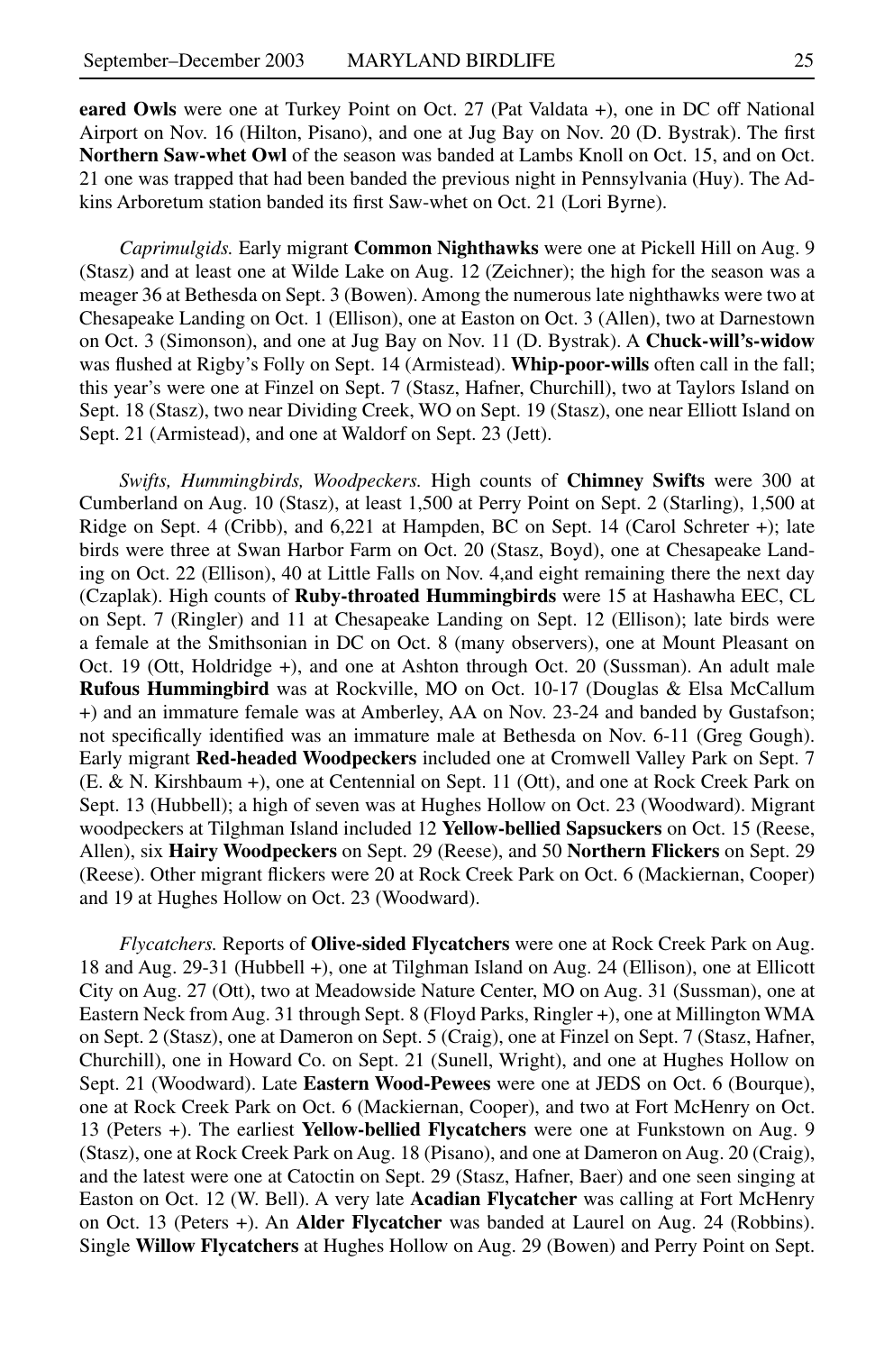**eared Owls** were one at Turkey Point on Oct. 27 (Pat Valdata +), one in DC off National Airport on Nov. 16 (Hilton, Pisano), and one at Jug Bay on Nov. 20 (D. Bystrak). The first **Northern Saw-whet Owl** of the season was banded at Lambs Knoll on Oct. 15, and on Oct. 21 one was trapped that had been banded the previous night in Pennsylvania (Huy). The Adkins Arboretum station banded its first Saw-whet on Oct. 21 (Lori Byrne).

*Caprimulgids.* Early migrant **Common Nighthawks** were one at Pickell Hill on Aug. 9 (Stasz) and at least one at Wilde Lake on Aug. 12 (Zeichner); the high for the season was a meager 36 at Bethesda on Sept. 3 (Bowen). Among the numerous late nighthawks were two at Chesapeake Landing on Oct. 1 (Ellison), one at Easton on Oct. 3 (Allen), two at Darnestown on Oct. 3 (Simonson), and one at Jug Bay on Nov. 11 (D. Bystrak). A **Chuck-will's-widow** was flushed at Rigby's Folly on Sept. 14 (Armistead). **Whip-poor-wills** often call in the fall; this year's were one at Finzel on Sept. 7 (Stasz, Hafner, Churchill), two at Taylors Island on Sept. 18 (Stasz), two near Dividing Creek, WO on Sept. 19 (Stasz), one near Elliott Island on Sept. 21 (Armistead), and one at Waldorf on Sept. 23 (Jett).

*Swifts, Hummingbirds, Woodpeckers.* High counts of **Chimney Swifts** were 300 at Cumberland on Aug. 10 (Stasz), at least 1,500 at Perry Point on Sept. 2 (Starling), 1,500 at Ridge on Sept. 4 (Cribb), and 6,221 at Hampden, BC on Sept. 14 (Carol Schreter +); late birds were three at Swan Harbor Farm on Oct. 20 (Stasz, Boyd), one at Chesapeake Landing on Oct. 22 (Ellison), 40 at Little Falls on Nov. 4,and eight remaining there the next day (Czaplak). High counts of **Ruby-throated Hummingbirds** were 15 at Hashawha EEC, CL on Sept. 7 (Ringler) and 11 at Chesapeake Landing on Sept. 12 (Ellison); late birds were a female at the Smithsonian in DC on Oct. 8 (many observers), one at Mount Pleasant on Oct. 19 (Ott, Holdridge +), and one at Ashton through Oct. 20 (Sussman). An adult male **Rufous Hummingbird** was at Rockville, MO on Oct. 10-17 (Douglas & Elsa McCallum +) and an immature female was at Amberley, AA on Nov. 23-24 and banded by Gustafson; not specifically identified was an immature male at Bethesda on Nov. 6-11 (Greg Gough). Early migrant **Red-headed Woodpeckers** included one at Cromwell Valley Park on Sept. 7 (E. & N. Kirshbaum +), one at Centennial on Sept. 11 (Ott), and one at Rock Creek Park on Sept. 13 (Hubbell); a high of seven was at Hughes Hollow on Oct. 23 (Woodward). Migrant woodpeckers at Tilghman Island included 12 **Yellow-bellied Sapsuckers** on Oct. 15 (Reese, Allen), six **Hairy Woodpeckers** on Sept. 29 (Reese), and 50 **Northern Flickers** on Sept. 29 (Reese). Other migrant flickers were 20 at Rock Creek Park on Oct. 6 (Mackiernan, Cooper) and 19 at Hughes Hollow on Oct. 23 (Woodward).

*Flycatchers.* Reports of **Olive-sided Flycatchers** were one at Rock Creek Park on Aug. 18 and Aug. 29-31 (Hubbell +), one at Tilghman Island on Aug. 24 (Ellison), one at Ellicott City on Aug. 27 (Ott), two at Meadowside Nature Center, MO on Aug. 31 (Sussman), one at Eastern Neck from Aug. 31 through Sept. 8 (Floyd Parks, Ringler +), one at Millington WMA on Sept. 2 (Stasz), one at Dameron on Sept. 5 (Craig), one at Finzel on Sept. 7 (Stasz, Hafner, Churchill), one in Howard Co. on Sept. 21 (Sunell, Wright), and one at Hughes Hollow on Sept. 21 (Woodward). Late **Eastern Wood-Pewees** were one at JEDS on Oct. 6 (Bourque), one at Rock Creek Park on Oct. 6 (Mackiernan, Cooper), and two at Fort McHenry on Oct. 13 (Peters +). The earliest **Yellow-bellied Flycatchers** were one at Funkstown on Aug. 9 (Stasz), one at Rock Creek Park on Aug. 18 (Pisano), and one at Dameron on Aug. 20 (Craig), and the latest were one at Catoctin on Sept. 29 (Stasz, Hafner, Baer) and one seen singing at Easton on Oct. 12 (W. Bell). A very late **Acadian Flycatcher** was calling at Fort McHenry on Oct. 13 (Peters +). An **Alder Flycatcher** was banded at Laurel on Aug. 24 (Robbins). Single **Willow Flycatchers** at Hughes Hollow on Aug. 29 (Bowen) and Perry Point on Sept.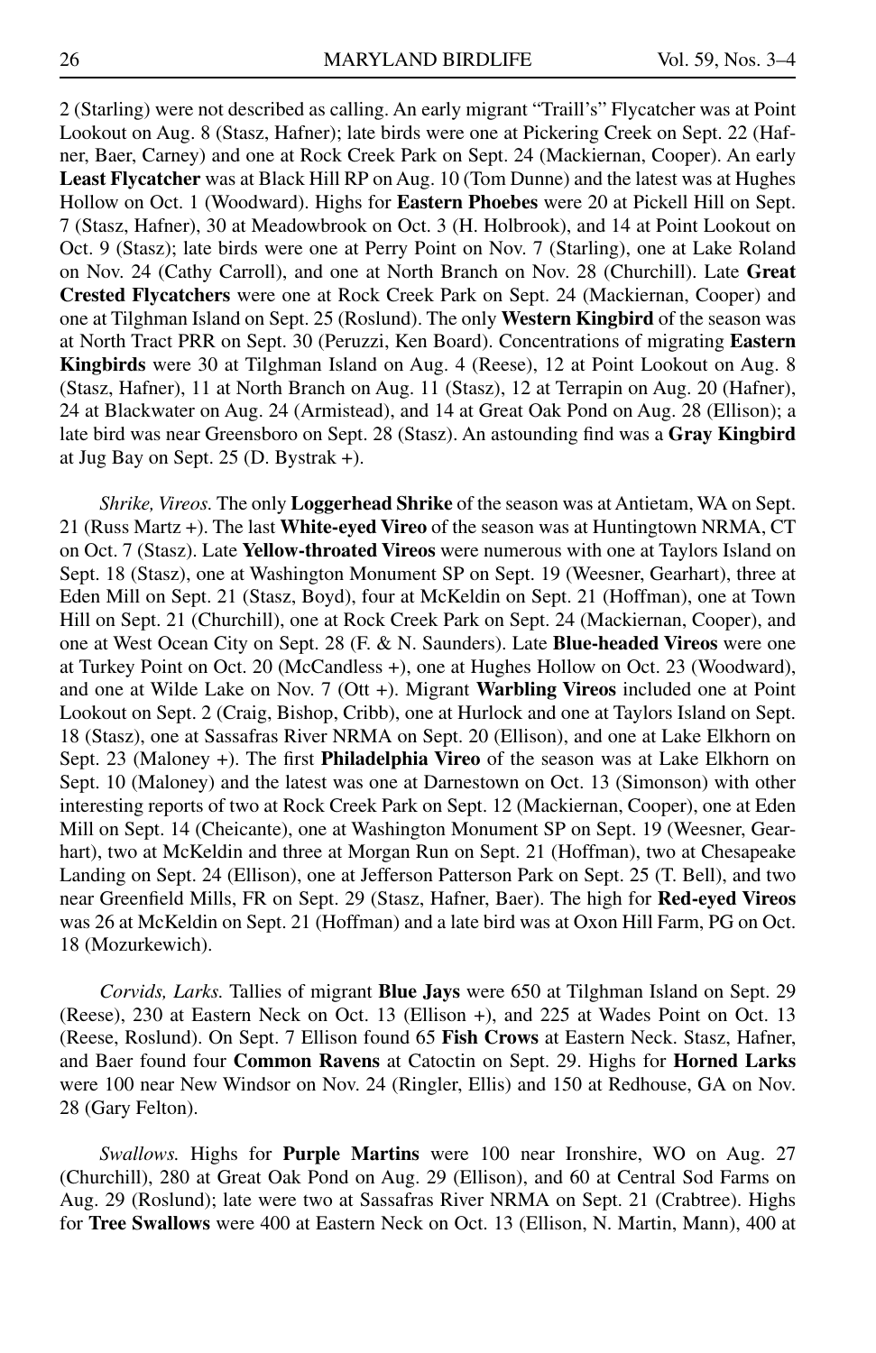2 (Starling) were not described as calling. An early migrant "Traill's" Flycatcher was at Point Lookout on Aug. 8 (Stasz, Hafner); late birds were one at Pickering Creek on Sept. 22 (Hafner, Baer, Carney) and one at Rock Creek Park on Sept. 24 (Mackiernan, Cooper). An early **Least Flycatcher** was at Black Hill RP on Aug. 10 (Tom Dunne) and the latest was at Hughes Hollow on Oct. 1 (Woodward). Highs for **Eastern Phoebes** were 20 at Pickell Hill on Sept. 7 (Stasz, Hafner), 30 at Meadowbrook on Oct. 3 (H. Holbrook), and 14 at Point Lookout on Oct. 9 (Stasz); late birds were one at Perry Point on Nov. 7 (Starling), one at Lake Roland on Nov. 24 (Cathy Carroll), and one at North Branch on Nov. 28 (Churchill). Late **Great Crested Flycatchers** were one at Rock Creek Park on Sept. 24 (Mackiernan, Cooper) and one at Tilghman Island on Sept. 25 (Roslund). The only **Western Kingbird** of the season was at North Tract PRR on Sept. 30 (Peruzzi, Ken Board). Concentrations of migrating **Eastern Kingbirds** were 30 at Tilghman Island on Aug. 4 (Reese), 12 at Point Lookout on Aug. 8 (Stasz, Hafner), 11 at North Branch on Aug. 11 (Stasz), 12 at Terrapin on Aug. 20 (Hafner), 24 at Blackwater on Aug. 24 (Armistead), and 14 at Great Oak Pond on Aug. 28 (Ellison); a late bird was near Greensboro on Sept. 28 (Stasz). An astounding find was a **Gray Kingbird** at Jug Bay on Sept. 25 (D. Bystrak +).

*Shrike, Vireos.* The only **Loggerhead Shrike** of the season was at Antietam, WA on Sept. 21 (Russ Martz +). The last **White-eyed Vireo** of the season was at Huntingtown NRMA, CT on Oct. 7 (Stasz). Late **Yellow-throated Vireos** were numerous with one at Taylors Island on Sept. 18 (Stasz), one at Washington Monument SP on Sept. 19 (Weesner, Gearhart), three at Eden Mill on Sept. 21 (Stasz, Boyd), four at McKeldin on Sept. 21 (Hoffman), one at Town Hill on Sept. 21 (Churchill), one at Rock Creek Park on Sept. 24 (Mackiernan, Cooper), and one at West Ocean City on Sept. 28 (F. & N. Saunders). Late **Blue-headed Vireos** were one at Turkey Point on Oct. 20 (McCandless +), one at Hughes Hollow on Oct. 23 (Woodward), and one at Wilde Lake on Nov. 7 (Ott +). Migrant **Warbling Vireos** included one at Point Lookout on Sept. 2 (Craig, Bishop, Cribb), one at Hurlock and one at Taylors Island on Sept. 18 (Stasz), one at Sassafras River NRMA on Sept. 20 (Ellison), and one at Lake Elkhorn on Sept. 23 (Maloney +). The first **Philadelphia Vireo** of the season was at Lake Elkhorn on Sept. 10 (Maloney) and the latest was one at Darnestown on Oct. 13 (Simonson) with other interesting reports of two at Rock Creek Park on Sept. 12 (Mackiernan, Cooper), one at Eden Mill on Sept. 14 (Cheicante), one at Washington Monument SP on Sept. 19 (Weesner, Gearhart), two at McKeldin and three at Morgan Run on Sept. 21 (Hoffman), two at Chesapeake Landing on Sept. 24 (Ellison), one at Jefferson Patterson Park on Sept. 25 (T. Bell), and two near Greenfield Mills, FR on Sept. 29 (Stasz, Hafner, Baer). The high for **Red-eyed Vireos** was 26 at McKeldin on Sept. 21 (Hoffman) and a late bird was at Oxon Hill Farm, PG on Oct. 18 (Mozurkewich).

*Corvids, Larks.* Tallies of migrant **Blue Jays** were 650 at Tilghman Island on Sept. 29 (Reese), 230 at Eastern Neck on Oct. 13 (Ellison +), and 225 at Wades Point on Oct. 13 (Reese, Roslund). On Sept. 7 Ellison found 65 **Fish Crows** at Eastern Neck. Stasz, Hafner, and Baer found four **Common Ravens** at Catoctin on Sept. 29. Highs for **Horned Larks** were 100 near New Windsor on Nov. 24 (Ringler, Ellis) and 150 at Redhouse, GA on Nov. 28 (Gary Felton).

*Swallows.* Highs for **Purple Martins** were 100 near Ironshire, WO on Aug. 27 (Churchill), 280 at Great Oak Pond on Aug. 29 (Ellison), and 60 at Central Sod Farms on Aug. 29 (Roslund); late were two at Sassafras River NRMA on Sept. 21 (Crabtree). Highs for **Tree Swallows** were 400 at Eastern Neck on Oct. 13 (Ellison, N. Martin, Mann), 400 at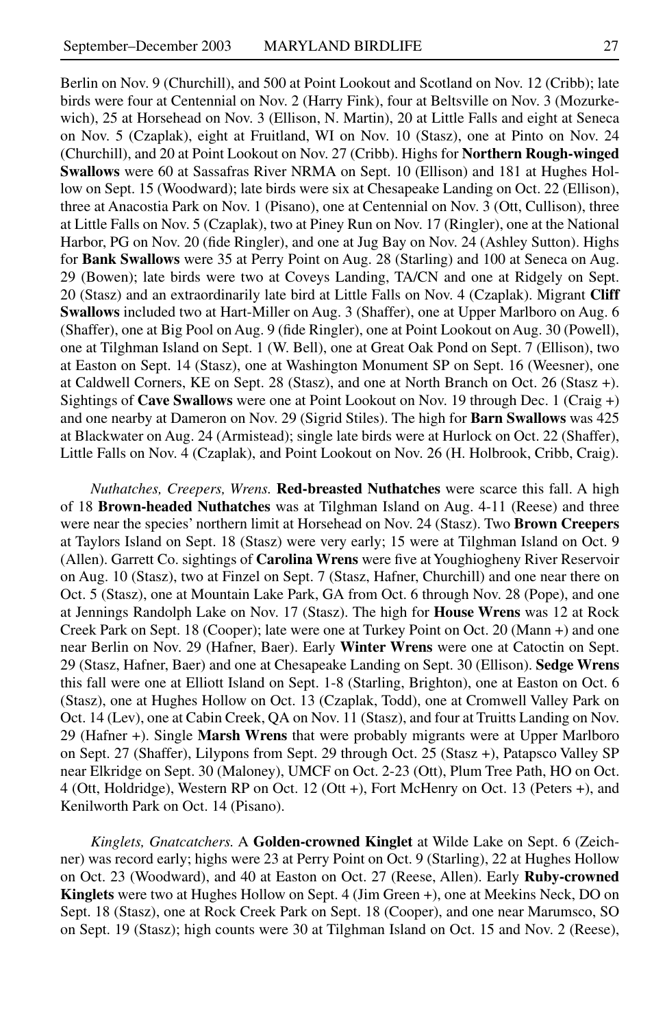Berlin on Nov. 9 (Churchill), and 500 at Point Lookout and Scotland on Nov. 12 (Cribb); late birds were four at Centennial on Nov. 2 (Harry Fink), four at Beltsville on Nov. 3 (Mozurkewich), 25 at Horsehead on Nov. 3 (Ellison, N. Martin), 20 at Little Falls and eight at Seneca on Nov. 5 (Czaplak), eight at Fruitland, WI on Nov. 10 (Stasz), one at Pinto on Nov. 24 (Churchill), and 20 at Point Lookout on Nov. 27 (Cribb). Highs for **Northern Rough-winged Swallows** were 60 at Sassafras River NRMA on Sept. 10 (Ellison) and 181 at Hughes Hollow on Sept. 15 (Woodward); late birds were six at Chesapeake Landing on Oct. 22 (Ellison), three at Anacostia Park on Nov. 1 (Pisano), one at Centennial on Nov. 3 (Ott, Cullison), three at Little Falls on Nov. 5 (Czaplak), two at Piney Run on Nov. 17 (Ringler), one at the National Harbor, PG on Nov. 20 (fide Ringler), and one at Jug Bay on Nov. 24 (Ashley Sutton). Highs for **Bank Swallows** were 35 at Perry Point on Aug. 28 (Starling) and 100 at Seneca on Aug. 29 (Bowen); late birds were two at Coveys Landing, TA/CN and one at Ridgely on Sept. 20 (Stasz) and an extraordinarily late bird at Little Falls on Nov. 4 (Czaplak). Migrant **Cliff Swallows** included two at Hart-Miller on Aug. 3 (Shaffer), one at Upper Marlboro on Aug. 6 (Shaffer), one at Big Pool on Aug. 9 (fide Ringler), one at Point Lookout on Aug. 30 (Powell), one at Tilghman Island on Sept. 1 (W. Bell), one at Great Oak Pond on Sept. 7 (Ellison), two at Easton on Sept. 14 (Stasz), one at Washington Monument SP on Sept. 16 (Weesner), one at Caldwell Corners, KE on Sept. 28 (Stasz), and one at North Branch on Oct. 26 (Stasz +). Sightings of **Cave Swallows** were one at Point Lookout on Nov. 19 through Dec. 1 (Craig +) and one nearby at Dameron on Nov. 29 (Sigrid Stiles). The high for **Barn Swallows** was 425 at Blackwater on Aug. 24 (Armistead); single late birds were at Hurlock on Oct. 22 (Shaffer), Little Falls on Nov. 4 (Czaplak), and Point Lookout on Nov. 26 (H. Holbrook, Cribb, Craig).

*Nuthatches, Creepers, Wrens.* **Red-breasted Nuthatches** were scarce this fall. A high of 18 **Brown-headed Nuthatches** was at Tilghman Island on Aug. 4-11 (Reese) and three were near the species' northern limit at Horsehead on Nov. 24 (Stasz). Two **Brown Creepers** at Taylors Island on Sept. 18 (Stasz) were very early; 15 were at Tilghman Island on Oct. 9 (Allen). Garrett Co. sightings of **Carolina Wrens** were five at Youghiogheny River Reservoir on Aug. 10 (Stasz), two at Finzel on Sept. 7 (Stasz, Hafner, Churchill) and one near there on Oct. 5 (Stasz), one at Mountain Lake Park, GA from Oct. 6 through Nov. 28 (Pope), and one at Jennings Randolph Lake on Nov. 17 (Stasz). The high for **House Wrens** was 12 at Rock Creek Park on Sept. 18 (Cooper); late were one at Turkey Point on Oct. 20 (Mann +) and one near Berlin on Nov. 29 (Hafner, Baer). Early **Winter Wrens** were one at Catoctin on Sept. 29 (Stasz, Hafner, Baer) and one at Chesapeake Landing on Sept. 30 (Ellison). **Sedge Wrens** this fall were one at Elliott Island on Sept. 1-8 (Starling, Brighton), one at Easton on Oct. 6 (Stasz), one at Hughes Hollow on Oct. 13 (Czaplak, Todd), one at Cromwell Valley Park on Oct. 14 (Lev), one at Cabin Creek, QA on Nov. 11 (Stasz), and four at Truitts Landing on Nov. 29 (Hafner +). Single **Marsh Wrens** that were probably migrants were at Upper Marlboro on Sept. 27 (Shaffer), Lilypons from Sept. 29 through Oct. 25 (Stasz +), Patapsco Valley SP near Elkridge on Sept. 30 (Maloney), UMCF on Oct. 2-23 (Ott), Plum Tree Path, HO on Oct. 4 (Ott, Holdridge), Western RP on Oct. 12 (Ott +), Fort McHenry on Oct. 13 (Peters +), and Kenilworth Park on Oct. 14 (Pisano).

*Kinglets, Gnatcatchers.* A **Golden-crowned Kinglet** at Wilde Lake on Sept. 6 (Zeichner) was record early; highs were 23 at Perry Point on Oct. 9 (Starling), 22 at Hughes Hollow on Oct. 23 (Woodward), and 40 at Easton on Oct. 27 (Reese, Allen). Early **Ruby-crowned Kinglets** were two at Hughes Hollow on Sept. 4 (Jim Green +), one at Meekins Neck, DO on Sept. 18 (Stasz), one at Rock Creek Park on Sept. 18 (Cooper), and one near Marumsco, SO on Sept. 19 (Stasz); high counts were 30 at Tilghman Island on Oct. 15 and Nov. 2 (Reese),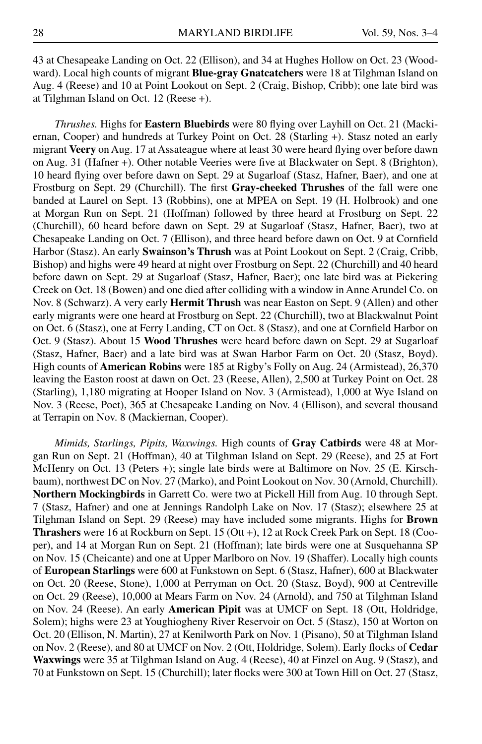43 at Chesapeake Landing on Oct. 22 (Ellison), and 34 at Hughes Hollow on Oct. 23 (Woodward). Local high counts of migrant **Blue-gray Gnatcatchers** were 18 at Tilghman Island on Aug. 4 (Reese) and 10 at Point Lookout on Sept. 2 (Craig, Bishop, Cribb); one late bird was at Tilghman Island on Oct. 12 (Reese +).

*Thrushes.* Highs for **Eastern Bluebirds** were 80 flying over Layhill on Oct. 21 (Mackiernan, Cooper) and hundreds at Turkey Point on Oct. 28 (Starling +). Stasz noted an early migrant **Veery** on Aug. 17 at Assateague where at least 30 were heard flying over before dawn on Aug. 31 (Hafner +). Other notable Veeries were five at Blackwater on Sept. 8 (Brighton), 10 heard flying over before dawn on Sept. 29 at Sugarloaf (Stasz, Hafner, Baer), and one at Frostburg on Sept. 29 (Churchill). The first **Gray-cheeked Thrushes** of the fall were one banded at Laurel on Sept. 13 (Robbins), one at MPEA on Sept. 19 (H. Holbrook) and one at Morgan Run on Sept. 21 (Hoffman) followed by three heard at Frostburg on Sept. 22 (Churchill), 60 heard before dawn on Sept. 29 at Sugarloaf (Stasz, Hafner, Baer), two at Chesapeake Landing on Oct. 7 (Ellison), and three heard before dawn on Oct. 9 at Cornfield Harbor (Stasz). An early **Swainson's Thrush** was at Point Lookout on Sept. 2 (Craig, Cribb, Bishop) and highs were 49 heard at night over Frostburg on Sept. 22 (Churchill) and 40 heard before dawn on Sept. 29 at Sugarloaf (Stasz, Hafner, Baer); one late bird was at Pickering Creek on Oct. 18 (Bowen) and one died after colliding with a window in Anne Arundel Co. on Nov. 8 (Schwarz). A very early **Hermit Thrush** was near Easton on Sept. 9 (Allen) and other early migrants were one heard at Frostburg on Sept. 22 (Churchill), two at Blackwalnut Point on Oct. 6 (Stasz), one at Ferry Landing, CT on Oct. 8 (Stasz), and one at Cornfield Harbor on Oct. 9 (Stasz). About 15 **Wood Thrushes** were heard before dawn on Sept. 29 at Sugarloaf (Stasz, Hafner, Baer) and a late bird was at Swan Harbor Farm on Oct. 20 (Stasz, Boyd). High counts of **American Robins** were 185 at Rigby's Folly on Aug. 24 (Armistead), 26,370 leaving the Easton roost at dawn on Oct. 23 (Reese, Allen), 2,500 at Turkey Point on Oct. 28 (Starling), 1,180 migrating at Hooper Island on Nov. 3 (Armistead), 1,000 at Wye Island on Nov. 3 (Reese, Poet), 365 at Chesapeake Landing on Nov. 4 (Ellison), and several thousand at Terrapin on Nov. 8 (Mackiernan, Cooper).

*Mimids, Starlings, Pipits, Waxwings.* High counts of **Gray Catbirds** were 48 at Morgan Run on Sept. 21 (Hoffman), 40 at Tilghman Island on Sept. 29 (Reese), and 25 at Fort McHenry on Oct. 13 (Peters +); single late birds were at Baltimore on Nov. 25 (E. Kirschbaum), northwest DC on Nov. 27 (Marko), and Point Lookout on Nov. 30 (Arnold, Churchill). **Northern Mockingbirds** in Garrett Co. were two at Pickell Hill from Aug. 10 through Sept. 7 (Stasz, Hafner) and one at Jennings Randolph Lake on Nov. 17 (Stasz); elsewhere 25 at Tilghman Island on Sept. 29 (Reese) may have included some migrants. Highs for **Brown Thrashers** were 16 at Rockburn on Sept. 15 (Ott +), 12 at Rock Creek Park on Sept. 18 (Cooper), and 14 at Morgan Run on Sept. 21 (Hoffman); late birds were one at Susquehanna SP on Nov. 15 (Cheicante) and one at Upper Marlboro on Nov. 19 (Shaffer). Locally high counts of **European Starlings** were 600 at Funkstown on Sept. 6 (Stasz, Hafner), 600 at Blackwater on Oct. 20 (Reese, Stone), 1,000 at Perryman on Oct. 20 (Stasz, Boyd), 900 at Centreville on Oct. 29 (Reese), 10,000 at Mears Farm on Nov. 24 (Arnold), and 750 at Tilghman Island on Nov. 24 (Reese). An early **American Pipit** was at UMCF on Sept. 18 (Ott, Holdridge, Solem); highs were 23 at Youghiogheny River Reservoir on Oct. 5 (Stasz), 150 at Worton on Oct. 20 (Ellison, N. Martin), 27 at Kenilworth Park on Nov. 1 (Pisano), 50 at Tilghman Island on Nov. 2 (Reese), and 80 at UMCF on Nov. 2 (Ott, Holdridge, Solem). Early flocks of **Cedar Waxwings** were 35 at Tilghman Island on Aug. 4 (Reese), 40 at Finzel on Aug. 9 (Stasz), and 70 at Funkstown on Sept. 15 (Churchill); later flocks were 300 at Town Hill on Oct. 27 (Stasz,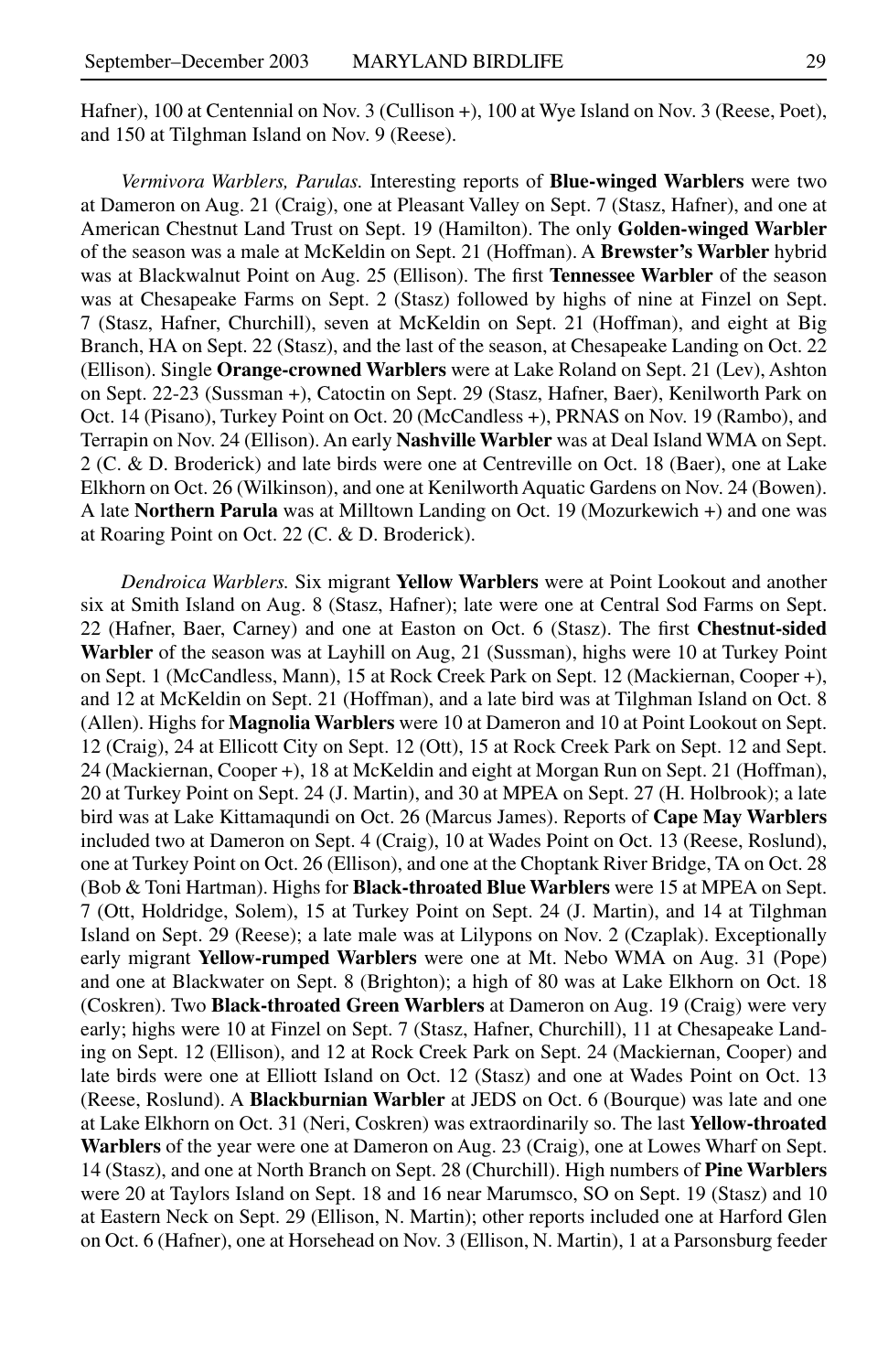Hafner), 100 at Centennial on Nov. 3 (Cullison +), 100 at Wye Island on Nov. 3 (Reese, Poet), and 150 at Tilghman Island on Nov. 9 (Reese).

*Vermivora Warblers, Parulas.* Interesting reports of **Blue-winged Warblers** were two at Dameron on Aug. 21 (Craig), one at Pleasant Valley on Sept. 7 (Stasz, Hafner), and one at American Chestnut Land Trust on Sept. 19 (Hamilton). The only **Golden-winged Warbler** of the season was a male at McKeldin on Sept. 21 (Hoffman). A **Brewster's Warbler** hybrid was at Blackwalnut Point on Aug. 25 (Ellison). The first **Tennessee Warbler** of the season was at Chesapeake Farms on Sept. 2 (Stasz) followed by highs of nine at Finzel on Sept. 7 (Stasz, Hafner, Churchill), seven at McKeldin on Sept. 21 (Hoffman), and eight at Big Branch, HA on Sept. 22 (Stasz), and the last of the season, at Chesapeake Landing on Oct. 22 (Ellison). Single **Orange-crowned Warblers** were at Lake Roland on Sept. 21 (Lev), Ashton on Sept. 22-23 (Sussman +), Catoctin on Sept. 29 (Stasz, Hafner, Baer), Kenilworth Park on Oct. 14 (Pisano), Turkey Point on Oct. 20 (McCandless +), PRNAS on Nov. 19 (Rambo), and Terrapin on Nov. 24 (Ellison). An early **Nashville Warbler** was at Deal Island WMA on Sept. 2 (C. & D. Broderick) and late birds were one at Centreville on Oct. 18 (Baer), one at Lake Elkhorn on Oct. 26 (Wilkinson), and one at Kenilworth Aquatic Gardens on Nov. 24 (Bowen). A late **Northern Parula** was at Milltown Landing on Oct. 19 (Mozurkewich +) and one was at Roaring Point on Oct. 22 (C. & D. Broderick).

*Dendroica Warblers.* Six migrant **Yellow Warblers** were at Point Lookout and another six at Smith Island on Aug. 8 (Stasz, Hafner); late were one at Central Sod Farms on Sept. 22 (Hafner, Baer, Carney) and one at Easton on Oct. 6 (Stasz). The first **Chestnut-sided Warbler** of the season was at Layhill on Aug, 21 (Sussman), highs were 10 at Turkey Point on Sept. 1 (McCandless, Mann), 15 at Rock Creek Park on Sept. 12 (Mackiernan, Cooper +), and 12 at McKeldin on Sept. 21 (Hoffman), and a late bird was at Tilghman Island on Oct. 8 (Allen). Highs for **Magnolia Warblers** were 10 at Dameron and 10 at Point Lookout on Sept. 12 (Craig), 24 at Ellicott City on Sept. 12 (Ott), 15 at Rock Creek Park on Sept. 12 and Sept. 24 (Mackiernan, Cooper +), 18 at McKeldin and eight at Morgan Run on Sept. 21 (Hoffman), 20 at Turkey Point on Sept. 24 (J. Martin), and 30 at MPEA on Sept. 27 (H. Holbrook); a late bird was at Lake Kittamaqundi on Oct. 26 (Marcus James). Reports of **Cape May Warblers** included two at Dameron on Sept. 4 (Craig), 10 at Wades Point on Oct. 13 (Reese, Roslund), one at Turkey Point on Oct. 26 (Ellison), and one at the Choptank River Bridge, TA on Oct. 28 (Bob & Toni Hartman). Highs for **Black-throated Blue Warblers** were 15 at MPEA on Sept. 7 (Ott, Holdridge, Solem), 15 at Turkey Point on Sept. 24 (J. Martin), and 14 at Tilghman Island on Sept. 29 (Reese); a late male was at Lilypons on Nov. 2 (Czaplak). Exceptionally early migrant **Yellow-rumped Warblers** were one at Mt. Nebo WMA on Aug. 31 (Pope) and one at Blackwater on Sept. 8 (Brighton); a high of 80 was at Lake Elkhorn on Oct. 18 (Coskren). Two **Black-throated Green Warblers** at Dameron on Aug. 19 (Craig) were very early; highs were 10 at Finzel on Sept. 7 (Stasz, Hafner, Churchill), 11 at Chesapeake Landing on Sept. 12 (Ellison), and 12 at Rock Creek Park on Sept. 24 (Mackiernan, Cooper) and late birds were one at Elliott Island on Oct. 12 (Stasz) and one at Wades Point on Oct. 13 (Reese, Roslund). A **Blackburnian Warbler** at JEDS on Oct. 6 (Bourque) was late and one at Lake Elkhorn on Oct. 31 (Neri, Coskren) was extraordinarily so. The last **Yellow-throated Warblers** of the year were one at Dameron on Aug. 23 (Craig), one at Lowes Wharf on Sept. 14 (Stasz), and one at North Branch on Sept. 28 (Churchill). High numbers of **Pine Warblers** were 20 at Taylors Island on Sept. 18 and 16 near Marumsco, SO on Sept. 19 (Stasz) and 10 at Eastern Neck on Sept. 29 (Ellison, N. Martin); other reports included one at Harford Glen on Oct. 6 (Hafner), one at Horsehead on Nov. 3 (Ellison, N. Martin), 1 at a Parsonsburg feeder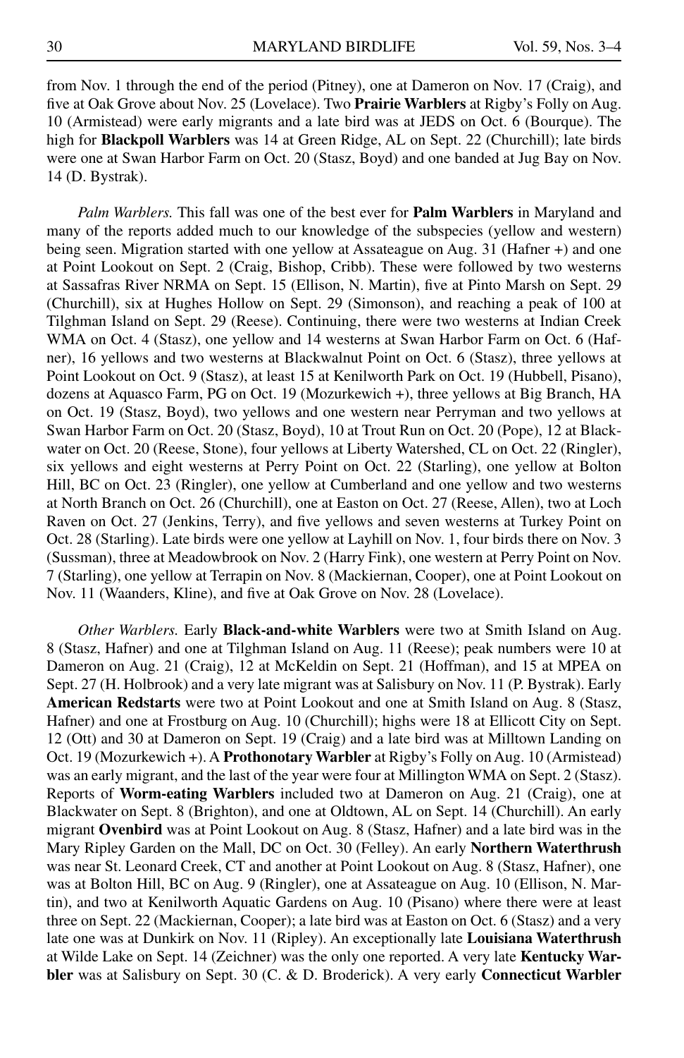from Nov. 1 through the end of the period (Pitney), one at Dameron on Nov. 17 (Craig), and five at Oak Grove about Nov. 25 (Lovelace). Two **Prairie Warblers** at Rigby's Folly on Aug. 10 (Armistead) were early migrants and a late bird was at JEDS on Oct. 6 (Bourque). The high for **Blackpoll Warblers** was 14 at Green Ridge, AL on Sept. 22 (Churchill); late birds were one at Swan Harbor Farm on Oct. 20 (Stasz, Boyd) and one banded at Jug Bay on Nov. 14 (D. Bystrak).

*Palm Warblers.* This fall was one of the best ever for **Palm Warblers** in Maryland and many of the reports added much to our knowledge of the subspecies (yellow and western) being seen. Migration started with one yellow at Assateague on Aug. 31 (Hafner +) and one at Point Lookout on Sept. 2 (Craig, Bishop, Cribb). These were followed by two westerns at Sassafras River NRMA on Sept. 15 (Ellison, N. Martin), five at Pinto Marsh on Sept. 29 (Churchill), six at Hughes Hollow on Sept. 29 (Simonson), and reaching a peak of 100 at Tilghman Island on Sept. 29 (Reese). Continuing, there were two westerns at Indian Creek WMA on Oct. 4 (Stasz), one yellow and 14 westerns at Swan Harbor Farm on Oct. 6 (Hafner), 16 yellows and two westerns at Blackwalnut Point on Oct. 6 (Stasz), three yellows at Point Lookout on Oct. 9 (Stasz), at least 15 at Kenilworth Park on Oct. 19 (Hubbell, Pisano), dozens at Aquasco Farm, PG on Oct. 19 (Mozurkewich +), three yellows at Big Branch, HA on Oct. 19 (Stasz, Boyd), two yellows and one western near Perryman and two yellows at Swan Harbor Farm on Oct. 20 (Stasz, Boyd), 10 at Trout Run on Oct. 20 (Pope), 12 at Blackwater on Oct. 20 (Reese, Stone), four yellows at Liberty Watershed, CL on Oct. 22 (Ringler), six yellows and eight westerns at Perry Point on Oct. 22 (Starling), one yellow at Bolton Hill, BC on Oct. 23 (Ringler), one yellow at Cumberland and one yellow and two westerns at North Branch on Oct. 26 (Churchill), one at Easton on Oct. 27 (Reese, Allen), two at Loch Raven on Oct. 27 (Jenkins, Terry), and five yellows and seven westerns at Turkey Point on Oct. 28 (Starling). Late birds were one yellow at Layhill on Nov. 1, four birds there on Nov. 3 (Sussman), three at Meadowbrook on Nov. 2 (Harry Fink), one western at Perry Point on Nov. 7 (Starling), one yellow at Terrapin on Nov. 8 (Mackiernan, Cooper), one at Point Lookout on Nov. 11 (Waanders, Kline), and five at Oak Grove on Nov. 28 (Lovelace).

*Other Warblers.* Early **Black-and-white Warblers** were two at Smith Island on Aug. 8 (Stasz, Hafner) and one at Tilghman Island on Aug. 11 (Reese); peak numbers were 10 at Dameron on Aug. 21 (Craig), 12 at McKeldin on Sept. 21 (Hoffman), and 15 at MPEA on Sept. 27 (H. Holbrook) and a very late migrant was at Salisbury on Nov. 11 (P. Bystrak). Early **American Redstarts** were two at Point Lookout and one at Smith Island on Aug. 8 (Stasz, Hafner) and one at Frostburg on Aug. 10 (Churchill); highs were 18 at Ellicott City on Sept. 12 (Ott) and 30 at Dameron on Sept. 19 (Craig) and a late bird was at Milltown Landing on Oct. 19 (Mozurkewich +). A **Prothonotary Warbler** at Rigby's Folly on Aug. 10 (Armistead) was an early migrant, and the last of the year were four at Millington WMA on Sept. 2 (Stasz). Reports of **Worm-eating Warblers** included two at Dameron on Aug. 21 (Craig), one at Blackwater on Sept. 8 (Brighton), and one at Oldtown, AL on Sept. 14 (Churchill). An early migrant **Ovenbird** was at Point Lookout on Aug. 8 (Stasz, Hafner) and a late bird was in the Mary Ripley Garden on the Mall, DC on Oct. 30 (Felley). An early **Northern Waterthrush** was near St. Leonard Creek, CT and another at Point Lookout on Aug. 8 (Stasz, Hafner), one was at Bolton Hill, BC on Aug. 9 (Ringler), one at Assateague on Aug. 10 (Ellison, N. Martin), and two at Kenilworth Aquatic Gardens on Aug. 10 (Pisano) where there were at least three on Sept. 22 (Mackiernan, Cooper); a late bird was at Easton on Oct. 6 (Stasz) and a very late one was at Dunkirk on Nov. 11 (Ripley). An exceptionally late **Louisiana Waterthrush** at Wilde Lake on Sept. 14 (Zeichner) was the only one reported. A very late **Kentucky Warbler** was at Salisbury on Sept. 30 (C. & D. Broderick). A very early **Connecticut Warbler**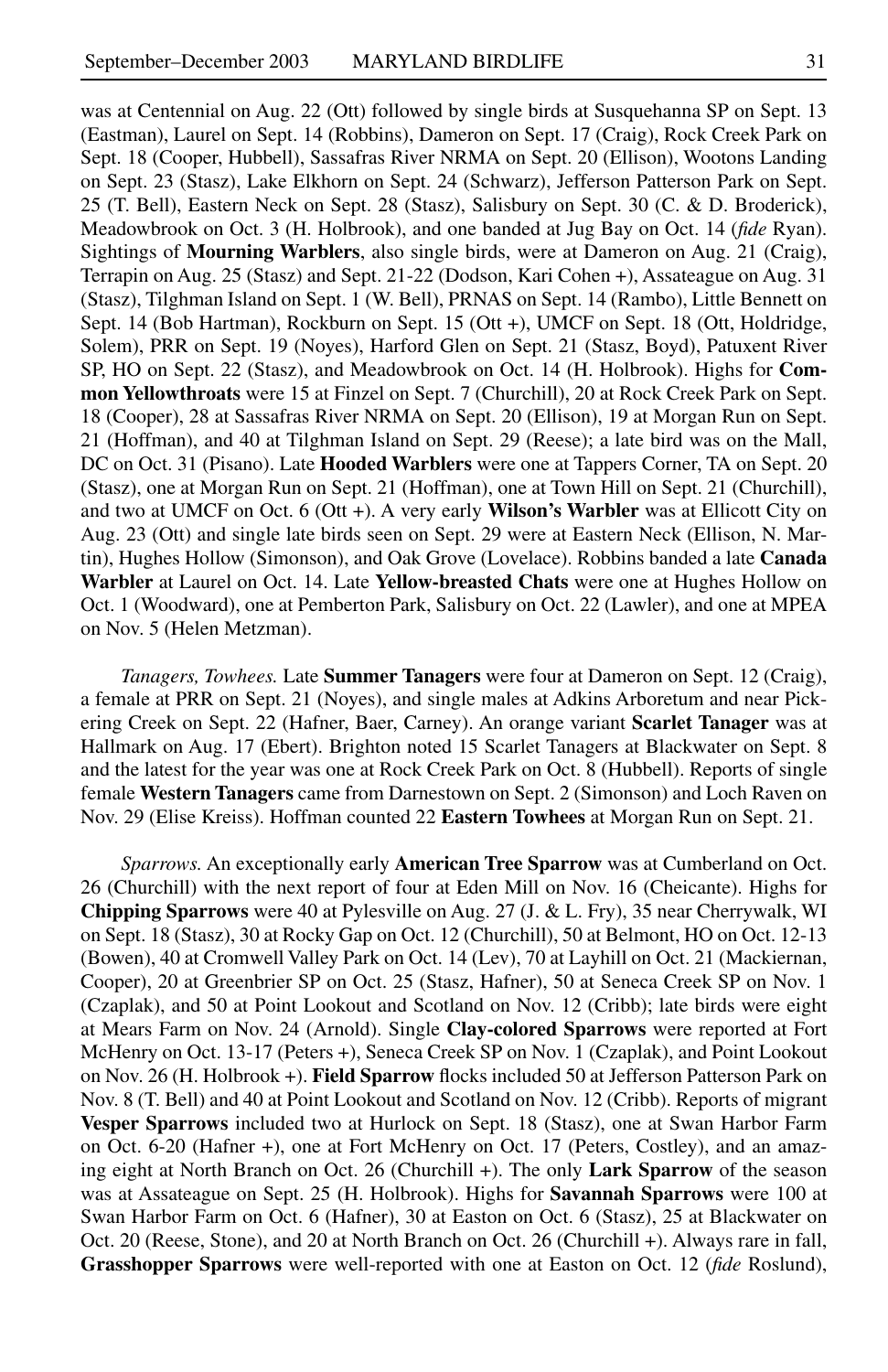was at Centennial on Aug. 22 (Ott) followed by single birds at Susquehanna SP on Sept. 13 (Eastman), Laurel on Sept. 14 (Robbins), Dameron on Sept. 17 (Craig), Rock Creek Park on Sept. 18 (Cooper, Hubbell), Sassafras River NRMA on Sept. 20 (Ellison), Wootons Landing on Sept. 23 (Stasz), Lake Elkhorn on Sept. 24 (Schwarz), Jefferson Patterson Park on Sept. 25 (T. Bell), Eastern Neck on Sept. 28 (Stasz), Salisbury on Sept. 30 (C. & D. Broderick), Meadowbrook on Oct. 3 (H. Holbrook), and one banded at Jug Bay on Oct. 14 (*fide* Ryan). Sightings of **Mourning Warblers**, also single birds, were at Dameron on Aug. 21 (Craig), Terrapin on Aug. 25 (Stasz) and Sept. 21-22 (Dodson, Kari Cohen +), Assateague on Aug. 31 (Stasz), Tilghman Island on Sept. 1 (W. Bell), PRNAS on Sept. 14 (Rambo), Little Bennett on Sept. 14 (Bob Hartman), Rockburn on Sept. 15 (Ott +), UMCF on Sept. 18 (Ott, Holdridge, Solem), PRR on Sept. 19 (Noyes), Harford Glen on Sept. 21 (Stasz, Boyd), Patuxent River SP, HO on Sept. 22 (Stasz), and Meadowbrook on Oct. 14 (H. Holbrook). Highs for **Common Yellowthroats** were 15 at Finzel on Sept. 7 (Churchill), 20 at Rock Creek Park on Sept. 18 (Cooper), 28 at Sassafras River NRMA on Sept. 20 (Ellison), 19 at Morgan Run on Sept. 21 (Hoffman), and 40 at Tilghman Island on Sept. 29 (Reese); a late bird was on the Mall, DC on Oct. 31 (Pisano). Late **Hooded Warblers** were one at Tappers Corner, TA on Sept. 20 (Stasz), one at Morgan Run on Sept. 21 (Hoffman), one at Town Hill on Sept. 21 (Churchill), and two at UMCF on Oct. 6 (Ott +). A very early **Wilson's Warbler** was at Ellicott City on Aug. 23 (Ott) and single late birds seen on Sept. 29 were at Eastern Neck (Ellison, N. Martin), Hughes Hollow (Simonson), and Oak Grove (Lovelace). Robbins banded a late **Canada Warbler** at Laurel on Oct. 14. Late **Yellow-breasted Chats** were one at Hughes Hollow on Oct. 1 (Woodward), one at Pemberton Park, Salisbury on Oct. 22 (Lawler), and one at MPEA on Nov. 5 (Helen Metzman).

*Tanagers, Towhees.* Late **Summer Tanagers** were four at Dameron on Sept. 12 (Craig), a female at PRR on Sept. 21 (Noyes), and single males at Adkins Arboretum and near Pickering Creek on Sept. 22 (Hafner, Baer, Carney). An orange variant **Scarlet Tanager** was at Hallmark on Aug. 17 (Ebert). Brighton noted 15 Scarlet Tanagers at Blackwater on Sept. 8 and the latest for the year was one at Rock Creek Park on Oct. 8 (Hubbell). Reports of single female **Western Tanagers** came from Darnestown on Sept. 2 (Simonson) and Loch Raven on Nov. 29 (Elise Kreiss). Hoffman counted 22 **Eastern Towhees** at Morgan Run on Sept. 21.

*Sparrows.* An exceptionally early **American Tree Sparrow** was at Cumberland on Oct. 26 (Churchill) with the next report of four at Eden Mill on Nov. 16 (Cheicante). Highs for **Chipping Sparrows** were 40 at Pylesville on Aug. 27 (J. & L. Fry), 35 near Cherrywalk, WI on Sept. 18 (Stasz), 30 at Rocky Gap on Oct. 12 (Churchill), 50 at Belmont, HO on Oct. 12-13 (Bowen), 40 at Cromwell Valley Park on Oct. 14 (Lev), 70 at Layhill on Oct. 21 (Mackiernan, Cooper), 20 at Greenbrier SP on Oct. 25 (Stasz, Hafner), 50 at Seneca Creek SP on Nov. 1 (Czaplak), and 50 at Point Lookout and Scotland on Nov. 12 (Cribb); late birds were eight at Mears Farm on Nov. 24 (Arnold). Single **Clay-colored Sparrows** were reported at Fort McHenry on Oct. 13-17 (Peters +), Seneca Creek SP on Nov. 1 (Czaplak), and Point Lookout on Nov. 26 (H. Holbrook +). **Field Sparrow** flocks included 50 at Jefferson Patterson Park on Nov. 8 (T. Bell) and 40 at Point Lookout and Scotland on Nov. 12 (Cribb). Reports of migrant **Vesper Sparrows** included two at Hurlock on Sept. 18 (Stasz), one at Swan Harbor Farm on Oct. 6-20 (Hafner +), one at Fort McHenry on Oct. 17 (Peters, Costley), and an amazing eight at North Branch on Oct. 26 (Churchill +). The only **Lark Sparrow** of the season was at Assateague on Sept. 25 (H. Holbrook). Highs for **Savannah Sparrows** were 100 at Swan Harbor Farm on Oct. 6 (Hafner), 30 at Easton on Oct. 6 (Stasz), 25 at Blackwater on Oct. 20 (Reese, Stone), and 20 at North Branch on Oct. 26 (Churchill +). Always rare in fall, **Grasshopper Sparrows** were well-reported with one at Easton on Oct. 12 (*fide* Roslund),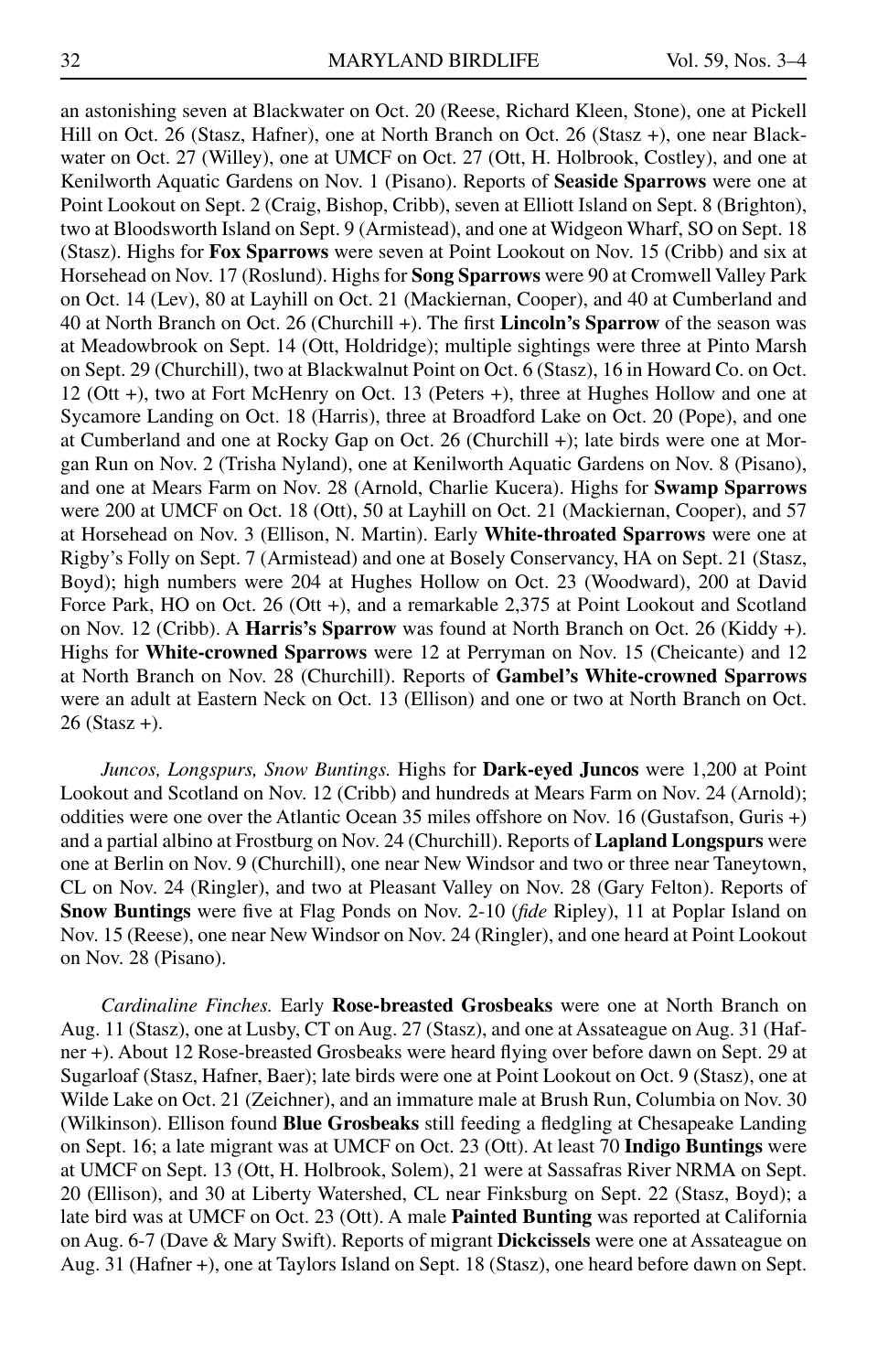an astonishing seven at Blackwater on Oct. 20 (Reese, Richard Kleen, Stone), one at Pickell Hill on Oct. 26 (Stasz, Hafner), one at North Branch on Oct. 26 (Stasz +), one near Blackwater on Oct. 27 (Willey), one at UMCF on Oct. 27 (Ott, H. Holbrook, Costley), and one at Kenilworth Aquatic Gardens on Nov. 1 (Pisano). Reports of **Seaside Sparrows** were one at Point Lookout on Sept. 2 (Craig, Bishop, Cribb), seven at Elliott Island on Sept. 8 (Brighton), two at Bloodsworth Island on Sept. 9 (Armistead), and one at Widgeon Wharf, SO on Sept. 18 (Stasz). Highs for **Fox Sparrows** were seven at Point Lookout on Nov. 15 (Cribb) and six at Horsehead on Nov. 17 (Roslund). Highs for **Song Sparrows** were 90 at Cromwell Valley Park on Oct. 14 (Lev), 80 at Layhill on Oct. 21 (Mackiernan, Cooper), and 40 at Cumberland and 40 at North Branch on Oct. 26 (Churchill +). The first **Lincoln's Sparrow** of the season was at Meadowbrook on Sept. 14 (Ott, Holdridge); multiple sightings were three at Pinto Marsh on Sept. 29 (Churchill), two at Blackwalnut Point on Oct. 6 (Stasz), 16 in Howard Co. on Oct. 12 (Ott +), two at Fort McHenry on Oct. 13 (Peters +), three at Hughes Hollow and one at Sycamore Landing on Oct. 18 (Harris), three at Broadford Lake on Oct. 20 (Pope), and one at Cumberland and one at Rocky Gap on Oct. 26 (Churchill +); late birds were one at Morgan Run on Nov. 2 (Trisha Nyland), one at Kenilworth Aquatic Gardens on Nov. 8 (Pisano), and one at Mears Farm on Nov. 28 (Arnold, Charlie Kucera). Highs for **Swamp Sparrows** were 200 at UMCF on Oct. 18 (Ott), 50 at Layhill on Oct. 21 (Mackiernan, Cooper), and 57 at Horsehead on Nov. 3 (Ellison, N. Martin). Early **White-throated Sparrows** were one at Rigby's Folly on Sept. 7 (Armistead) and one at Bosely Conservancy, HA on Sept. 21 (Stasz, Boyd); high numbers were 204 at Hughes Hollow on Oct. 23 (Woodward), 200 at David Force Park, HO on Oct. 26 (Ott +), and a remarkable 2,375 at Point Lookout and Scotland on Nov. 12 (Cribb). A **Harris's Sparrow** was found at North Branch on Oct. 26 (Kiddy +). Highs for **White-crowned Sparrows** were 12 at Perryman on Nov. 15 (Cheicante) and 12 at North Branch on Nov. 28 (Churchill). Reports of **Gambel's White-crowned Sparrows** were an adult at Eastern Neck on Oct. 13 (Ellison) and one or two at North Branch on Oct. 26 (Stasz +).

*Juncos, Longspurs, Snow Buntings.* Highs for **Dark-eyed Juncos** were 1,200 at Point Lookout and Scotland on Nov. 12 (Cribb) and hundreds at Mears Farm on Nov. 24 (Arnold); oddities were one over the Atlantic Ocean 35 miles offshore on Nov. 16 (Gustafson, Guris +) and a partial albino at Frostburg on Nov. 24 (Churchill). Reports of **Lapland Longspurs** were one at Berlin on Nov. 9 (Churchill), one near New Windsor and two or three near Taneytown, CL on Nov. 24 (Ringler), and two at Pleasant Valley on Nov. 28 (Gary Felton). Reports of **Snow Buntings** were five at Flag Ponds on Nov. 2-10 (*fide* Ripley), 11 at Poplar Island on Nov. 15 (Reese), one near New Windsor on Nov. 24 (Ringler), and one heard at Point Lookout on Nov. 28 (Pisano).

*Cardinaline Finches.* Early **Rose-breasted Grosbeaks** were one at North Branch on Aug. 11 (Stasz), one at Lusby, CT on Aug. 27 (Stasz), and one at Assateague on Aug. 31 (Hafner +). About 12 Rose-breasted Grosbeaks were heard flying over before dawn on Sept. 29 at Sugarloaf (Stasz, Hafner, Baer); late birds were one at Point Lookout on Oct. 9 (Stasz), one at Wilde Lake on Oct. 21 (Zeichner), and an immature male at Brush Run, Columbia on Nov. 30 (Wilkinson). Ellison found **Blue Grosbeaks** still feeding a fledgling at Chesapeake Landing on Sept. 16; a late migrant was at UMCF on Oct. 23 (Ott). At least 70 **Indigo Buntings** were at UMCF on Sept. 13 (Ott, H. Holbrook, Solem), 21 were at Sassafras River NRMA on Sept. 20 (Ellison), and 30 at Liberty Watershed, CL near Finksburg on Sept. 22 (Stasz, Boyd); a late bird was at UMCF on Oct. 23 (Ott). A male **Painted Bunting** was reported at California on Aug. 6-7 (Dave & Mary Swift). Reports of migrant **Dickcissels** were one at Assateague on Aug. 31 (Hafner +), one at Taylors Island on Sept. 18 (Stasz), one heard before dawn on Sept.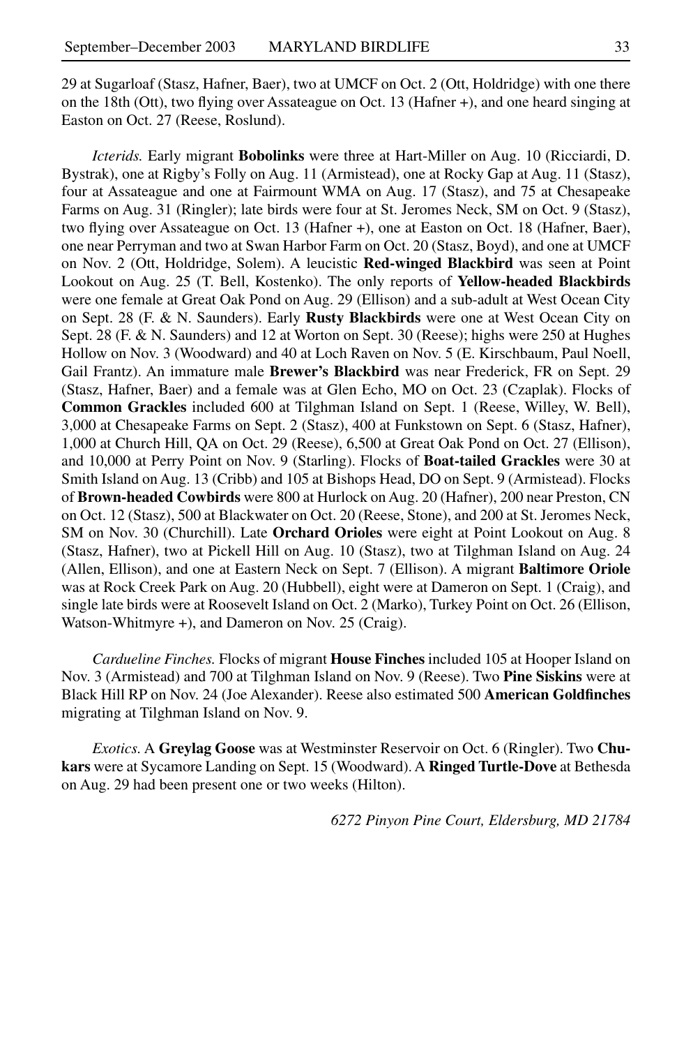29 at Sugarloaf (Stasz, Hafner, Baer), two at UMCF on Oct. 2 (Ott, Holdridge) with one there on the 18th (Ott), two flying over Assateague on Oct. 13 (Hafner +), and one heard singing at Easton on Oct. 27 (Reese, Roslund).

*Icterids.* Early migrant **Bobolinks** were three at Hart-Miller on Aug. 10 (Ricciardi, D. Bystrak), one at Rigby's Folly on Aug. 11 (Armistead), one at Rocky Gap at Aug. 11 (Stasz), four at Assateague and one at Fairmount WMA on Aug. 17 (Stasz), and 75 at Chesapeake Farms on Aug. 31 (Ringler); late birds were four at St. Jeromes Neck, SM on Oct. 9 (Stasz), two flying over Assateague on Oct. 13 (Hafner +), one at Easton on Oct. 18 (Hafner, Baer), one near Perryman and two at Swan Harbor Farm on Oct. 20 (Stasz, Boyd), and one at UMCF on Nov. 2 (Ott, Holdridge, Solem). A leucistic **Red-winged Blackbird** was seen at Point Lookout on Aug. 25 (T. Bell, Kostenko). The only reports of **Yellow-headed Blackbirds** were one female at Great Oak Pond on Aug. 29 (Ellison) and a sub-adult at West Ocean City on Sept. 28 (F. & N. Saunders). Early **Rusty Blackbirds** were one at West Ocean City on Sept. 28 (F. & N. Saunders) and 12 at Worton on Sept. 30 (Reese); highs were 250 at Hughes Hollow on Nov. 3 (Woodward) and 40 at Loch Raven on Nov. 5 (E. Kirschbaum, Paul Noell, Gail Frantz). An immature male **Brewer's Blackbird** was near Frederick, FR on Sept. 29 (Stasz, Hafner, Baer) and a female was at Glen Echo, MO on Oct. 23 (Czaplak). Flocks of **Common Grackles** included 600 at Tilghman Island on Sept. 1 (Reese, Willey, W. Bell), 3,000 at Chesapeake Farms on Sept. 2 (Stasz), 400 at Funkstown on Sept. 6 (Stasz, Hafner), 1,000 at Church Hill, QA on Oct. 29 (Reese), 6,500 at Great Oak Pond on Oct. 27 (Ellison), and 10,000 at Perry Point on Nov. 9 (Starling). Flocks of **Boat-tailed Grackles** were 30 at Smith Island on Aug. 13 (Cribb) and 105 at Bishops Head, DO on Sept. 9 (Armistead). Flocks of **Brown-headed Cowbirds** were 800 at Hurlock on Aug. 20 (Hafner), 200 near Preston, CN on Oct. 12 (Stasz), 500 at Blackwater on Oct. 20 (Reese, Stone), and 200 at St. Jeromes Neck, SM on Nov. 30 (Churchill). Late **Orchard Orioles** were eight at Point Lookout on Aug. 8 (Stasz, Hafner), two at Pickell Hill on Aug. 10 (Stasz), two at Tilghman Island on Aug. 24 (Allen, Ellison), and one at Eastern Neck on Sept. 7 (Ellison). A migrant **Baltimore Oriole** was at Rock Creek Park on Aug. 20 (Hubbell), eight were at Dameron on Sept. 1 (Craig), and single late birds were at Roosevelt Island on Oct. 2 (Marko), Turkey Point on Oct. 26 (Ellison, Watson-Whitmyre +), and Dameron on Nov. 25 (Craig).

*Cardueline Finches.* Flocks of migrant **House Finches** included 105 at Hooper Island on Nov. 3 (Armistead) and 700 at Tilghman Island on Nov. 9 (Reese). Two **Pine Siskins** were at Black Hill RP on Nov. 24 (Joe Alexander). Reese also estimated 500 **American Goldfinches** migrating at Tilghman Island on Nov. 9.

*Exotics.* A **Greylag Goose** was at Westminster Reservoir on Oct. 6 (Ringler). Two **Chukars** were at Sycamore Landing on Sept. 15 (Woodward). A **Ringed Turtle-Dove** at Bethesda on Aug. 29 had been present one or two weeks (Hilton).

*6272 Pinyon Pine Court, Eldersburg, MD 21784*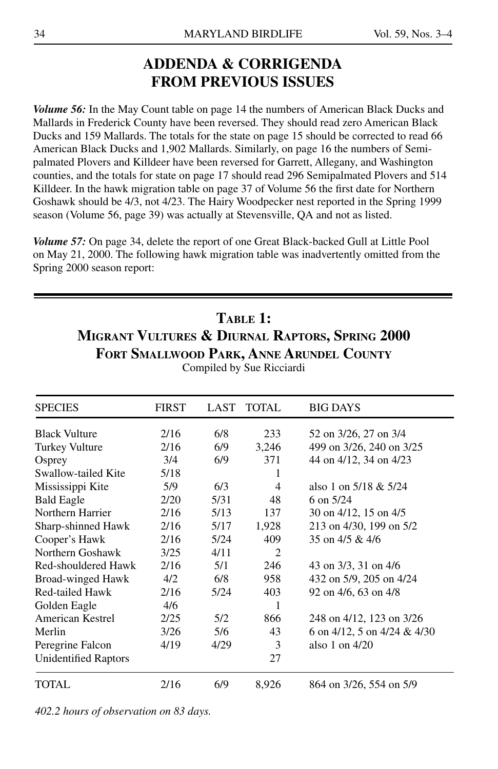# ADDENDA & CORRIGENDA FROM PREVIOUS ISSUES

***Volume 56:*** In the May Count table on page 14 the numbers of American Black Ducks and Mallards in Frederick County have been reversed. They should read zero American Black Ducks and 159 Mallards. The totals for the state on page 15 should be corrected to read 66 American Black Ducks and 1,902 Mallards. Similarly, on page 16 the numbers of Semipalmated Plovers and Killdeer have been reversed for Garrett, Allegany, and Washington counties, and the totals for state on page 17 should read 296 Semipalmated Plovers and 514 Killdeer. In the hawk migration table on page 37 of Volume 56 the first date for Northern Goshawk should be 4/3, not 4/23. The Hairy Woodpecker nest reported in the Spring 1999 season (Volume 56, page 39) was actually at Stevensville, QA and not as listed.

***Volume 57:*** On page 34, delete the report of one Great Black-backed Gull at Little Pool on May 21, 2000. The following hawk migration table was inadvertently omitted from the Spring 2000 season report:

## Table 1: Migrant Vultures & Diurnal Raptors, Spring 2000 Fort Smallwood Park, Anne Arundel County

Compiled by Sue Ricciardi

| SPECIES | FIRST | LAST | TOTAL | BIG DAYS |
|---|---|---|---|---|
| Black Vulture | 2/16 | 6/8 | 233 | 52 on 3/26, 27 on 3/4 |
| Turkey Vulture | 2/16 | 6/9 | 3,246 | 499 on 3/26, 240 on 3/25 |
| Osprey | 3/4 | 6/9 | 371 | 44 on 4/12, 34 on 4/23 |
| Swallow-tailed Kite | 5/18 | | 1 | |
| Mississippi Kite | 5/9 | 6/3 | 4 | also 1 on 5/18 & 5/24 |
| Bald Eagle | 2/20 | 5/31 | 48 | 6 on 5/24 |
| Northern Harrier | 2/16 | 5/13 | 137 | 30 on 4/12, 15 on 4/5 |
| Sharp-shinned Hawk | 2/16 | 5/17 | 1,928 | 213 on 4/30, 199 on 5/2 |
| Cooper's Hawk | 2/16 | 5/24 | 409 | 35 on 4/5 & 4/6 |
| Northern Goshawk | 3/25 | 4/11 | 2 | |
| Red-shouldered Hawk | 2/16 | 5/1 | 246 | 43 on 3/3, 31 on 4/6 |
| Broad-winged Hawk | 4/2 | 6/8 | 958 | 432 on 5/9, 205 on 4/24 |
| Red-tailed Hawk | 2/16 | 5/24 | 403 | 92 on 4/6, 63 on 4/8 |
| Golden Eagle | 4/6 | | 1 | |
| American Kestrel | 2/25 | 5/2 | 866 | 248 on 4/12, 123 on 3/26 |
| Merlin | 3/26 | 5/6 | 43 | 6 on 4/12, 5 on 4/24 & 4/30 |
| Peregrine Falcon | 4/19 | 4/29 | 3 | also 1 on 4/20 |
| Unidentified Raptors | | | 27 | |
| TOTAL | 2/16 | 6/9 | 8,926 | 864 on 3/26, 554 on 5/9 |

*402.2 hours of observation on 83 days.*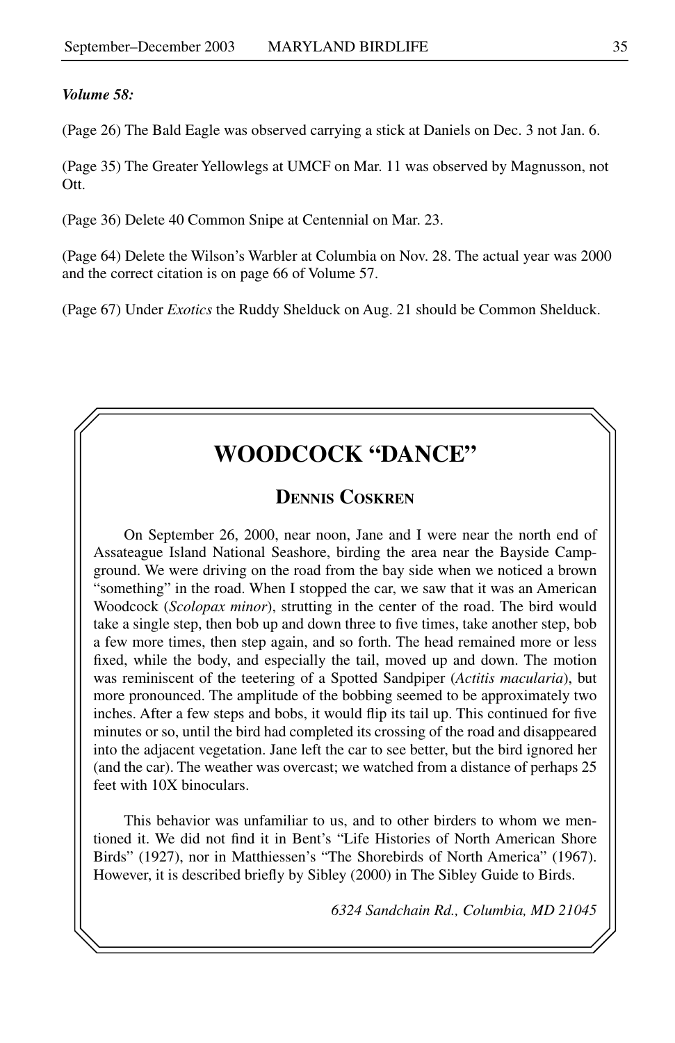***Volume 58:***

(Page 26) The Bald Eagle was observed carrying a stick at Daniels on Dec. 3 not Jan. 6.

(Page 35) The Greater Yellowlegs at UMCF on Mar. 11 was observed by Magnusson, not Ott.

(Page 36) Delete 40 Common Snipe at Centennial on Mar. 23.

(Page 64) Delete the Wilson's Warbler at Columbia on Nov. 28. The actual year was 2000 and the correct citation is on page 66 of Volume 57.

(Page 67) Under *Exotics* the Ruddy Shelduck on Aug. 21 should be Common Shelduck.

# WOODCOCK "DANCE"

## Dennis Coskren

On September 26, 2000, near noon, Jane and I were near the north end of Assateague Island National Seashore, birding the area near the Bayside Campground. We were driving on the road from the bay side when we noticed a brown "something" in the road. When I stopped the car, we saw that it was an American Woodcock (*Scolopax minor*), strutting in the center of the road. The bird would take a single step, then bob up and down three to five times, take another step, bob a few more times, then step again, and so forth. The head remained more or less fixed, while the body, and especially the tail, moved up and down. The motion was reminiscent of the teetering of a Spotted Sandpiper (*Actitis macularia*), but more pronounced. The amplitude of the bobbing seemed to be approximately two inches. After a few steps and bobs, it would flip its tail up. This continued for five minutes or so, until the bird had completed its crossing of the road and disappeared into the adjacent vegetation. Jane left the car to see better, but the bird ignored her (and the car). The weather was overcast; we watched from a distance of perhaps 25 feet with 10X binoculars.

This behavior was unfamiliar to us, and to other birders to whom we mentioned it. We did not find it in Bent's "Life Histories of North American Shore Birds" (1927), nor in Matthiessen's "The Shorebirds of North America" (1967). However, it is described briefly by Sibley (2000) in The Sibley Guide to Birds.

*6324 Sandchain Rd., Columbia, MD 21045*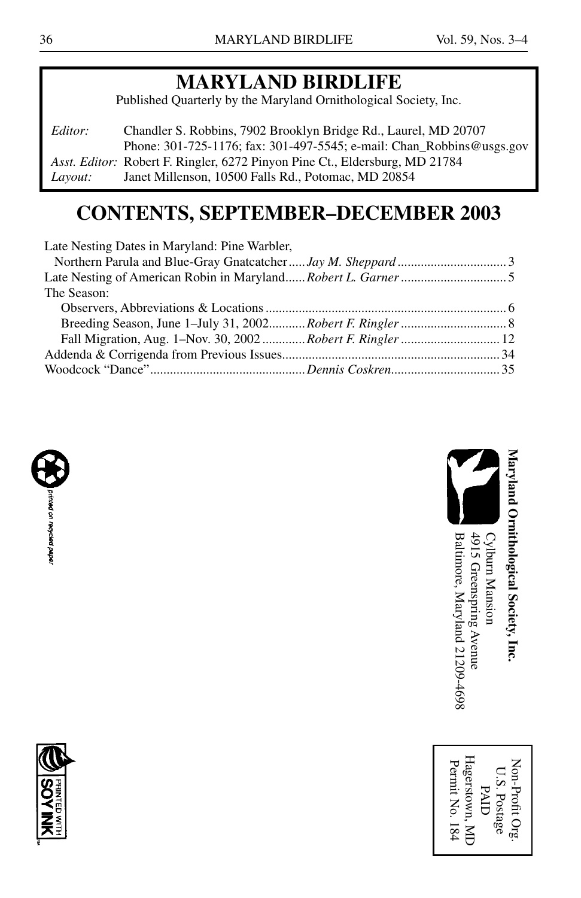# MARYLAND BIRDLIFE

Published Quarterly by the Maryland Ornithological Society, Inc.

| | |
|---|---|
| *Editor:* | Chandler S. Robbins, 7902 Brooklyn Bridge Rd., Laurel, MD 20707 |
| | Phone: 301-725-1176; fax: 301-497-5545; e-mail: Chan_Robbins@usgs.gov |
| *Asst. Editor:* | Robert F. Ringler, 6272 Pinyon Pine Ct., Eldersburg, MD 21784 |
| *Layout:* | Janet Millenson, 10500 Falls Rd., Potomac, MD 20854 |

## CONTENTS, SEPTEMBER–DECEMBER 2003

Late Nesting Dates in Maryland: Pine Warbler, Northern Parula and Blue-Gray Gnatcatcher ..... *Jay M. Sheppard* ..... 3

Late Nesting of American Robin in Maryland ..... *Robert L. Garner* ..... 5

The Season:

- Observers, Abbreviations & Locations ..... 6
- Breeding Season, June 1–July 31, 2002 ..... *Robert F. Ringler* ..... 8
- Fall Migration, Aug. 1–Nov. 30, 2002 ..... *Robert F. Ringler* ..... 12

Addenda & Corrigenda from Previous Issues ..... 34

Woodcock "Dance" ..... *Dennis Coskren* ..... 35

printed on recycled paper

**Maryland Ornithological Society, Inc.**
Cylburn Mansion
4915 Greenspring Avenue
Baltimore, Maryland 21209-4698

Non-Profit Org.
U.S. Postage
PAID
Hagerstown, MD
Permit No. 184

PRINTED WITH SOY INK